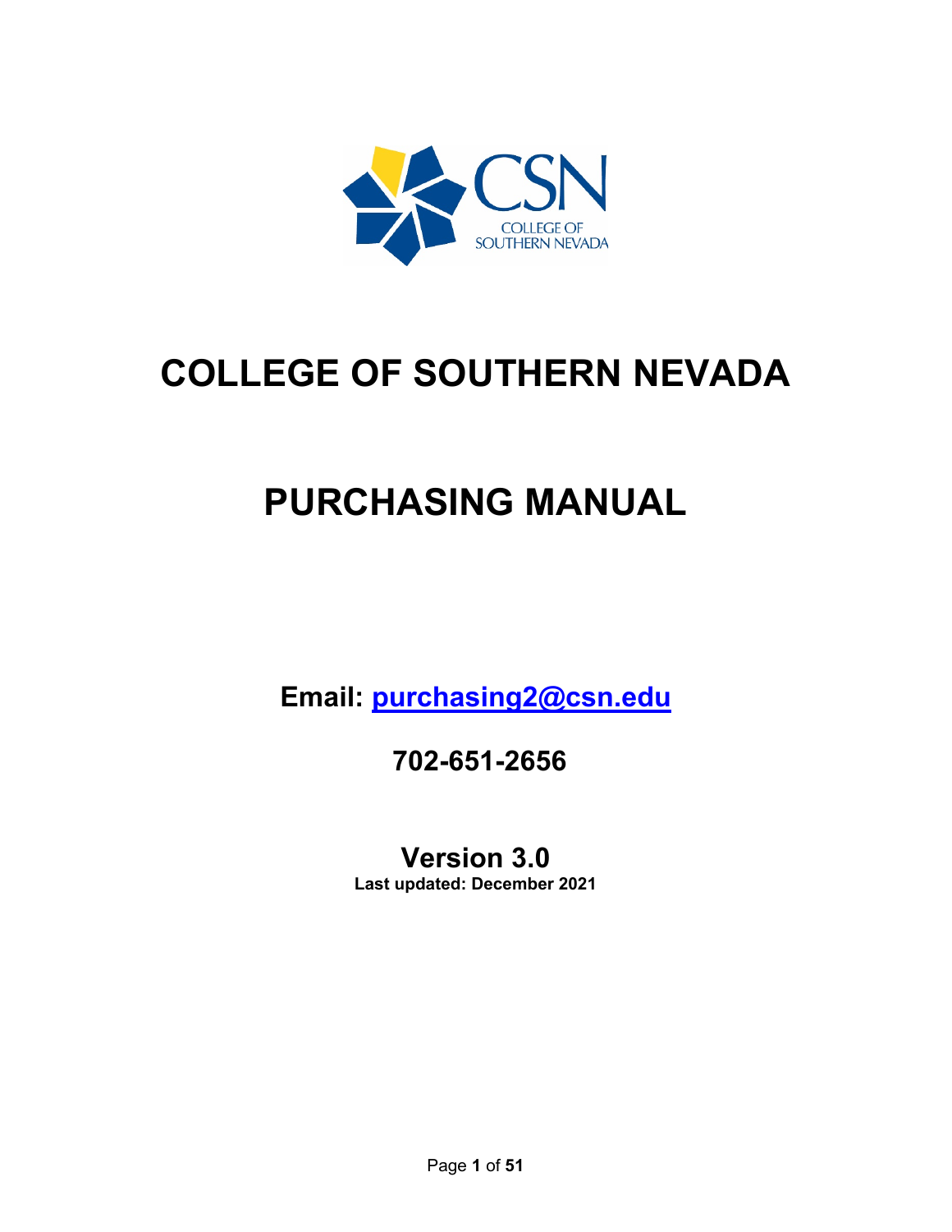# COLLEGE OF SOUTHERN NEVADA

# PURCHASING MANUAL

**Email: purchasing2@csn.edu**

**702-651-2656**

**Version 3.0**

**Last updated: December 2021**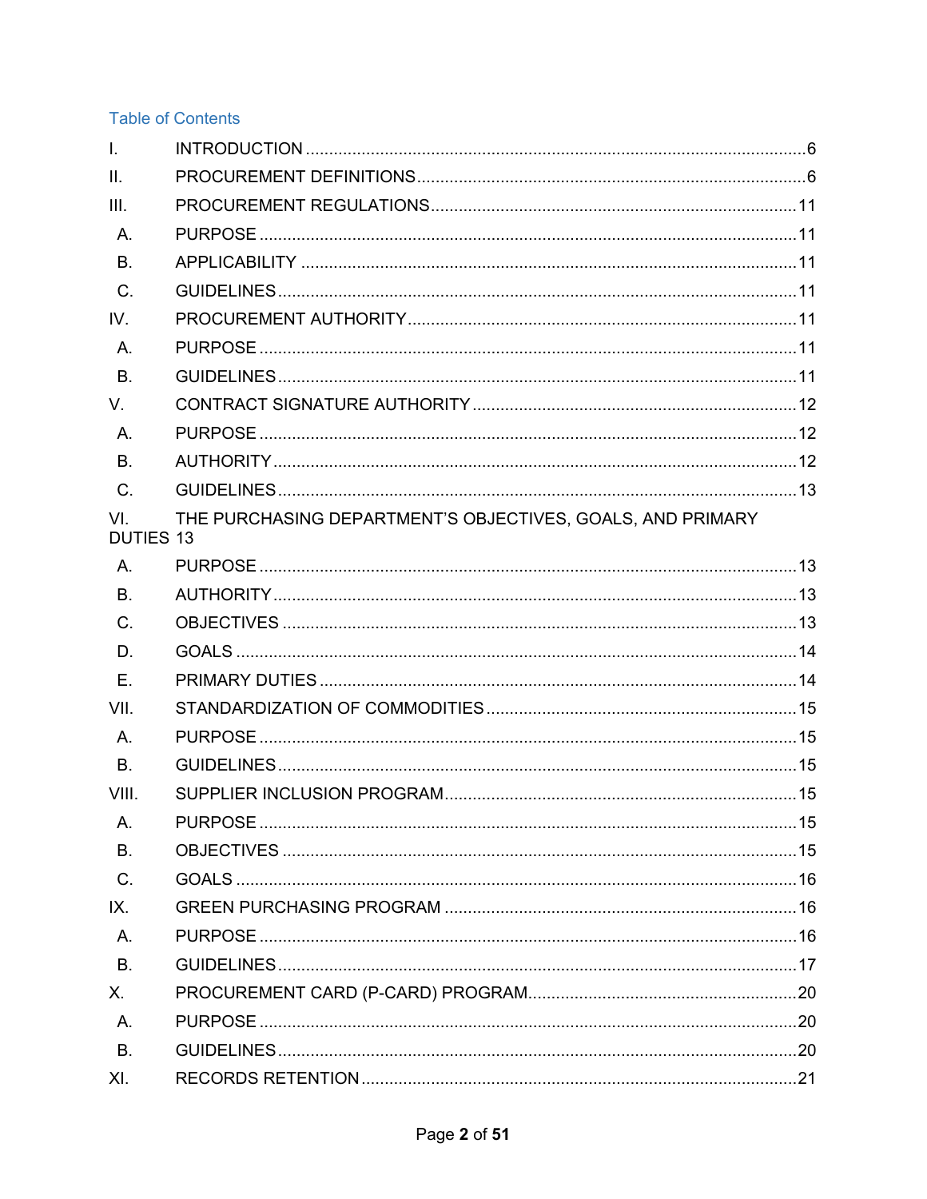## Table of Contents

| | | |
|---|---|---|
| I. | INTRODUCTION | 6 |
| II. | PROCUREMENT DEFINITIONS | 6 |
| III. | PROCUREMENT REGULATIONS | 11 |
| A. | PURPOSE | 11 |
| B. | APPLICABILITY | 11 |
| C. | GUIDELINES | 11 |
| IV. | PROCUREMENT AUTHORITY | 11 |
| A. | PURPOSE | 11 |
| B. | GUIDELINES | 11 |
| V. | CONTRACT SIGNATURE AUTHORITY | 12 |
| A. | PURPOSE | 12 |
| B. | AUTHORITY | 12 |
| C. | GUIDELINES | 13 |
| VI. | THE PURCHASING DEPARTMENT'S OBJECTIVES, GOALS, AND PRIMARY DUTIES | 13 |
| A. | PURPOSE | 13 |
| B. | AUTHORITY | 13 |
| C. | OBJECTIVES | 13 |
| D. | GOALS | 14 |
| E. | PRIMARY DUTIES | 14 |
| VII. | STANDARDIZATION OF COMMODITIES | 15 |
| A. | PURPOSE | 15 |
| B. | GUIDELINES | 15 |
| VIII. | SUPPLIER INCLUSION PROGRAM | 15 |
| A. | PURPOSE | 15 |
| B. | OBJECTIVES | 15 |
| C. | GOALS | 16 |
| IX. | GREEN PURCHASING PROGRAM | 16 |
| A. | PURPOSE | 16 |
| B. | GUIDELINES | 17 |
| X. | PROCUREMENT CARD (P-CARD) PROGRAM | 20 |
| A. | PURPOSE | 20 |
| B. | GUIDELINES | 20 |
| XI. | RECORDS RETENTION | 21 |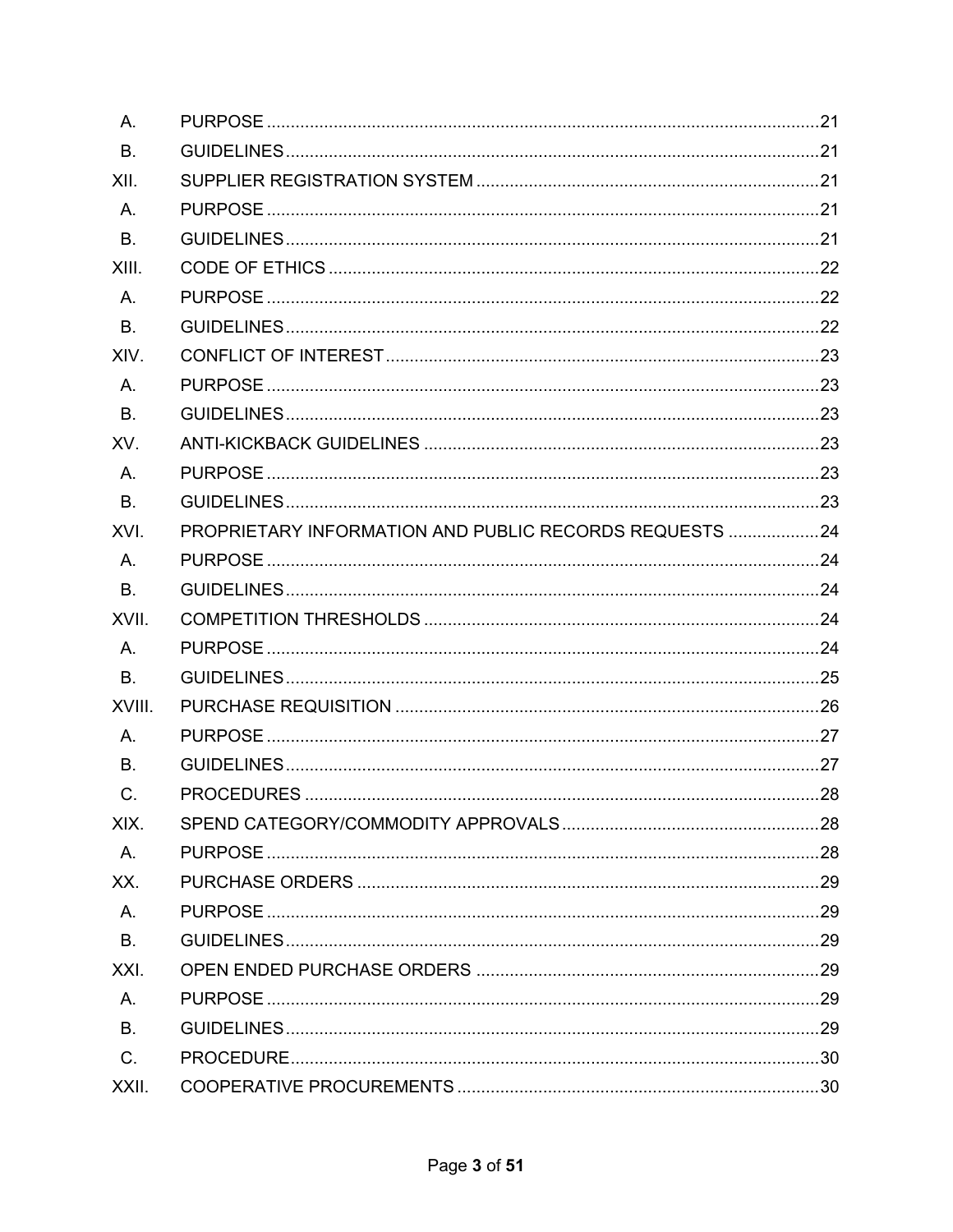| | | |
|---|---|---|
| A. | PURPOSE | 21 |
| B. | GUIDELINES | 21 |
| XII. | SUPPLIER REGISTRATION SYSTEM | 21 |
| A. | PURPOSE | 21 |
| B. | GUIDELINES | 21 |
| XIII. | CODE OF ETHICS | 22 |
| A. | PURPOSE | 22 |
| B. | GUIDELINES | 22 |
| XIV. | CONFLICT OF INTEREST | 23 |
| A. | PURPOSE | 23 |
| B. | GUIDELINES | 23 |
| XV. | ANTI-KICKBACK GUIDELINES | 23 |
| A. | PURPOSE | 23 |
| B. | GUIDELINES | 23 |
| XVI. | PROPRIETARY INFORMATION AND PUBLIC RECORDS REQUESTS | 24 |
| A. | PURPOSE | 24 |
| B. | GUIDELINES | 24 |
| XVII. | COMPETITION THRESHOLDS | 24 |
| A. | PURPOSE | 24 |
| B. | GUIDELINES | 25 |
| XVIII. | PURCHASE REQUISITION | 26 |
| A. | PURPOSE | 27 |
| B. | GUIDELINES | 27 |
| C. | PROCEDURES | 28 |
| XIX. | SPEND CATEGORY/COMMODITY APPROVALS | 28 |
| A. | PURPOSE | 28 |
| XX. | PURCHASE ORDERS | 29 |
| A. | PURPOSE | 29 |
| B. | GUIDELINES | 29 |
| XXI. | OPEN ENDED PURCHASE ORDERS | 29 |
| A. | PURPOSE | 29 |
| B. | GUIDELINES | 29 |
| C. | PROCEDURE | 30 |
| XXII. | COOPERATIVE PROCUREMENTS | 30 |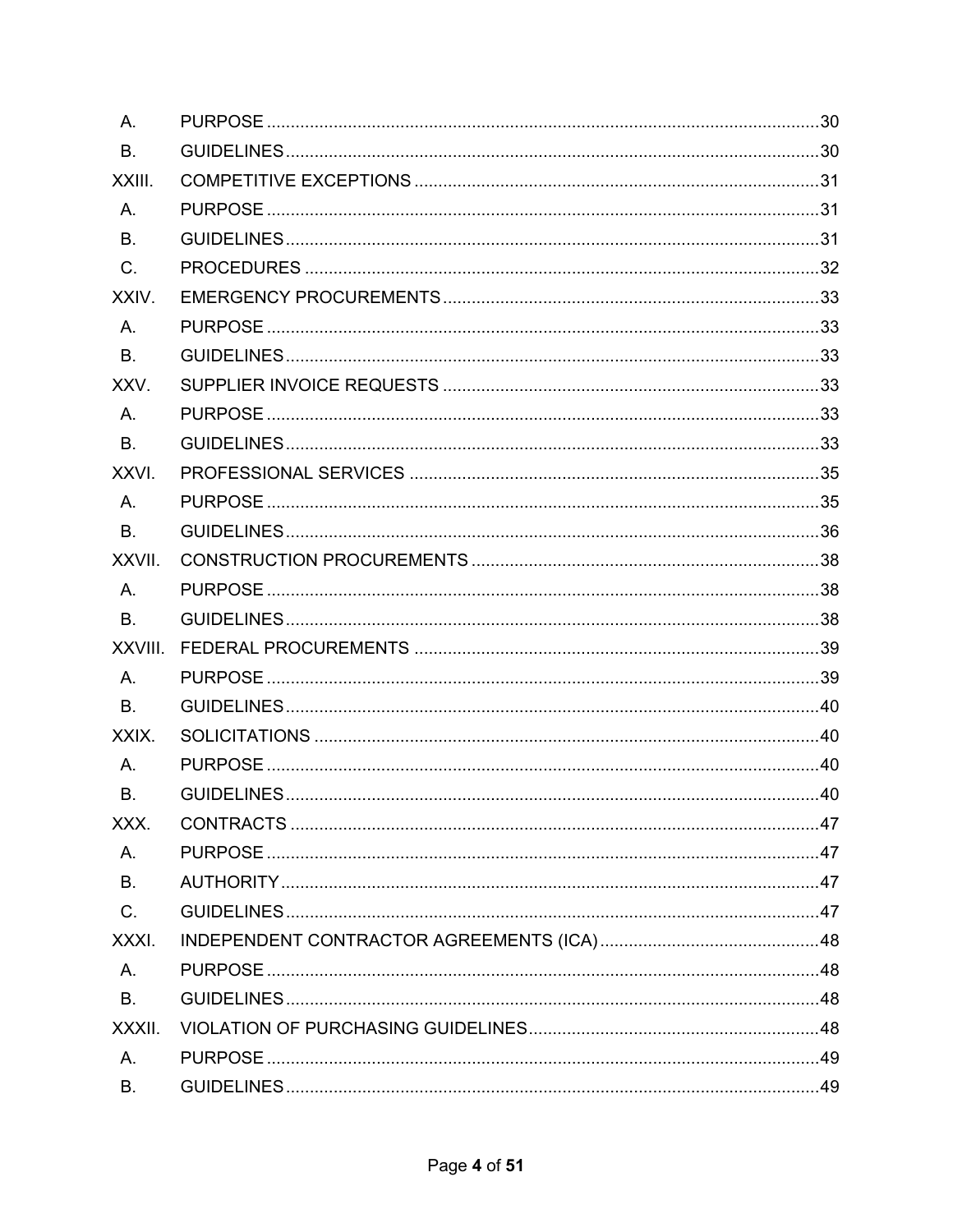| | | |
|---|---|---|
| A. | PURPOSE | 30 |
| B. | GUIDELINES | 30 |
| XXIII. | COMPETITIVE EXCEPTIONS | 31 |
| A. | PURPOSE | 31 |
| B. | GUIDELINES | 31 |
| C. | PROCEDURES | 32 |
| XXIV. | EMERGENCY PROCUREMENTS | 33 |
| A. | PURPOSE | 33 |
| B. | GUIDELINES | 33 |
| XXV. | SUPPLIER INVOICE REQUESTS | 33 |
| A. | PURPOSE | 33 |
| B. | GUIDELINES | 33 |
| XXVI. | PROFESSIONAL SERVICES | 35 |
| A. | PURPOSE | 35 |
| B. | GUIDELINES | 36 |
| XXVII. | CONSTRUCTION PROCUREMENTS | 38 |
| A. | PURPOSE | 38 |
| B. | GUIDELINES | 38 |
| XXVIII. | FEDERAL PROCUREMENTS | 39 |
| A. | PURPOSE | 39 |
| B. | GUIDELINES | 40 |
| XXIX. | SOLICITATIONS | 40 |
| A. | PURPOSE | 40 |
| B. | GUIDELINES | 40 |
| XXX. | CONTRACTS | 47 |
| A. | PURPOSE | 47 |
| B. | AUTHORITY | 47 |
| C. | GUIDELINES | 47 |
| XXXI. | INDEPENDENT CONTRACTOR AGREEMENTS (ICA) | 48 |
| A. | PURPOSE | 48 |
| B. | GUIDELINES | 48 |
| XXXII. | VIOLATION OF PURCHASING GUIDELINES | 48 |
| A. | PURPOSE | 49 |
| B. | GUIDELINES | 49 |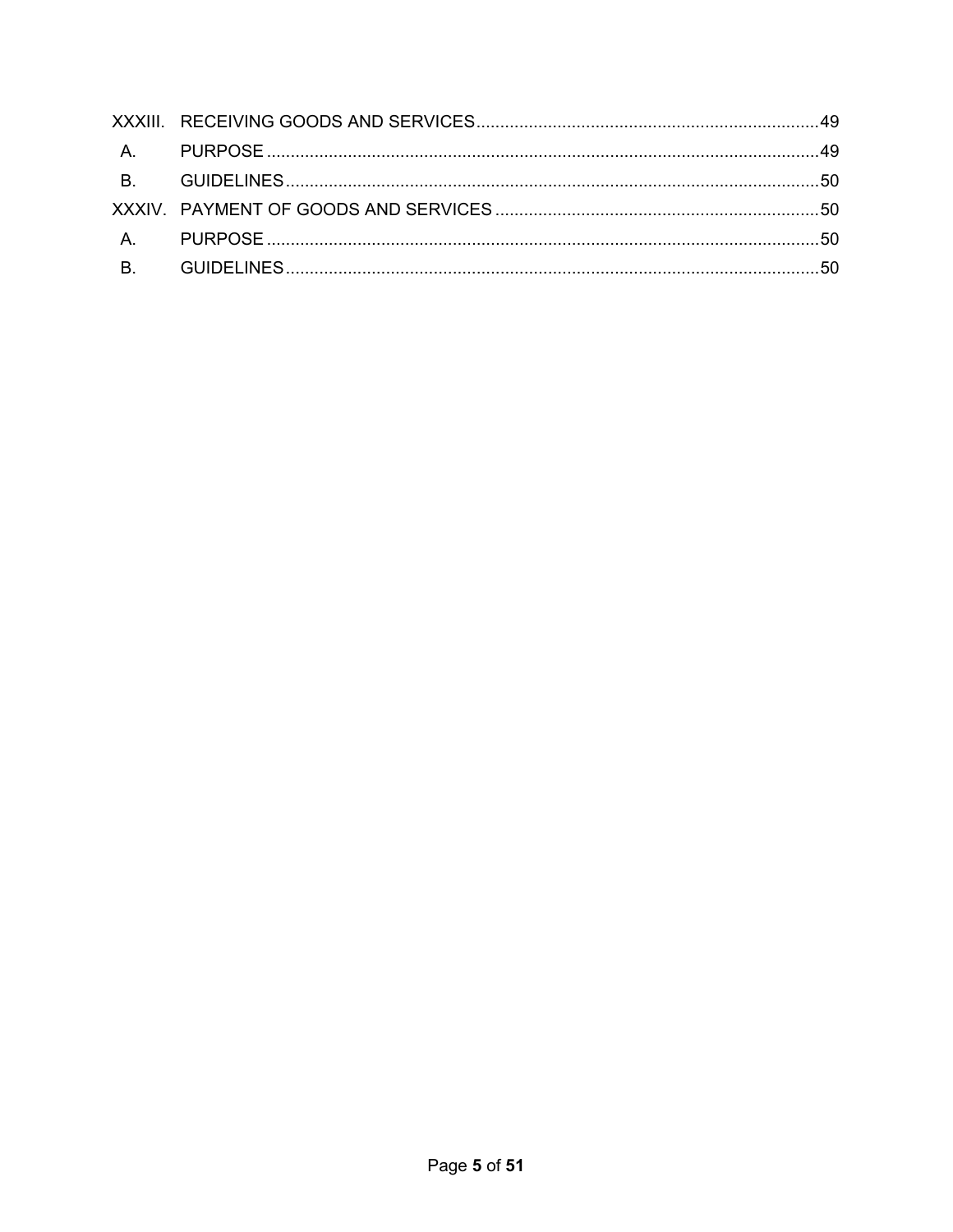XXXIII. RECEIVING GOODS AND SERVICES........................................................................49

A. PURPOSE ....................................................................................................................49

B. GUIDELINES................................................................................................................50

XXXIV. PAYMENT OF GOODS AND SERVICES ....................................................................50

A. PURPOSE ....................................................................................................................50

B. GUIDELINES................................................................................................................50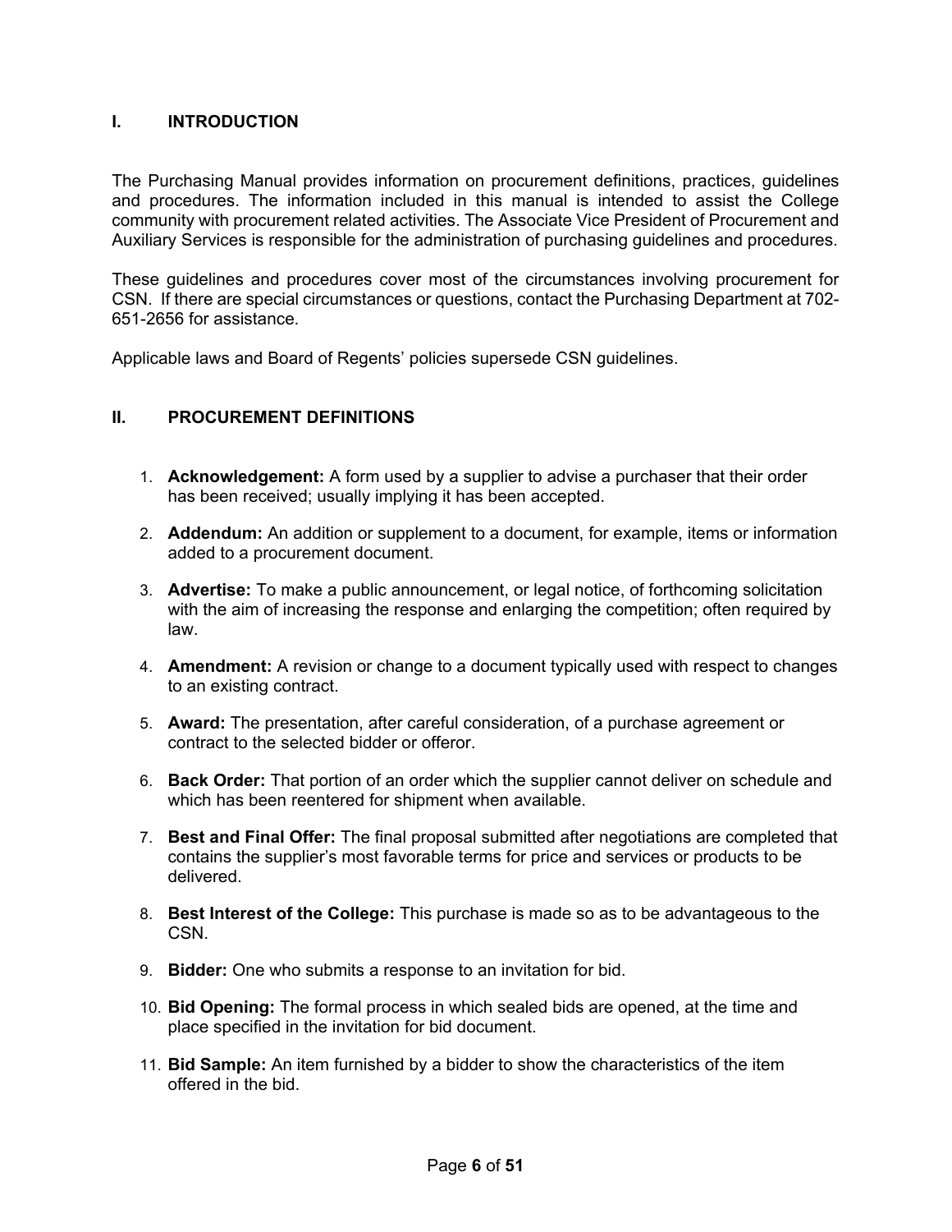## I. INTRODUCTION

The Purchasing Manual provides information on procurement definitions, practices, guidelines and procedures. The information included in this manual is intended to assist the College community with procurement related activities. The Associate Vice President of Procurement and Auxiliary Services is responsible for the administration of purchasing guidelines and procedures.

These guidelines and procedures cover most of the circumstances involving procurement for CSN. If there are special circumstances or questions, contact the Purchasing Department at 702-651-2656 for assistance.

Applicable laws and Board of Regents' policies supersede CSN guidelines.

## II. PROCUREMENT DEFINITIONS

1. **Acknowledgement:** A form used by a supplier to advise a purchaser that their order has been received; usually implying it has been accepted.
2. **Addendum:** An addition or supplement to a document, for example, items or information added to a procurement document.
3. **Advertise:** To make a public announcement, or legal notice, of forthcoming solicitation with the aim of increasing the response and enlarging the competition; often required by law.
4. **Amendment:** A revision or change to a document typically used with respect to changes to an existing contract.
5. **Award:** The presentation, after careful consideration, of a purchase agreement or contract to the selected bidder or offeror.
6. **Back Order:** That portion of an order which the supplier cannot deliver on schedule and which has been reentered for shipment when available.
7. **Best and Final Offer:** The final proposal submitted after negotiations are completed that contains the supplier's most favorable terms for price and services or products to be delivered.
8. **Best Interest of the College:** This purchase is made so as to be advantageous to the CSN.
9. **Bidder:** One who submits a response to an invitation for bid.
10. **Bid Opening:** The formal process in which sealed bids are opened, at the time and place specified in the invitation for bid document.
11. **Bid Sample:** An item furnished by a bidder to show the characteristics of the item offered in the bid.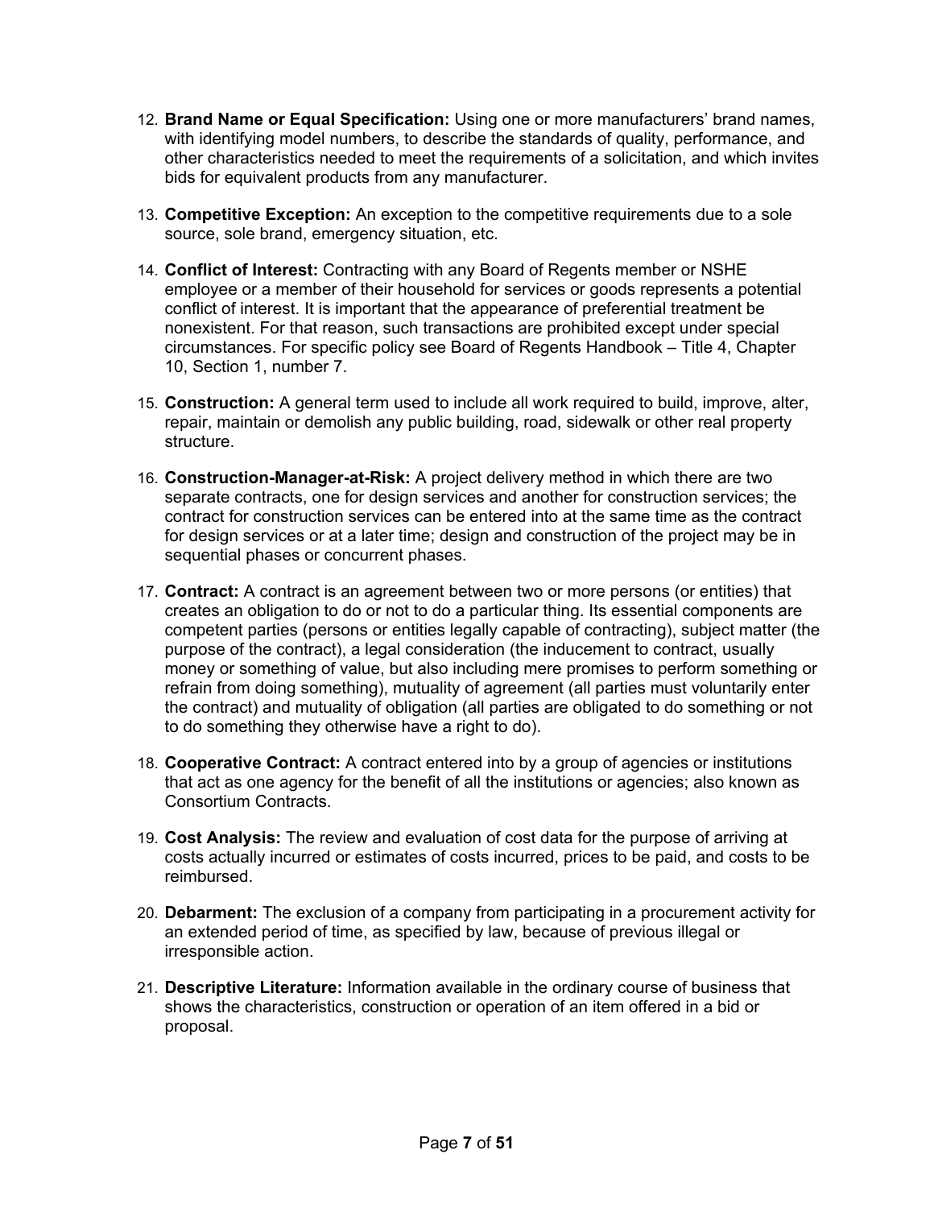12. **Brand Name or Equal Specification:** Using one or more manufacturers' brand names, with identifying model numbers, to describe the standards of quality, performance, and other characteristics needed to meet the requirements of a solicitation, and which invites bids for equivalent products from any manufacturer.

13. **Competitive Exception:** An exception to the competitive requirements due to a sole source, sole brand, emergency situation, etc.

14. **Conflict of Interest:** Contracting with any Board of Regents member or NSHE employee or a member of their household for services or goods represents a potential conflict of interest. It is important that the appearance of preferential treatment be nonexistent. For that reason, such transactions are prohibited except under special circumstances. For specific policy see Board of Regents Handbook – Title 4, Chapter 10, Section 1, number 7.

15. **Construction:** A general term used to include all work required to build, improve, alter, repair, maintain or demolish any public building, road, sidewalk or other real property structure.

16. **Construction-Manager-at-Risk:** A project delivery method in which there are two separate contracts, one for design services and another for construction services; the contract for construction services can be entered into at the same time as the contract for design services or at a later time; design and construction of the project may be in sequential phases or concurrent phases.

17. **Contract:** A contract is an agreement between two or more persons (or entities) that creates an obligation to do or not to do a particular thing. Its essential components are competent parties (persons or entities legally capable of contracting), subject matter (the purpose of the contract), a legal consideration (the inducement to contract, usually money or something of value, but also including mere promises to perform something or refrain from doing something), mutuality of agreement (all parties must voluntarily enter the contract) and mutuality of obligation (all parties are obligated to do something or not to do something they otherwise have a right to do).

18. **Cooperative Contract:** A contract entered into by a group of agencies or institutions that act as one agency for the benefit of all the institutions or agencies; also known as Consortium Contracts.

19. **Cost Analysis:** The review and evaluation of cost data for the purpose of arriving at costs actually incurred or estimates of costs incurred, prices to be paid, and costs to be reimbursed.

20. **Debarment:** The exclusion of a company from participating in a procurement activity for an extended period of time, as specified by law, because of previous illegal or irresponsible action.

21. **Descriptive Literature:** Information available in the ordinary course of business that shows the characteristics, construction or operation of an item offered in a bid or proposal.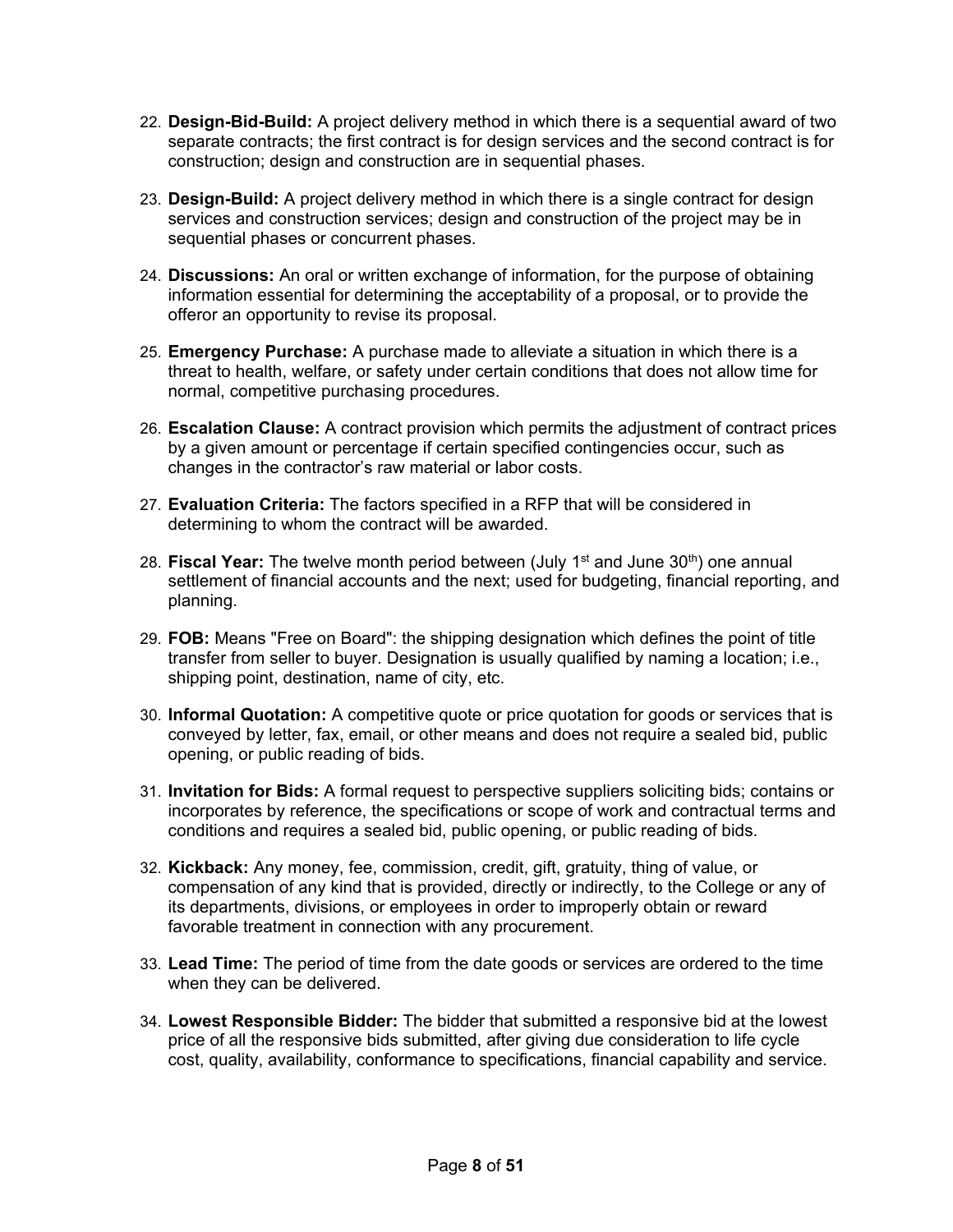22. **Design-Bid-Build:** A project delivery method in which there is a sequential award of two separate contracts; the first contract is for design services and the second contract is for construction; design and construction are in sequential phases.

23. **Design-Build:** A project delivery method in which there is a single contract for design services and construction services; design and construction of the project may be in sequential phases or concurrent phases.

24. **Discussions:** An oral or written exchange of information, for the purpose of obtaining information essential for determining the acceptability of a proposal, or to provide the offeror an opportunity to revise its proposal.

25. **Emergency Purchase:** A purchase made to alleviate a situation in which there is a threat to health, welfare, or safety under certain conditions that does not allow time for normal, competitive purchasing procedures.

26. **Escalation Clause:** A contract provision which permits the adjustment of contract prices by a given amount or percentage if certain specified contingencies occur, such as changes in the contractor's raw material or labor costs.

27. **Evaluation Criteria:** The factors specified in a RFP that will be considered in determining to whom the contract will be awarded.

28. **Fiscal Year:** The twelve month period between (July 1st and June 30th) one annual settlement of financial accounts and the next; used for budgeting, financial reporting, and planning.

29. **FOB:** Means "Free on Board": the shipping designation which defines the point of title transfer from seller to buyer. Designation is usually qualified by naming a location; i.e., shipping point, destination, name of city, etc.

30. **Informal Quotation:** A competitive quote or price quotation for goods or services that is conveyed by letter, fax, email, or other means and does not require a sealed bid, public opening, or public reading of bids.

31. **Invitation for Bids:** A formal request to perspective suppliers soliciting bids; contains or incorporates by reference, the specifications or scope of work and contractual terms and conditions and requires a sealed bid, public opening, or public reading of bids.

32. **Kickback:** Any money, fee, commission, credit, gift, gratuity, thing of value, or compensation of any kind that is provided, directly or indirectly, to the College or any of its departments, divisions, or employees in order to improperly obtain or reward favorable treatment in connection with any procurement.

33. **Lead Time:** The period of time from the date goods or services are ordered to the time when they can be delivered.

34. **Lowest Responsible Bidder:** The bidder that submitted a responsive bid at the lowest price of all the responsive bids submitted, after giving due consideration to life cycle cost, quality, availability, conformance to specifications, financial capability and service.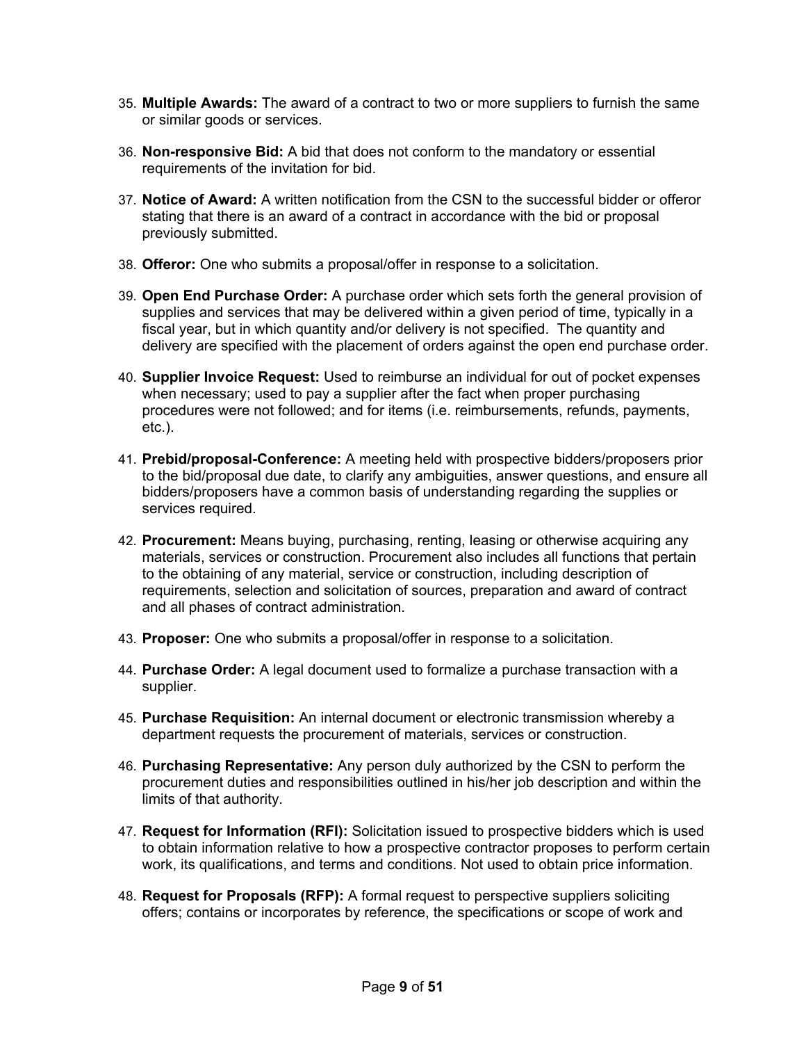35. **Multiple Awards:** The award of a contract to two or more suppliers to furnish the same or similar goods or services.

36. **Non-responsive Bid:** A bid that does not conform to the mandatory or essential requirements of the invitation for bid.

37. **Notice of Award:** A written notification from the CSN to the successful bidder or offeror stating that there is an award of a contract in accordance with the bid or proposal previously submitted.

38. **Offeror:** One who submits a proposal/offer in response to a solicitation.

39. **Open End Purchase Order:** A purchase order which sets forth the general provision of supplies and services that may be delivered within a given period of time, typically in a fiscal year, but in which quantity and/or delivery is not specified. The quantity and delivery are specified with the placement of orders against the open end purchase order.

40. **Supplier Invoice Request:** Used to reimburse an individual for out of pocket expenses when necessary; used to pay a supplier after the fact when proper purchasing procedures were not followed; and for items (i.e. reimbursements, refunds, payments, etc.).

41. **Prebid/proposal-Conference:** A meeting held with prospective bidders/proposers prior to the bid/proposal due date, to clarify any ambiguities, answer questions, and ensure all bidders/proposers have a common basis of understanding regarding the supplies or services required.

42. **Procurement:** Means buying, purchasing, renting, leasing or otherwise acquiring any materials, services or construction. Procurement also includes all functions that pertain to the obtaining of any material, service or construction, including description of requirements, selection and solicitation of sources, preparation and award of contract and all phases of contract administration.

43. **Proposer:** One who submits a proposal/offer in response to a solicitation.

44. **Purchase Order:** A legal document used to formalize a purchase transaction with a supplier.

45. **Purchase Requisition:** An internal document or electronic transmission whereby a department requests the procurement of materials, services or construction.

46. **Purchasing Representative:** Any person duly authorized by the CSN to perform the procurement duties and responsibilities outlined in his/her job description and within the limits of that authority.

47. **Request for Information (RFI):** Solicitation issued to prospective bidders which is used to obtain information relative to how a prospective contractor proposes to perform certain work, its qualifications, and terms and conditions. Not used to obtain price information.

48. **Request for Proposals (RFP):** A formal request to perspective suppliers soliciting offers; contains or incorporates by reference, the specifications or scope of work and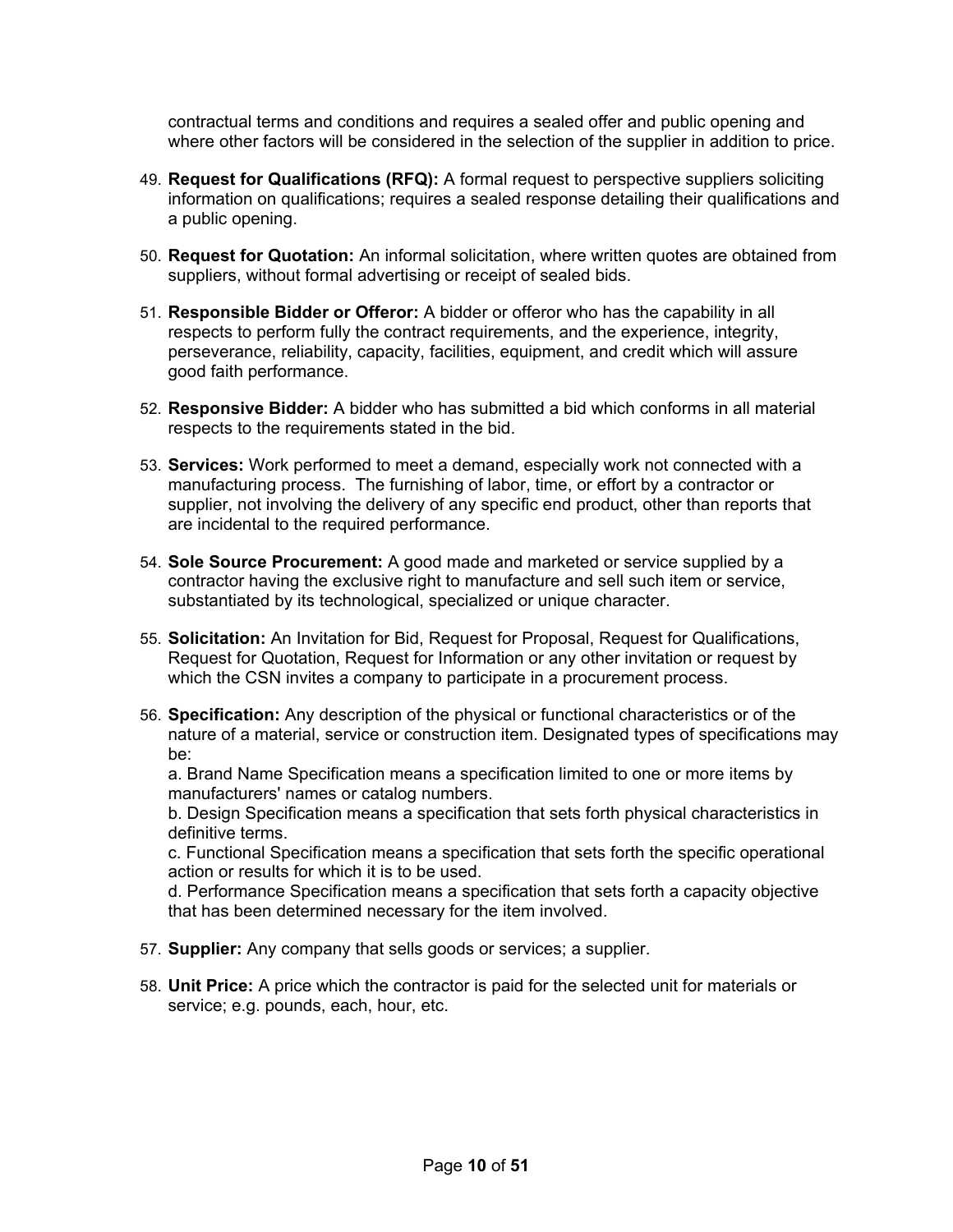contractual terms and conditions and requires a sealed offer and public opening and where other factors will be considered in the selection of the supplier in addition to price.

49. **Request for Qualifications (RFQ):** A formal request to perspective suppliers soliciting information on qualifications; requires a sealed response detailing their qualifications and a public opening.

50. **Request for Quotation:** An informal solicitation, where written quotes are obtained from suppliers, without formal advertising or receipt of sealed bids.

51. **Responsible Bidder or Offeror:** A bidder or offeror who has the capability in all respects to perform fully the contract requirements, and the experience, integrity, perseverance, reliability, capacity, facilities, equipment, and credit which will assure good faith performance.

52. **Responsive Bidder:** A bidder who has submitted a bid which conforms in all material respects to the requirements stated in the bid.

53. **Services:** Work performed to meet a demand, especially work not connected with a manufacturing process. The furnishing of labor, time, or effort by a contractor or supplier, not involving the delivery of any specific end product, other than reports that are incidental to the required performance.

54. **Sole Source Procurement:** A good made and marketed or service supplied by a contractor having the exclusive right to manufacture and sell such item or service, substantiated by its technological, specialized or unique character.

55. **Solicitation:** An Invitation for Bid, Request for Proposal, Request for Qualifications, Request for Quotation, Request for Information or any other invitation or request by which the CSN invites a company to participate in a procurement process.

56. **Specification:** Any description of the physical or functional characteristics or of the nature of a material, service or construction item. Designated types of specifications may be:
    a. Brand Name Specification means a specification limited to one or more items by manufacturers' names or catalog numbers.
    b. Design Specification means a specification that sets forth physical characteristics in definitive terms.
    c. Functional Specification means a specification that sets forth the specific operational action or results for which it is to be used.
    d. Performance Specification means a specification that sets forth a capacity objective that has been determined necessary for the item involved.

57. **Supplier:** Any company that sells goods or services; a supplier.

58. **Unit Price:** A price which the contractor is paid for the selected unit for materials or service; e.g. pounds, each, hour, etc.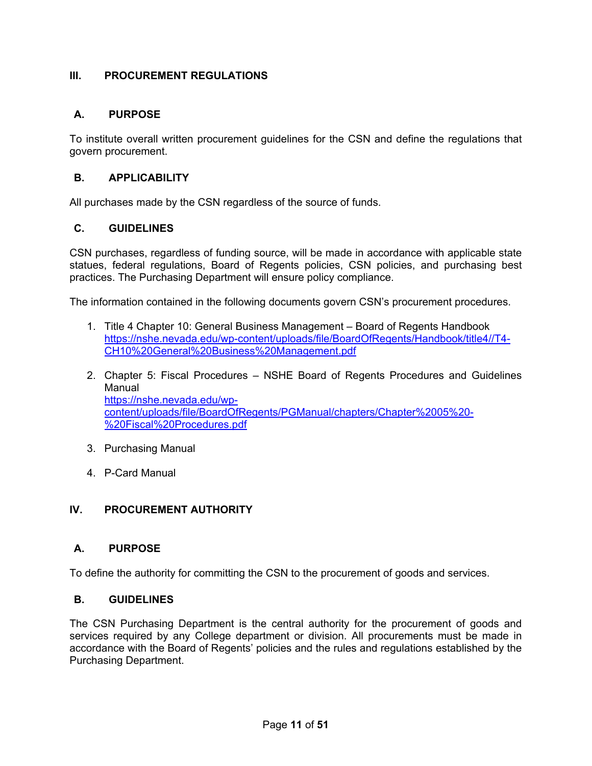## III. PROCUREMENT REGULATIONS

### A. PURPOSE

To institute overall written procurement guidelines for the CSN and define the regulations that govern procurement.

### B. APPLICABILITY

All purchases made by the CSN regardless of the source of funds.

### C. GUIDELINES

CSN purchases, regardless of funding source, will be made in accordance with applicable state statues, federal regulations, Board of Regents policies, CSN policies, and purchasing best practices. The Purchasing Department will ensure policy compliance.

The information contained in the following documents govern CSN's procurement procedures.

1. Title 4 Chapter 10: General Business Management – Board of Regents Handbook
   https://nshe.nevada.edu/wp-content/uploads/file/BoardOfRegents/Handbook/title4//T4-CH10%20General%20Business%20Management.pdf

2. Chapter 5: Fiscal Procedures – NSHE Board of Regents Procedures and Guidelines Manual
   https://nshe.nevada.edu/wp-content/uploads/file/BoardOfRegents/PGManual/chapters/Chapter%2005%20-%20Fiscal%20Procedures.pdf

3. Purchasing Manual

4. P-Card Manual

## IV. PROCUREMENT AUTHORITY

### A. PURPOSE

To define the authority for committing the CSN to the procurement of goods and services.

### B. GUIDELINES

The CSN Purchasing Department is the central authority for the procurement of goods and services required by any College department or division. All procurements must be made in accordance with the Board of Regents' policies and the rules and regulations established by the Purchasing Department.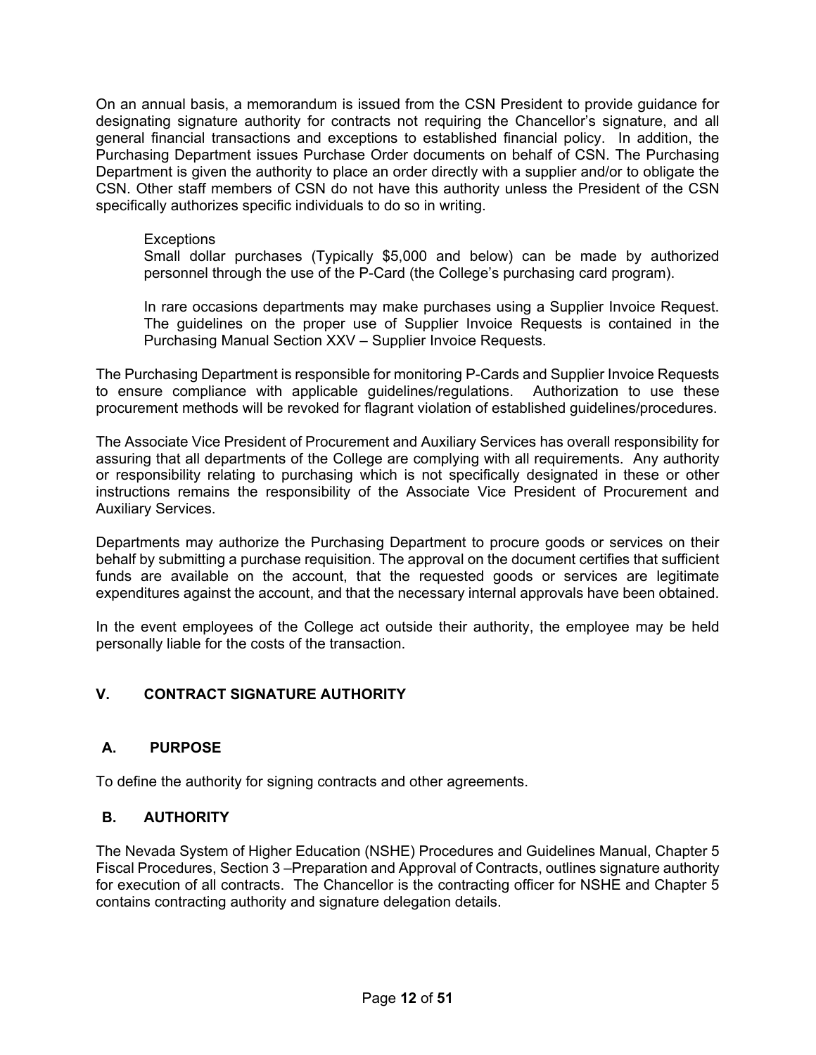On an annual basis, a memorandum is issued from the CSN President to provide guidance for designating signature authority for contracts not requiring the Chancellor's signature, and all general financial transactions and exceptions to established financial policy. In addition, the Purchasing Department issues Purchase Order documents on behalf of CSN. The Purchasing Department is given the authority to place an order directly with a supplier and/or to obligate the CSN. Other staff members of CSN do not have this authority unless the President of the CSN specifically authorizes specific individuals to do so in writing.

> Exceptions
> Small dollar purchases (Typically $5,000 and below) can be made by authorized personnel through the use of the P-Card (the College's purchasing card program).
>
> In rare occasions departments may make purchases using a Supplier Invoice Request. The guidelines on the proper use of Supplier Invoice Requests is contained in the Purchasing Manual Section XXV – Supplier Invoice Requests.

The Purchasing Department is responsible for monitoring P-Cards and Supplier Invoice Requests to ensure compliance with applicable guidelines/regulations. Authorization to use these procurement methods will be revoked for flagrant violation of established guidelines/procedures.

The Associate Vice President of Procurement and Auxiliary Services has overall responsibility for assuring that all departments of the College are complying with all requirements. Any authority or responsibility relating to purchasing which is not specifically designated in these or other instructions remains the responsibility of the Associate Vice President of Procurement and Auxiliary Services.

Departments may authorize the Purchasing Department to procure goods or services on their behalf by submitting a purchase requisition. The approval on the document certifies that sufficient funds are available on the account, that the requested goods or services are legitimate expenditures against the account, and that the necessary internal approvals have been obtained.

In the event employees of the College act outside their authority, the employee may be held personally liable for the costs of the transaction.

## V. CONTRACT SIGNATURE AUTHORITY

### A. PURPOSE

To define the authority for signing contracts and other agreements.

### B. AUTHORITY

The Nevada System of Higher Education (NSHE) Procedures and Guidelines Manual, Chapter 5 Fiscal Procedures, Section 3 –Preparation and Approval of Contracts, outlines signature authority for execution of all contracts. The Chancellor is the contracting officer for NSHE and Chapter 5 contains contracting authority and signature delegation details.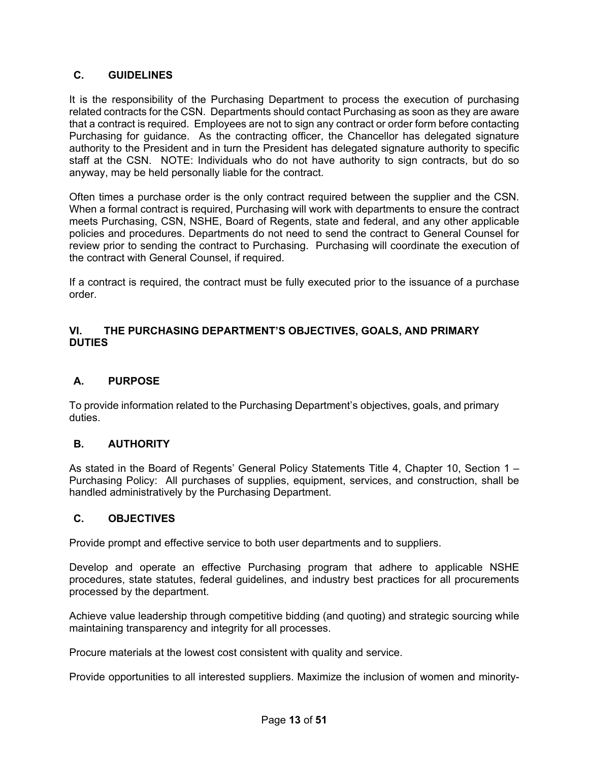### C. GUIDELINES

It is the responsibility of the Purchasing Department to process the execution of purchasing related contracts for the CSN. Departments should contact Purchasing as soon as they are aware that a contract is required. Employees are not to sign any contract or order form before contacting Purchasing for guidance. As the contracting officer, the Chancellor has delegated signature authority to the President and in turn the President has delegated signature authority to specific staff at the CSN. NOTE: Individuals who do not have authority to sign contracts, but do so anyway, may be held personally liable for the contract.

Often times a purchase order is the only contract required between the supplier and the CSN. When a formal contract is required, Purchasing will work with departments to ensure the contract meets Purchasing, CSN, NSHE, Board of Regents, state and federal, and any other applicable policies and procedures. Departments do not need to send the contract to General Counsel for review prior to sending the contract to Purchasing. Purchasing will coordinate the execution of the contract with General Counsel, if required.

If a contract is required, the contract must be fully executed prior to the issuance of a purchase order.

## VI. THE PURCHASING DEPARTMENT'S OBJECTIVES, GOALS, AND PRIMARY DUTIES

### A. PURPOSE

To provide information related to the Purchasing Department's objectives, goals, and primary duties.

### B. AUTHORITY

As stated in the Board of Regents' General Policy Statements Title 4, Chapter 10, Section 1 – Purchasing Policy: All purchases of supplies, equipment, services, and construction, shall be handled administratively by the Purchasing Department.

### C. OBJECTIVES

Provide prompt and effective service to both user departments and to suppliers.

Develop and operate an effective Purchasing program that adhere to applicable NSHE procedures, state statutes, federal guidelines, and industry best practices for all procurements processed by the department.

Achieve value leadership through competitive bidding (and quoting) and strategic sourcing while maintaining transparency and integrity for all processes.

Procure materials at the lowest cost consistent with quality and service.

Provide opportunities to all interested suppliers. Maximize the inclusion of women and minority-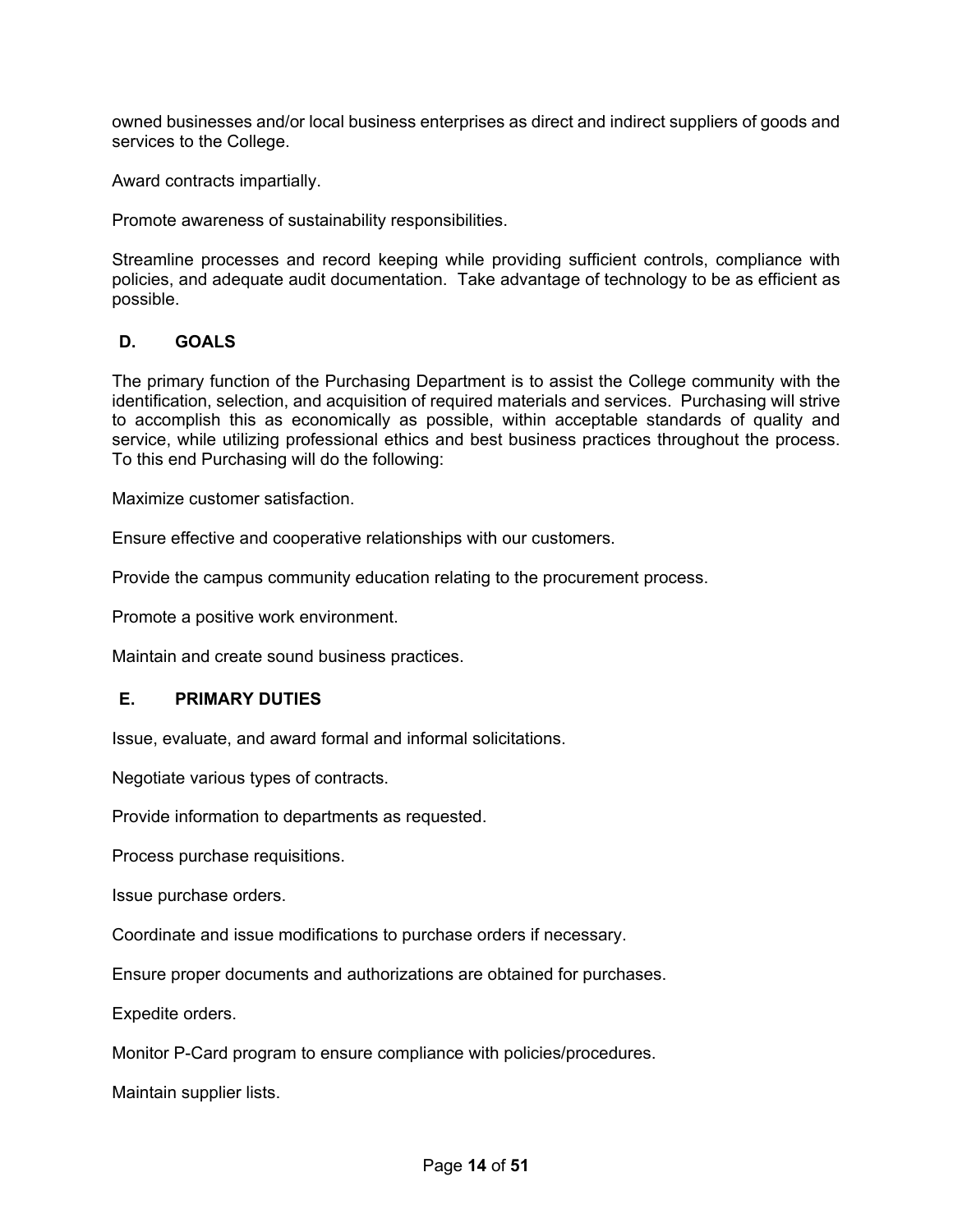owned businesses and/or local business enterprises as direct and indirect suppliers of goods and services to the College.

Award contracts impartially.

Promote awareness of sustainability responsibilities.

Streamline processes and record keeping while providing sufficient controls, compliance with policies, and adequate audit documentation. Take advantage of technology to be as efficient as possible.

## D. GOALS

The primary function of the Purchasing Department is to assist the College community with the identification, selection, and acquisition of required materials and services. Purchasing will strive to accomplish this as economically as possible, within acceptable standards of quality and service, while utilizing professional ethics and best business practices throughout the process. To this end Purchasing will do the following:

Maximize customer satisfaction.

Ensure effective and cooperative relationships with our customers.

Provide the campus community education relating to the procurement process.

Promote a positive work environment.

Maintain and create sound business practices.

## E. PRIMARY DUTIES

Issue, evaluate, and award formal and informal solicitations.

Negotiate various types of contracts.

Provide information to departments as requested.

Process purchase requisitions.

Issue purchase orders.

Coordinate and issue modifications to purchase orders if necessary.

Ensure proper documents and authorizations are obtained for purchases.

Expedite orders.

Monitor P-Card program to ensure compliance with policies/procedures.

Maintain supplier lists.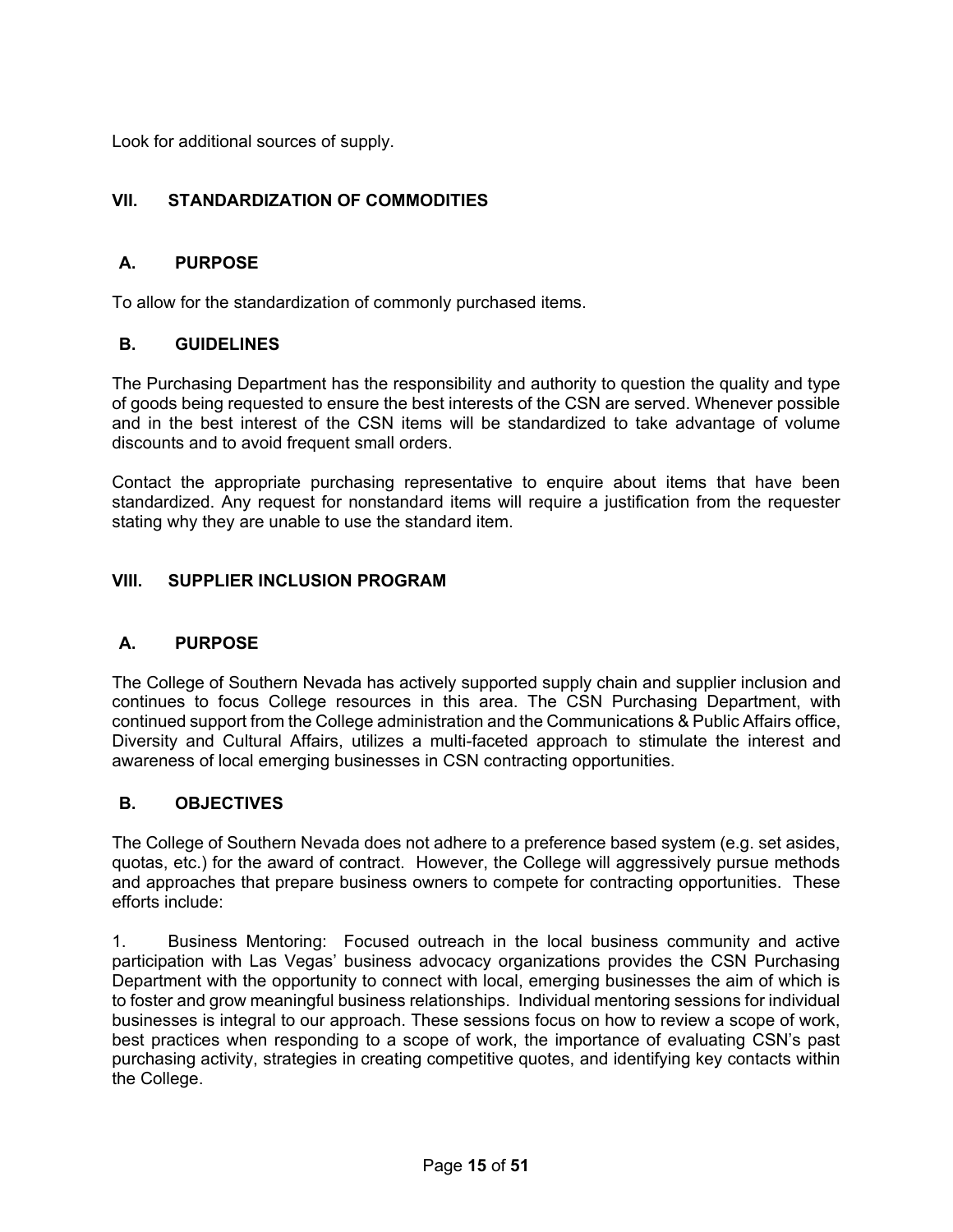Look for additional sources of supply.

## VII. STANDARDIZATION OF COMMODITIES

### A. PURPOSE

To allow for the standardization of commonly purchased items.

### B. GUIDELINES

The Purchasing Department has the responsibility and authority to question the quality and type of goods being requested to ensure the best interests of the CSN are served. Whenever possible and in the best interest of the CSN items will be standardized to take advantage of volume discounts and to avoid frequent small orders.

Contact the appropriate purchasing representative to enquire about items that have been standardized. Any request for nonstandard items will require a justification from the requester stating why they are unable to use the standard item.

## VIII. SUPPLIER INCLUSION PROGRAM

### A. PURPOSE

The College of Southern Nevada has actively supported supply chain and supplier inclusion and continues to focus College resources in this area. The CSN Purchasing Department, with continued support from the College administration and the Communications & Public Affairs office, Diversity and Cultural Affairs, utilizes a multi-faceted approach to stimulate the interest and awareness of local emerging businesses in CSN contracting opportunities.

### B. OBJECTIVES

The College of Southern Nevada does not adhere to a preference based system (e.g. set asides, quotas, etc.) for the award of contract. However, the College will aggressively pursue methods and approaches that prepare business owners to compete for contracting opportunities. These efforts include:

1. Business Mentoring: Focused outreach in the local business community and active participation with Las Vegas' business advocacy organizations provides the CSN Purchasing Department with the opportunity to connect with local, emerging businesses the aim of which is to foster and grow meaningful business relationships. Individual mentoring sessions for individual businesses is integral to our approach. These sessions focus on how to review a scope of work, best practices when responding to a scope of work, the importance of evaluating CSN's past purchasing activity, strategies in creating competitive quotes, and identifying key contacts within the College.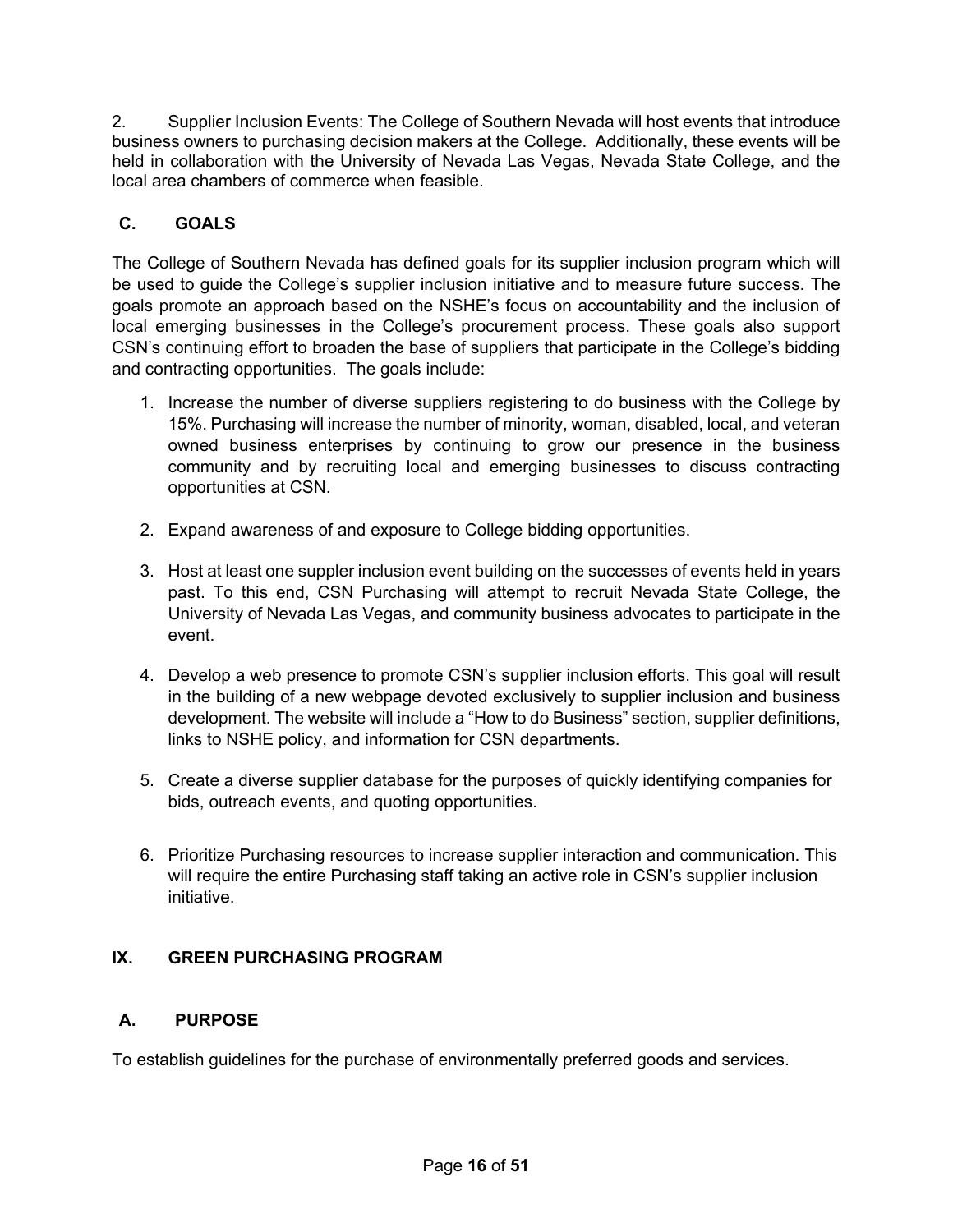2. Supplier Inclusion Events: The College of Southern Nevada will host events that introduce business owners to purchasing decision makers at the College. Additionally, these events will be held in collaboration with the University of Nevada Las Vegas, Nevada State College, and the local area chambers of commerce when feasible.

### C. GOALS

The College of Southern Nevada has defined goals for its supplier inclusion program which will be used to guide the College's supplier inclusion initiative and to measure future success. The goals promote an approach based on the NSHE's focus on accountability and the inclusion of local emerging businesses in the College's procurement process. These goals also support CSN's continuing effort to broaden the base of suppliers that participate in the College's bidding and contracting opportunities. The goals include:

1. Increase the number of diverse suppliers registering to do business with the College by 15%. Purchasing will increase the number of minority, woman, disabled, local, and veteran owned business enterprises by continuing to grow our presence in the business community and by recruiting local and emerging businesses to discuss contracting opportunities at CSN.

2. Expand awareness of and exposure to College bidding opportunities.

3. Host at least one supplier inclusion event building on the successes of events held in years past. To this end, CSN Purchasing will attempt to recruit Nevada State College, the University of Nevada Las Vegas, and community business advocates to participate in the event.

4. Develop a web presence to promote CSN's supplier inclusion efforts. This goal will result in the building of a new webpage devoted exclusively to supplier inclusion and business development. The website will include a "How to do Business" section, supplier definitions, links to NSHE policy, and information for CSN departments.

5. Create a diverse supplier database for the purposes of quickly identifying companies for bids, outreach events, and quoting opportunities.

6. Prioritize Purchasing resources to increase supplier interaction and communication. This will require the entire Purchasing staff taking an active role in CSN's supplier inclusion initiative.

## IX. GREEN PURCHASING PROGRAM

### A. PURPOSE

To establish guidelines for the purchase of environmentally preferred goods and services.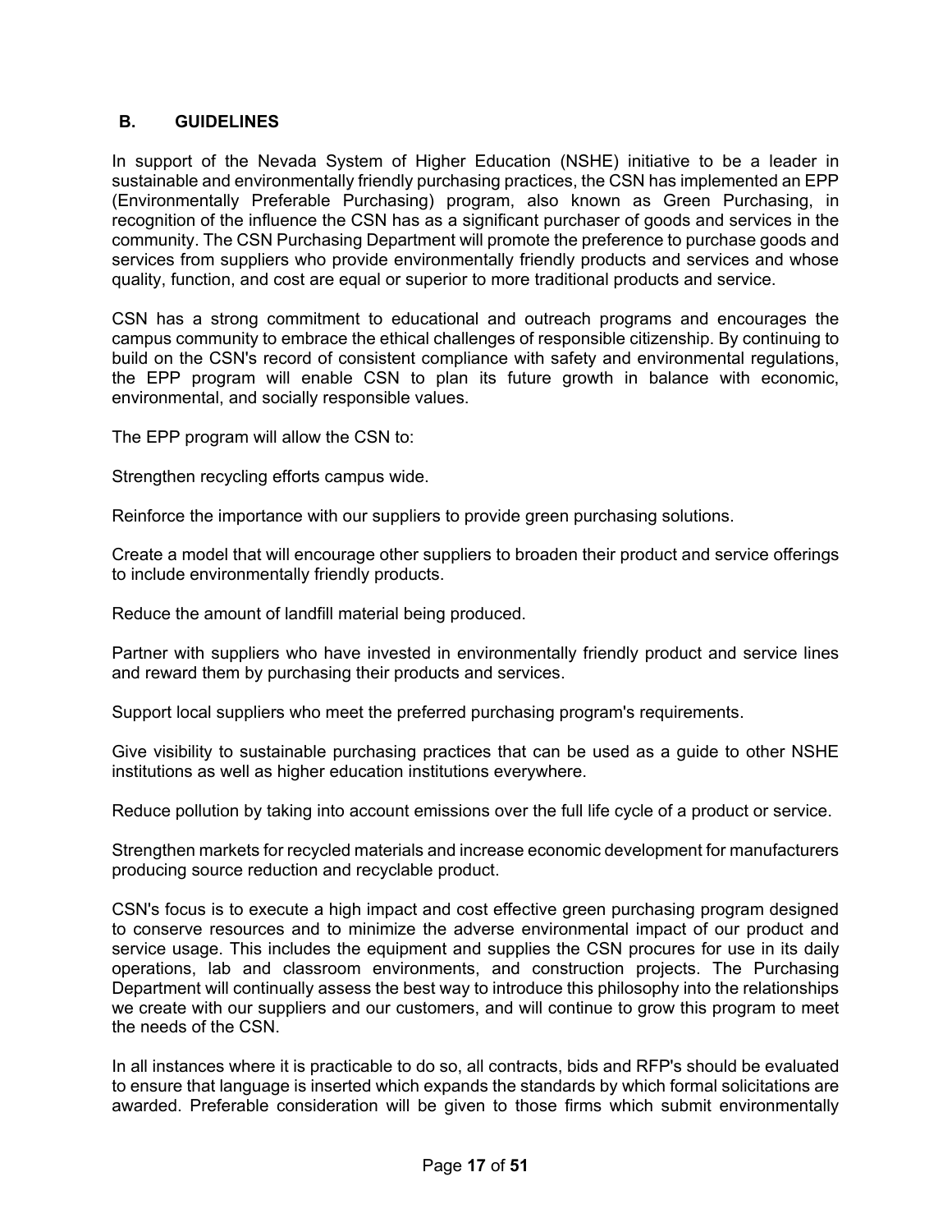## B. GUIDELINES

In support of the Nevada System of Higher Education (NSHE) initiative to be a leader in sustainable and environmentally friendly purchasing practices, the CSN has implemented an EPP (Environmentally Preferable Purchasing) program, also known as Green Purchasing, in recognition of the influence the CSN has as a significant purchaser of goods and services in the community. The CSN Purchasing Department will promote the preference to purchase goods and services from suppliers who provide environmentally friendly products and services and whose quality, function, and cost are equal or superior to more traditional products and service.

CSN has a strong commitment to educational and outreach programs and encourages the campus community to embrace the ethical challenges of responsible citizenship. By continuing to build on the CSN's record of consistent compliance with safety and environmental regulations, the EPP program will enable CSN to plan its future growth in balance with economic, environmental, and socially responsible values.

The EPP program will allow the CSN to:

Strengthen recycling efforts campus wide.

Reinforce the importance with our suppliers to provide green purchasing solutions.

Create a model that will encourage other suppliers to broaden their product and service offerings to include environmentally friendly products.

Reduce the amount of landfill material being produced.

Partner with suppliers who have invested in environmentally friendly product and service lines and reward them by purchasing their products and services.

Support local suppliers who meet the preferred purchasing program's requirements.

Give visibility to sustainable purchasing practices that can be used as a guide to other NSHE institutions as well as higher education institutions everywhere.

Reduce pollution by taking into account emissions over the full life cycle of a product or service.

Strengthen markets for recycled materials and increase economic development for manufacturers producing source reduction and recyclable product.

CSN's focus is to execute a high impact and cost effective green purchasing program designed to conserve resources and to minimize the adverse environmental impact of our product and service usage. This includes the equipment and supplies the CSN procures for use in its daily operations, lab and classroom environments, and construction projects. The Purchasing Department will continually assess the best way to introduce this philosophy into the relationships we create with our suppliers and our customers, and will continue to grow this program to meet the needs of the CSN.

In all instances where it is practicable to do so, all contracts, bids and RFP's should be evaluated to ensure that language is inserted which expands the standards by which formal solicitations are awarded. Preferable consideration will be given to those firms which submit environmentally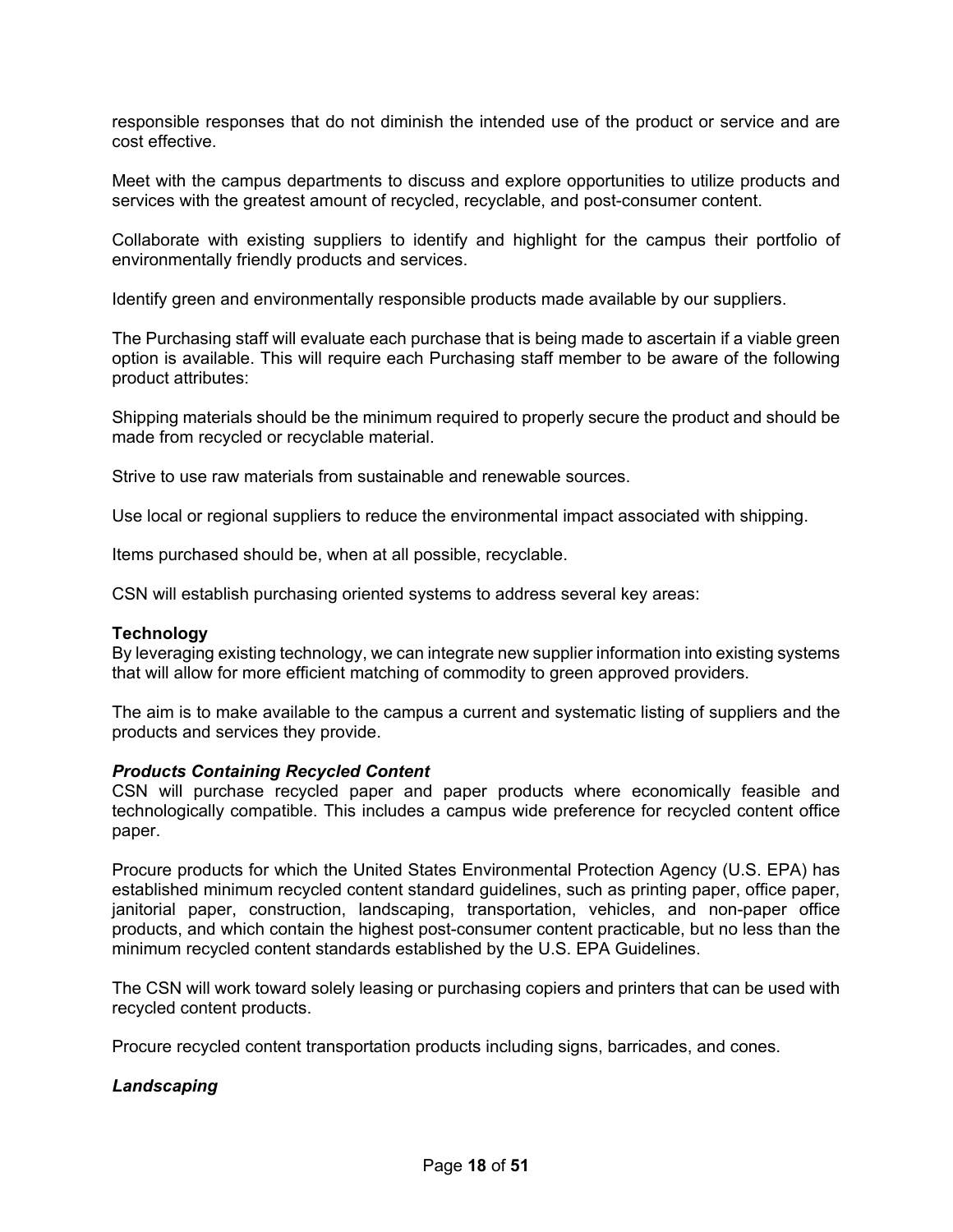responsible responses that do not diminish the intended use of the product or service and are cost effective.

Meet with the campus departments to discuss and explore opportunities to utilize products and services with the greatest amount of recycled, recyclable, and post-consumer content.

Collaborate with existing suppliers to identify and highlight for the campus their portfolio of environmentally friendly products and services.

Identify green and environmentally responsible products made available by our suppliers.

The Purchasing staff will evaluate each purchase that is being made to ascertain if a viable green option is available. This will require each Purchasing staff member to be aware of the following product attributes:

Shipping materials should be the minimum required to properly secure the product and should be made from recycled or recyclable material.

Strive to use raw materials from sustainable and renewable sources.

Use local or regional suppliers to reduce the environmental impact associated with shipping.

Items purchased should be, when at all possible, recyclable.

CSN will establish purchasing oriented systems to address several key areas:

**Technology**
By leveraging existing technology, we can integrate new supplier information into existing systems that will allow for more efficient matching of commodity to green approved providers.

The aim is to make available to the campus a current and systematic listing of suppliers and the products and services they provide.

***Products Containing Recycled Content***
CSN will purchase recycled paper and paper products where economically feasible and technologically compatible. This includes a campus wide preference for recycled content office paper.

Procure products for which the United States Environmental Protection Agency (U.S. EPA) has established minimum recycled content standard guidelines, such as printing paper, office paper, janitorial paper, construction, landscaping, transportation, vehicles, and non-paper office products, and which contain the highest post-consumer content practicable, but no less than the minimum recycled content standards established by the U.S. EPA Guidelines.

The CSN will work toward solely leasing or purchasing copiers and printers that can be used with recycled content products.

Procure recycled content transportation products including signs, barricades, and cones.

***Landscaping***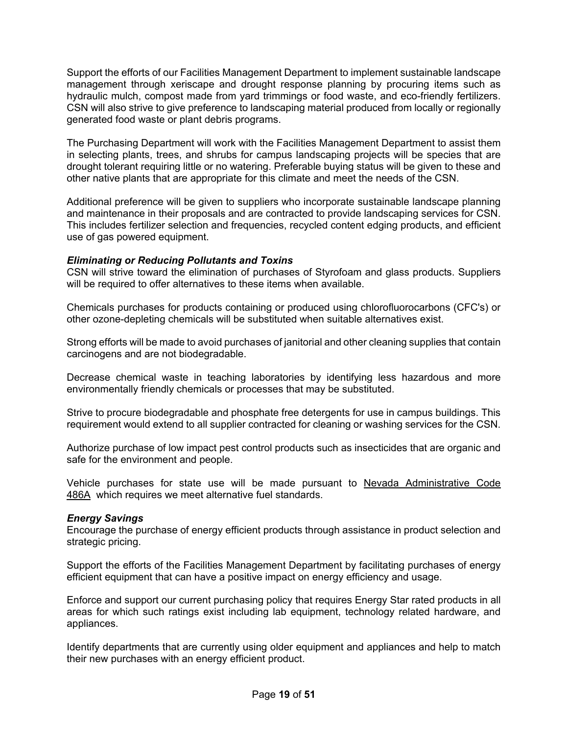Support the efforts of our Facilities Management Department to implement sustainable landscape management through xeriscape and drought response planning by procuring items such as hydraulic mulch, compost made from yard trimmings or food waste, and eco-friendly fertilizers. CSN will also strive to give preference to landscaping material produced from locally or regionally generated food waste or plant debris programs.

The Purchasing Department will work with the Facilities Management Department to assist them in selecting plants, trees, and shrubs for campus landscaping projects will be species that are drought tolerant requiring little or no watering. Preferable buying status will be given to these and other native plants that are appropriate for this climate and meet the needs of the CSN.

Additional preference will be given to suppliers who incorporate sustainable landscape planning and maintenance in their proposals and are contracted to provide landscaping services for CSN. This includes fertilizer selection and frequencies, recycled content edging products, and efficient use of gas powered equipment.

***Eliminating or Reducing Pollutants and Toxins***

CSN will strive toward the elimination of purchases of Styrofoam and glass products. Suppliers will be required to offer alternatives to these items when available.

Chemicals purchases for products containing or produced using chlorofluorocarbons (CFC's) or other ozone-depleting chemicals will be substituted when suitable alternatives exist.

Strong efforts will be made to avoid purchases of janitorial and other cleaning supplies that contain carcinogens and are not biodegradable.

Decrease chemical waste in teaching laboratories by identifying less hazardous and more environmentally friendly chemicals or processes that may be substituted.

Strive to procure biodegradable and phosphate free detergents for use in campus buildings. This requirement would extend to all supplier contracted for cleaning or washing services for the CSN.

Authorize purchase of low impact pest control products such as insecticides that are organic and safe for the environment and people.

Vehicle purchases for state use will be made pursuant to Nevada Administrative Code 486A which requires we meet alternative fuel standards.

***Energy Savings***

Encourage the purchase of energy efficient products through assistance in product selection and strategic pricing.

Support the efforts of the Facilities Management Department by facilitating purchases of energy efficient equipment that can have a positive impact on energy efficiency and usage.

Enforce and support our current purchasing policy that requires Energy Star rated products in all areas for which such ratings exist including lab equipment, technology related hardware, and appliances.

Identify departments that are currently using older equipment and appliances and help to match their new purchases with an energy efficient product.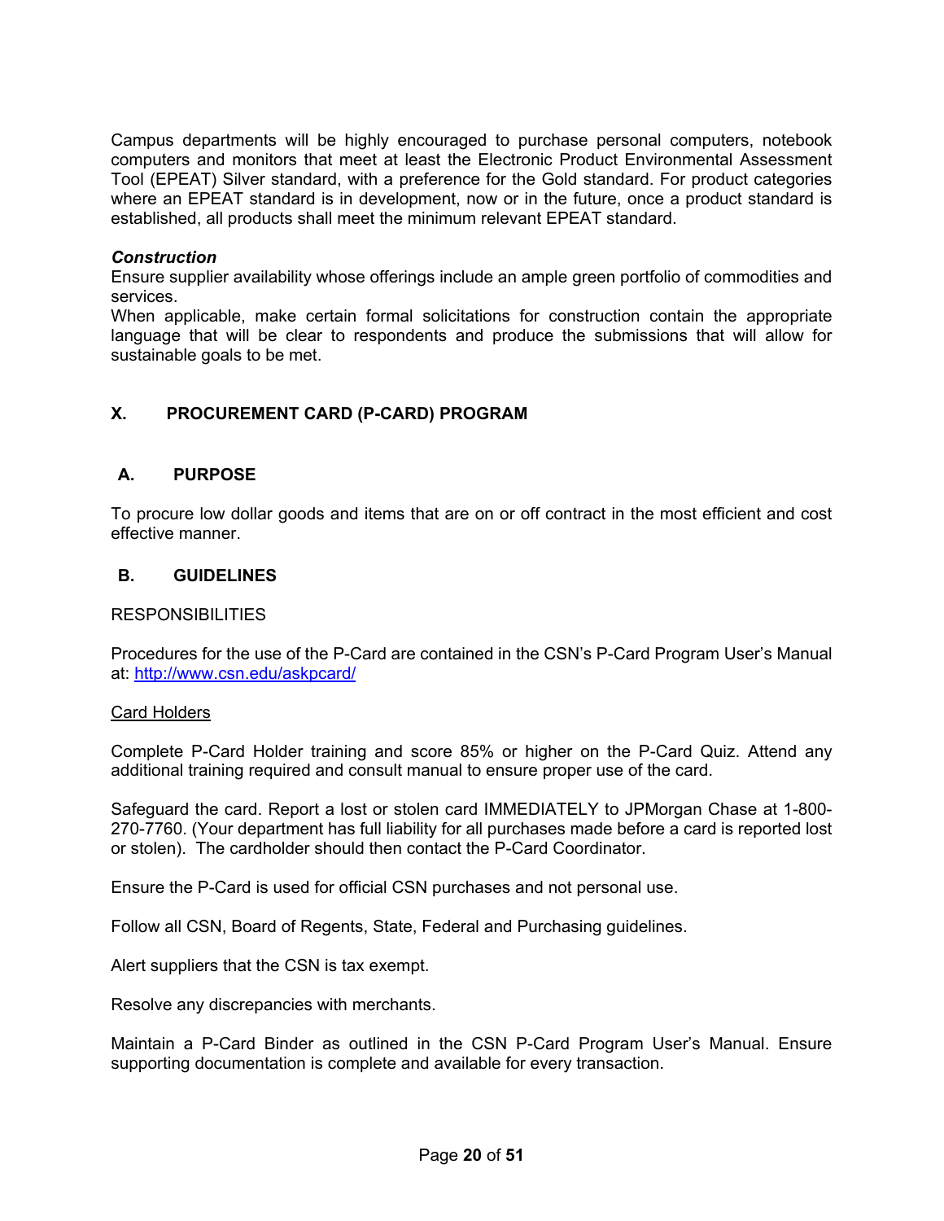Campus departments will be highly encouraged to purchase personal computers, notebook computers and monitors that meet at least the Electronic Product Environmental Assessment Tool (EPEAT) Silver standard, with a preference for the Gold standard. For product categories where an EPEAT standard is in development, now or in the future, once a product standard is established, all products shall meet the minimum relevant EPEAT standard.

***Construction***

Ensure supplier availability whose offerings include an ample green portfolio of commodities and services.

When applicable, make certain formal solicitations for construction contain the appropriate language that will be clear to respondents and produce the submissions that will allow for sustainable goals to be met.

## X. PROCUREMENT CARD (P-CARD) PROGRAM

### A. PURPOSE

To procure low dollar goods and items that are on or off contract in the most efficient and cost effective manner.

### B. GUIDELINES

RESPONSIBILITIES

Procedures for the use of the P-Card are contained in the CSN's P-Card Program User's Manual at: [http://www.csn.edu/askpcard/](http://www.csn.edu/askpcard/)

<u>Card Holders</u>

Complete P-Card Holder training and score 85% or higher on the P-Card Quiz. Attend any additional training required and consult manual to ensure proper use of the card.

Safeguard the card. Report a lost or stolen card IMMEDIATELY to JPMorgan Chase at 1-800-270-7760. (Your department has full liability for all purchases made before a card is reported lost or stolen). The cardholder should then contact the P-Card Coordinator.

Ensure the P-Card is used for official CSN purchases and not personal use.

Follow all CSN, Board of Regents, State, Federal and Purchasing guidelines.

Alert suppliers that the CSN is tax exempt.

Resolve any discrepancies with merchants.

Maintain a P-Card Binder as outlined in the CSN P-Card Program User's Manual. Ensure supporting documentation is complete and available for every transaction.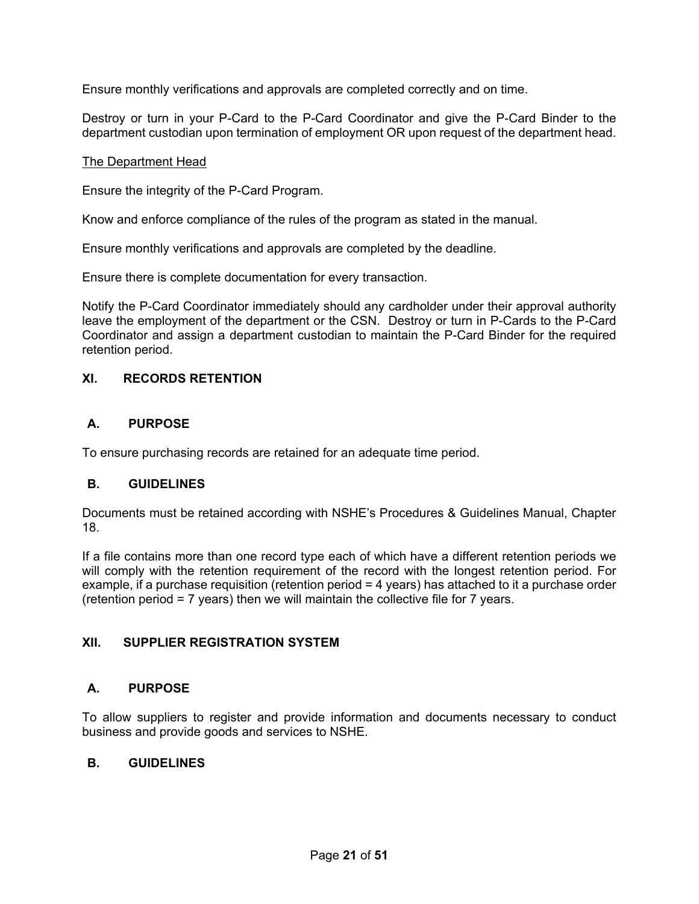Ensure monthly verifications and approvals are completed correctly and on time.

Destroy or turn in your P-Card to the P-Card Coordinator and give the P-Card Binder to the department custodian upon termination of employment OR upon request of the department head.

<u>The Department Head</u>

Ensure the integrity of the P-Card Program.

Know and enforce compliance of the rules of the program as stated in the manual.

Ensure monthly verifications and approvals are completed by the deadline.

Ensure there is complete documentation for every transaction.

Notify the P-Card Coordinator immediately should any cardholder under their approval authority leave the employment of the department or the CSN. Destroy or turn in P-Cards to the P-Card Coordinator and assign a department custodian to maintain the P-Card Binder for the required retention period.

## XI. RECORDS RETENTION

### A. PURPOSE

To ensure purchasing records are retained for an adequate time period.

### B. GUIDELINES

Documents must be retained according with NSHE's Procedures & Guidelines Manual, Chapter 18.

If a file contains more than one record type each of which have a different retention periods we will comply with the retention requirement of the record with the longest retention period. For example, if a purchase requisition (retention period = 4 years) has attached to it a purchase order (retention period = 7 years) then we will maintain the collective file for 7 years.

## XII. SUPPLIER REGISTRATION SYSTEM

### A. PURPOSE

To allow suppliers to register and provide information and documents necessary to conduct business and provide goods and services to NSHE.

### B. GUIDELINES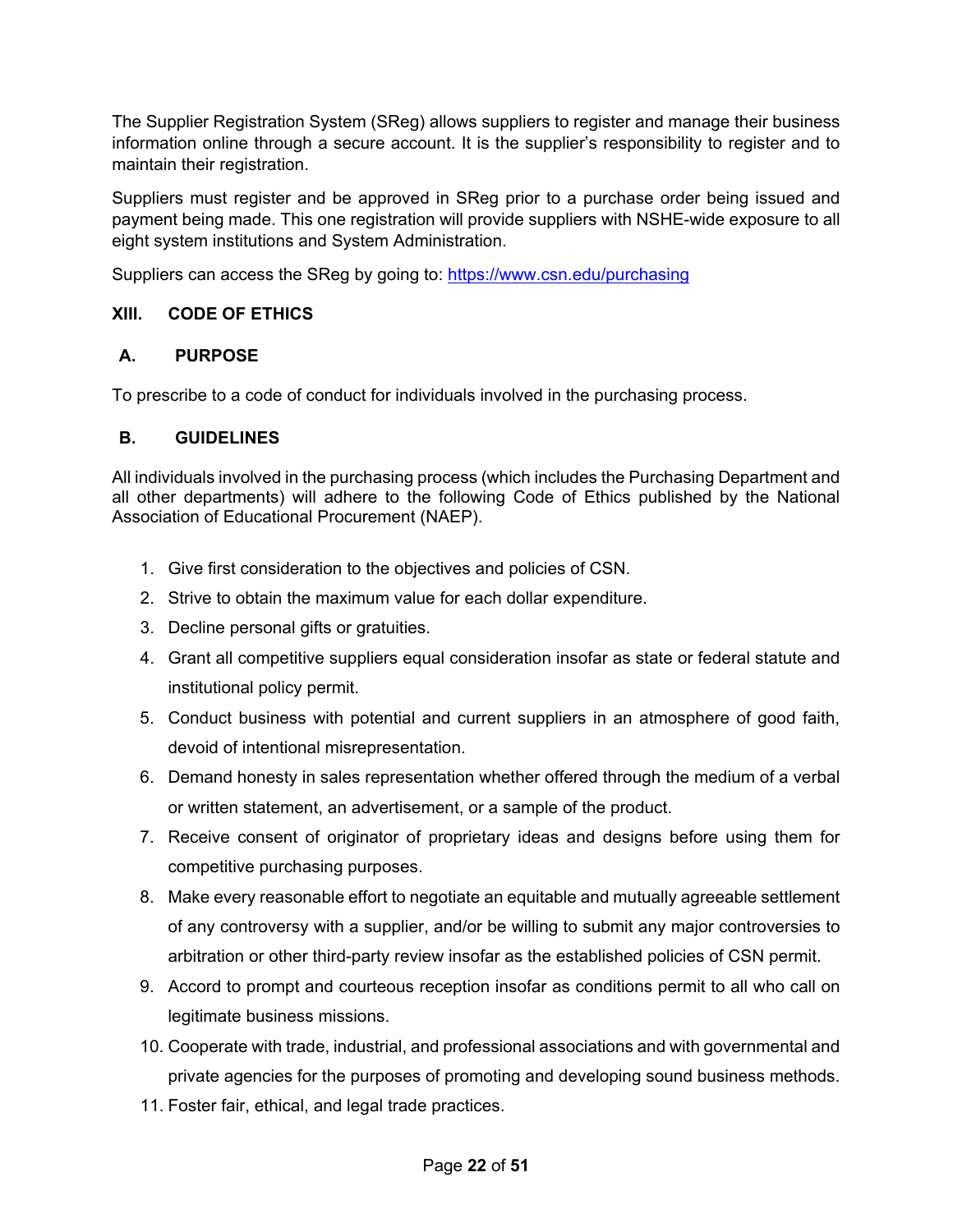The Supplier Registration System (SReg) allows suppliers to register and manage their business information online through a secure account. It is the supplier's responsibility to register and to maintain their registration.

Suppliers must register and be approved in SReg prior to a purchase order being issued and payment being made. This one registration will provide suppliers with NSHE-wide exposure to all eight system institutions and System Administration.

Suppliers can access the SReg by going to: [https://www.csn.edu/purchasing](https://www.csn.edu/purchasing)

## XIII. CODE OF ETHICS

### A. PURPOSE

To prescribe to a code of conduct for individuals involved in the purchasing process.

### B. GUIDELINES

All individuals involved in the purchasing process (which includes the Purchasing Department and all other departments) will adhere to the following Code of Ethics published by the National Association of Educational Procurement (NAEP).

1. Give first consideration to the objectives and policies of CSN.
2. Strive to obtain the maximum value for each dollar expenditure.
3. Decline personal gifts or gratuities.
4. Grant all competitive suppliers equal consideration insofar as state or federal statute and institutional policy permit.
5. Conduct business with potential and current suppliers in an atmosphere of good faith, devoid of intentional misrepresentation.
6. Demand honesty in sales representation whether offered through the medium of a verbal or written statement, an advertisement, or a sample of the product.
7. Receive consent of originator of proprietary ideas and designs before using them for competitive purchasing purposes.
8. Make every reasonable effort to negotiate an equitable and mutually agreeable settlement of any controversy with a supplier, and/or be willing to submit any major controversies to arbitration or other third-party review insofar as the established policies of CSN permit.
9. Accord to prompt and courteous reception insofar as conditions permit to all who call on legitimate business missions.
10. Cooperate with trade, industrial, and professional associations and with governmental and private agencies for the purposes of promoting and developing sound business methods.
11. Foster fair, ethical, and legal trade practices.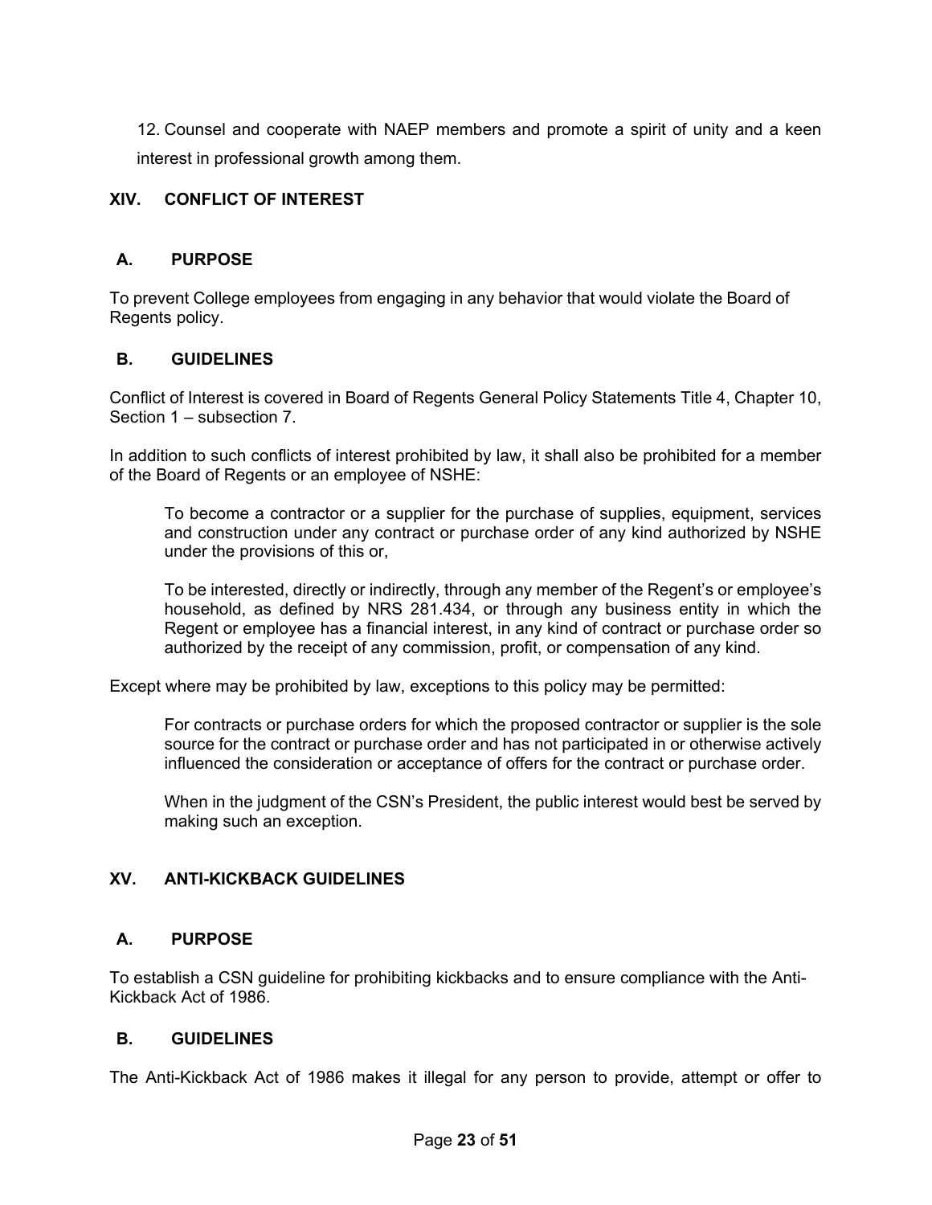12. Counsel and cooperate with NAEP members and promote a spirit of unity and a keen interest in professional growth among them.

## XIV. CONFLICT OF INTEREST

### A. PURPOSE

To prevent College employees from engaging in any behavior that would violate the Board of Regents policy.

### B. GUIDELINES

Conflict of Interest is covered in Board of Regents General Policy Statements Title 4, Chapter 10, Section 1 – subsection 7.

In addition to such conflicts of interest prohibited by law, it shall also be prohibited for a member of the Board of Regents or an employee of NSHE:

> To become a contractor or a supplier for the purchase of supplies, equipment, services and construction under any contract or purchase order of any kind authorized by NSHE under the provisions of this or,
>
> To be interested, directly or indirectly, through any member of the Regent's or employee's household, as defined by NRS 281.434, or through any business entity in which the Regent or employee has a financial interest, in any kind of contract or purchase order so authorized by the receipt of any commission, profit, or compensation of any kind.

Except where may be prohibited by law, exceptions to this policy may be permitted:

> For contracts or purchase orders for which the proposed contractor or supplier is the sole source for the contract or purchase order and has not participated in or otherwise actively influenced the consideration or acceptance of offers for the contract or purchase order.
>
> When in the judgment of the CSN's President, the public interest would best be served by making such an exception.

## XV. ANTI-KICKBACK GUIDELINES

### A. PURPOSE

To establish a CSN guideline for prohibiting kickbacks and to ensure compliance with the Anti-Kickback Act of 1986.

### B. GUIDELINES

The Anti-Kickback Act of 1986 makes it illegal for any person to provide, attempt or offer to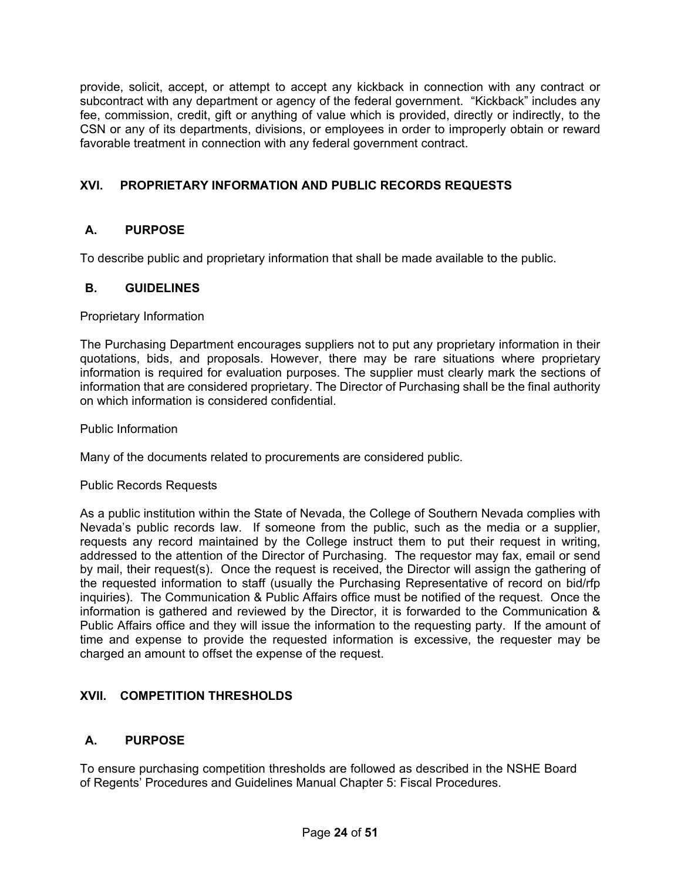provide, solicit, accept, or attempt to accept any kickback in connection with any contract or subcontract with any department or agency of the federal government. "Kickback" includes any fee, commission, credit, gift or anything of value which is provided, directly or indirectly, to the CSN or any of its departments, divisions, or employees in order to improperly obtain or reward favorable treatment in connection with any federal government contract.

## XVI. PROPRIETARY INFORMATION AND PUBLIC RECORDS REQUESTS

### A. PURPOSE

To describe public and proprietary information that shall be made available to the public.

### B. GUIDELINES

Proprietary Information

The Purchasing Department encourages suppliers not to put any proprietary information in their quotations, bids, and proposals. However, there may be rare situations where proprietary information is required for evaluation purposes. The supplier must clearly mark the sections of information that are considered proprietary. The Director of Purchasing shall be the final authority on which information is considered confidential.

Public Information

Many of the documents related to procurements are considered public.

Public Records Requests

As a public institution within the State of Nevada, the College of Southern Nevada complies with Nevada's public records law. If someone from the public, such as the media or a supplier, requests any record maintained by the College instruct them to put their request in writing, addressed to the attention of the Director of Purchasing. The requestor may fax, email or send by mail, their request(s). Once the request is received, the Director will assign the gathering of the requested information to staff (usually the Purchasing Representative of record on bid/rfp inquiries). The Communication & Public Affairs office must be notified of the request. Once the information is gathered and reviewed by the Director, it is forwarded to the Communication & Public Affairs office and they will issue the information to the requesting party. If the amount of time and expense to provide the requested information is excessive, the requester may be charged an amount to offset the expense of the request.

## XVII. COMPETITION THRESHOLDS

### A. PURPOSE

To ensure purchasing competition thresholds are followed as described in the NSHE Board of Regents' Procedures and Guidelines Manual Chapter 5: Fiscal Procedures.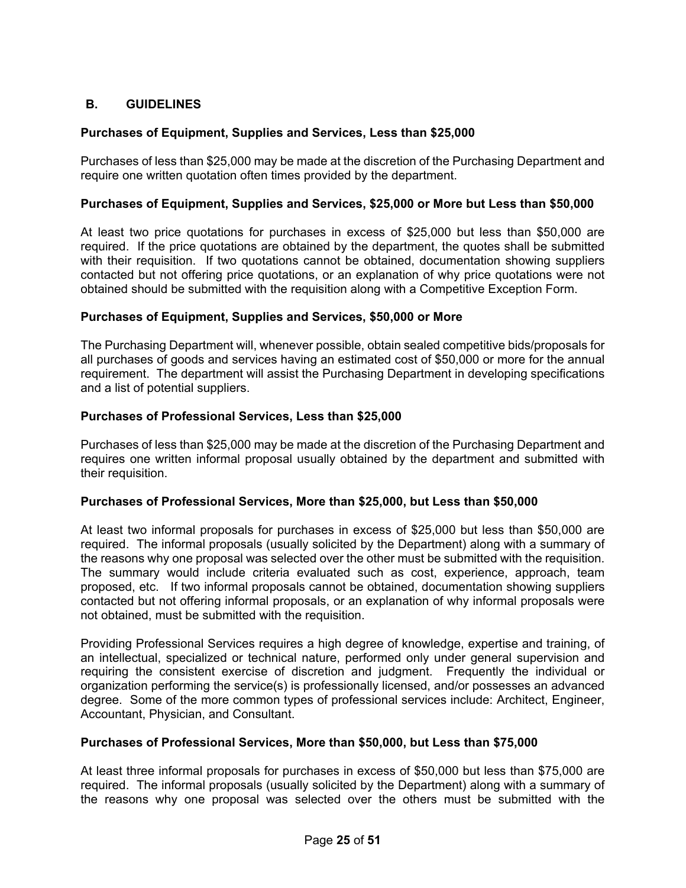## B. GUIDELINES

### Purchases of Equipment, Supplies and Services, Less than $25,000

Purchases of less than $25,000 may be made at the discretion of the Purchasing Department and require one written quotation often times provided by the department.

### Purchases of Equipment, Supplies and Services, $25,000 or More but Less than $50,000

At least two price quotations for purchases in excess of $25,000 but less than $50,000 are required. If the price quotations are obtained by the department, the quotes shall be submitted with their requisition. If two quotations cannot be obtained, documentation showing suppliers contacted but not offering price quotations, or an explanation of why price quotations were not obtained should be submitted with the requisition along with a Competitive Exception Form.

### Purchases of Equipment, Supplies and Services, $50,000 or More

The Purchasing Department will, whenever possible, obtain sealed competitive bids/proposals for all purchases of goods and services having an estimated cost of $50,000 or more for the annual requirement. The department will assist the Purchasing Department in developing specifications and a list of potential suppliers.

### Purchases of Professional Services, Less than $25,000

Purchases of less than $25,000 may be made at the discretion of the Purchasing Department and requires one written informal proposal usually obtained by the department and submitted with their requisition.

### Purchases of Professional Services, More than $25,000, but Less than $50,000

At least two informal proposals for purchases in excess of $25,000 but less than $50,000 are required. The informal proposals (usually solicited by the Department) along with a summary of the reasons why one proposal was selected over the other must be submitted with the requisition. The summary would include criteria evaluated such as cost, experience, approach, team proposed, etc. If two informal proposals cannot be obtained, documentation showing suppliers contacted but not offering informal proposals, or an explanation of why informal proposals were not obtained, must be submitted with the requisition.

Providing Professional Services requires a high degree of knowledge, expertise and training, of an intellectual, specialized or technical nature, performed only under general supervision and requiring the consistent exercise of discretion and judgment. Frequently the individual or organization performing the service(s) is professionally licensed, and/or possesses an advanced degree. Some of the more common types of professional services include: Architect, Engineer, Accountant, Physician, and Consultant.

### Purchases of Professional Services, More than $50,000, but Less than $75,000

At least three informal proposals for purchases in excess of $50,000 but less than $75,000 are required. The informal proposals (usually solicited by the Department) along with a summary of the reasons why one proposal was selected over the others must be submitted with the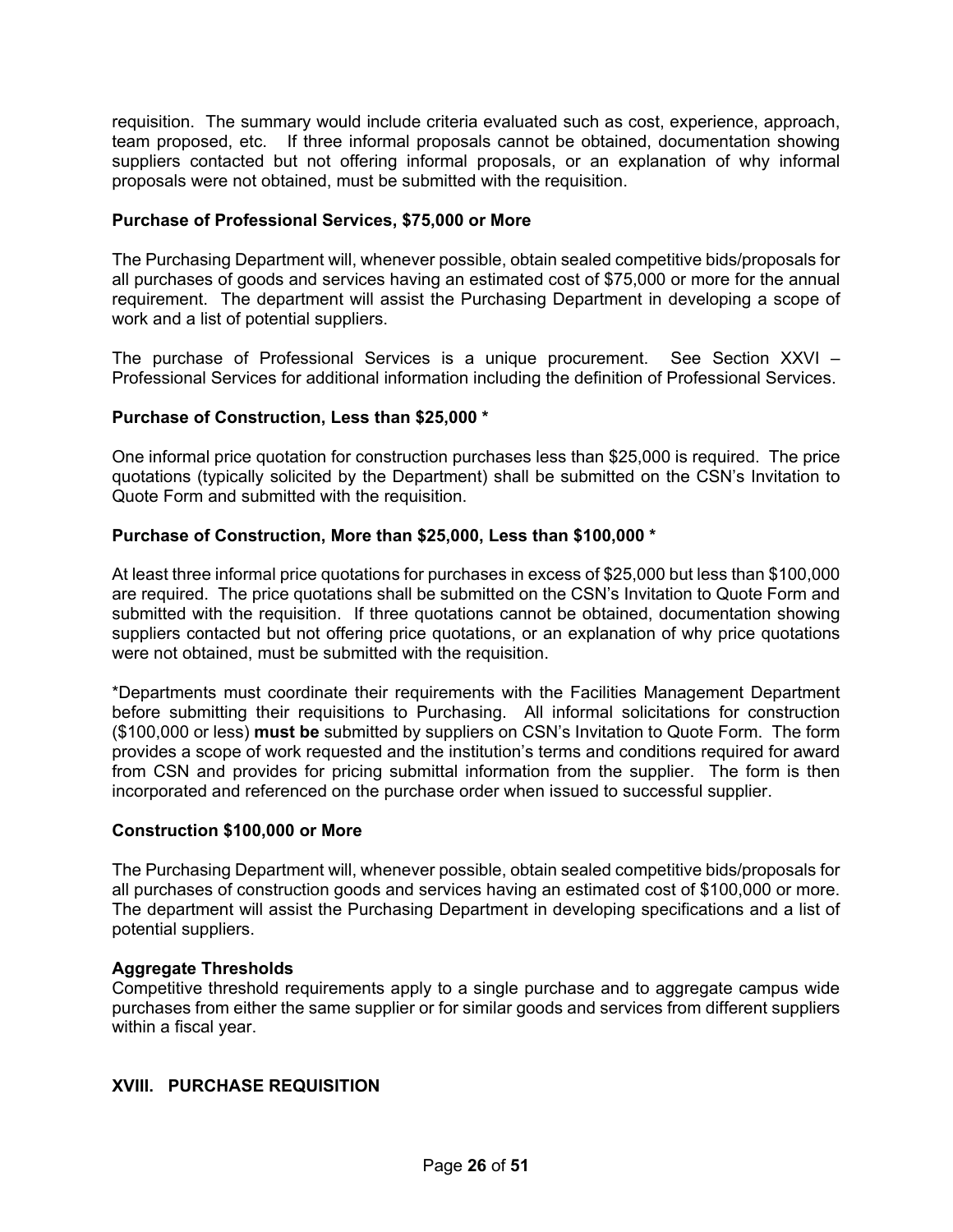requisition. The summary would include criteria evaluated such as cost, experience, approach, team proposed, etc. If three informal proposals cannot be obtained, documentation showing suppliers contacted but not offering informal proposals, or an explanation of why informal proposals were not obtained, must be submitted with the requisition.

**Purchase of Professional Services, $75,000 or More**

The Purchasing Department will, whenever possible, obtain sealed competitive bids/proposals for all purchases of goods and services having an estimated cost of $75,000 or more for the annual requirement. The department will assist the Purchasing Department in developing a scope of work and a list of potential suppliers.

The purchase of Professional Services is a unique procurement. See Section XXVI – Professional Services for additional information including the definition of Professional Services.

**Purchase of Construction, Less than $25,000 \***

One informal price quotation for construction purchases less than $25,000 is required. The price quotations (typically solicited by the Department) shall be submitted on the CSN's Invitation to Quote Form and submitted with the requisition.

**Purchase of Construction, More than $25,000, Less than $100,000 \***

At least three informal price quotations for purchases in excess of $25,000 but less than $100,000 are required. The price quotations shall be submitted on the CSN's Invitation to Quote Form and submitted with the requisition. If three quotations cannot be obtained, documentation showing suppliers contacted but not offering price quotations, or an explanation of why price quotations were not obtained, must be submitted with the requisition.

\*Departments must coordinate their requirements with the Facilities Management Department before submitting their requisitions to Purchasing. All informal solicitations for construction ($100,000 or less) **must be** submitted by suppliers on CSN's Invitation to Quote Form. The form provides a scope of work requested and the institution's terms and conditions required for award from CSN and provides for pricing submittal information from the supplier. The form is then incorporated and referenced on the purchase order when issued to successful supplier.

**Construction $100,000 or More**

The Purchasing Department will, whenever possible, obtain sealed competitive bids/proposals for all purchases of construction goods and services having an estimated cost of $100,000 or more. The department will assist the Purchasing Department in developing specifications and a list of potential suppliers.

**Aggregate Thresholds**

Competitive threshold requirements apply to a single purchase and to aggregate campus wide purchases from either the same supplier or for similar goods and services from different suppliers within a fiscal year.

## XVIII. PURCHASE REQUISITION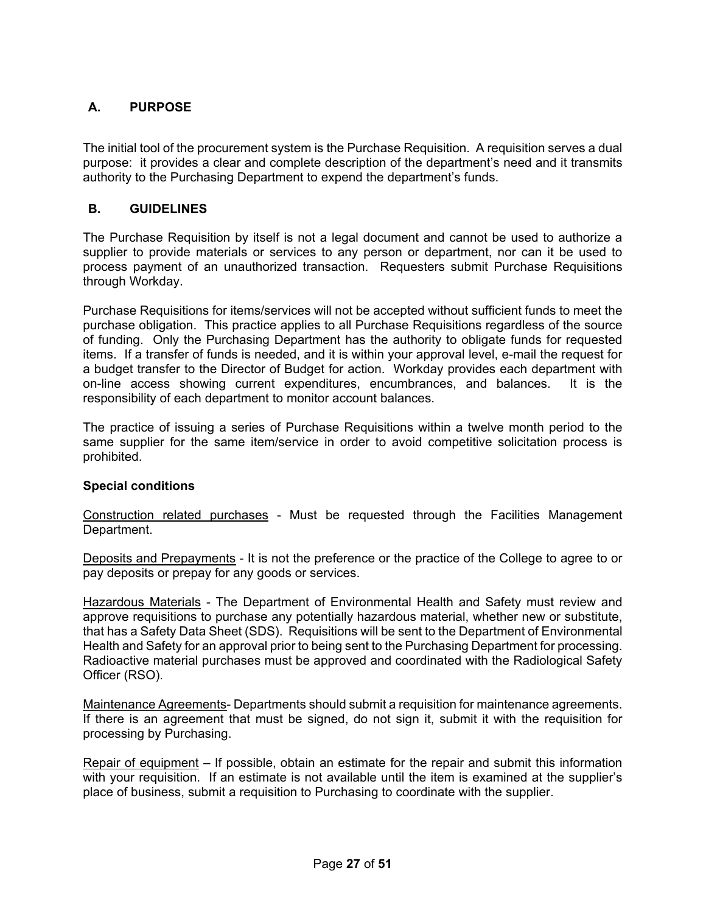## A. PURPOSE

The initial tool of the procurement system is the Purchase Requisition. A requisition serves a dual purpose: it provides a clear and complete description of the department's need and it transmits authority to the Purchasing Department to expend the department's funds.

## B. GUIDELINES

The Purchase Requisition by itself is not a legal document and cannot be used to authorize a supplier to provide materials or services to any person or department, nor can it be used to process payment of an unauthorized transaction. Requesters submit Purchase Requisitions through Workday.

Purchase Requisitions for items/services will not be accepted without sufficient funds to meet the purchase obligation. This practice applies to all Purchase Requisitions regardless of the source of funding. Only the Purchasing Department has the authority to obligate funds for requested items. If a transfer of funds is needed, and it is within your approval level, e-mail the request for a budget transfer to the Director of Budget for action. Workday provides each department with on-line access showing current expenditures, encumbrances, and balances. It is the responsibility of each department to monitor account balances.

The practice of issuing a series of Purchase Requisitions within a twelve month period to the same supplier for the same item/service in order to avoid competitive solicitation process is prohibited.

**Special conditions**

Construction related purchases - Must be requested through the Facilities Management Department.

Deposits and Prepayments - It is not the preference or the practice of the College to agree to or pay deposits or prepay for any goods or services.

Hazardous Materials - The Department of Environmental Health and Safety must review and approve requisitions to purchase any potentially hazardous material, whether new or substitute, that has a Safety Data Sheet (SDS). Requisitions will be sent to the Department of Environmental Health and Safety for an approval prior to being sent to the Purchasing Department for processing. Radioactive material purchases must be approved and coordinated with the Radiological Safety Officer (RSO).

Maintenance Agreements- Departments should submit a requisition for maintenance agreements. If there is an agreement that must be signed, do not sign it, submit it with the requisition for processing by Purchasing.

Repair of equipment – If possible, obtain an estimate for the repair and submit this information with your requisition. If an estimate is not available until the item is examined at the supplier's place of business, submit a requisition to Purchasing to coordinate with the supplier.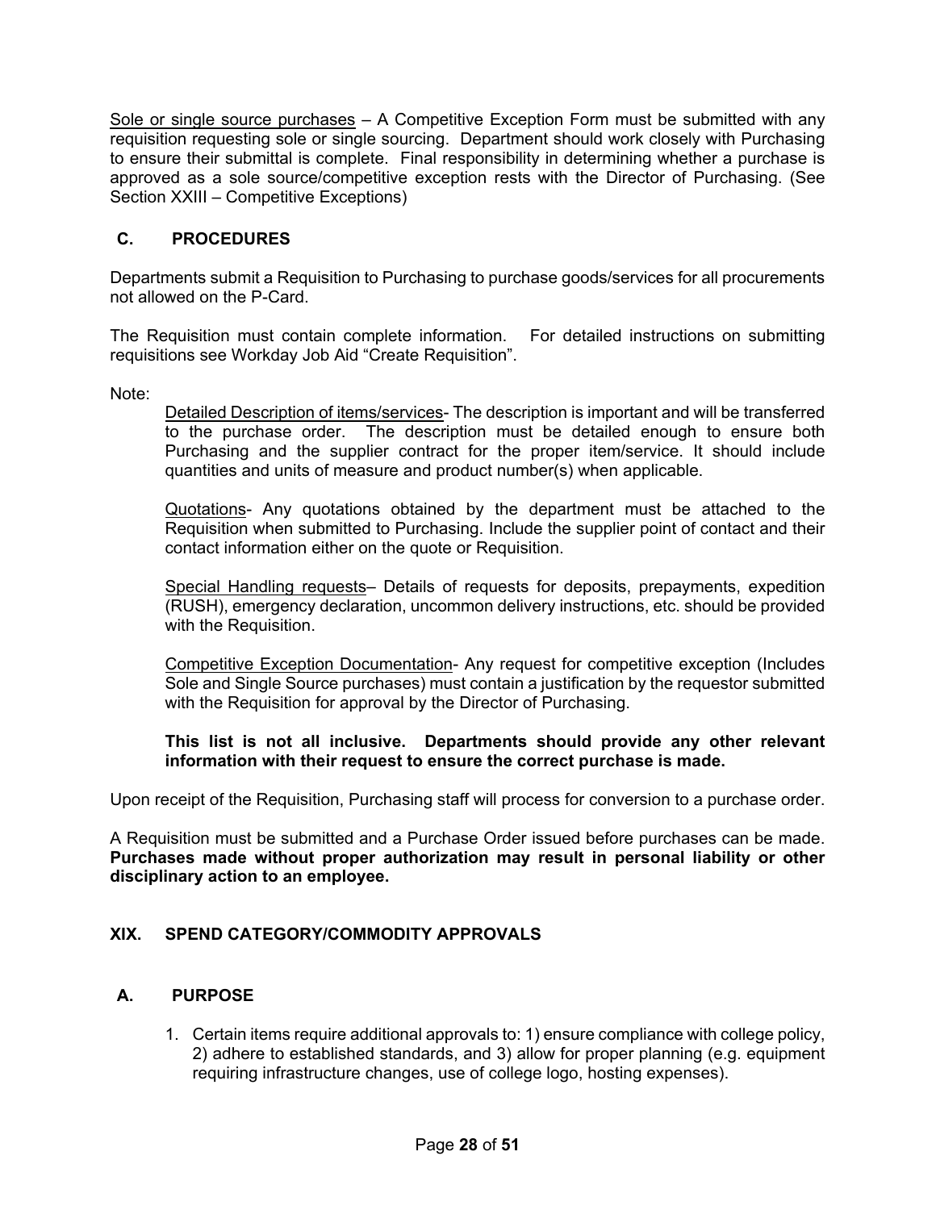Sole or single source purchases – A Competitive Exception Form must be submitted with any requisition requesting sole or single sourcing. Department should work closely with Purchasing to ensure their submittal is complete. Final responsibility in determining whether a purchase is approved as a sole source/competitive exception rests with the Director of Purchasing. (See Section XXIII – Competitive Exceptions)

### C. PROCEDURES

Departments submit a Requisition to Purchasing to purchase goods/services for all procurements not allowed on the P-Card.

The Requisition must contain complete information. For detailed instructions on submitting requisitions see Workday Job Aid "Create Requisition".

Note:

Detailed Description of items/services- The description is important and will be transferred to the purchase order. The description must be detailed enough to ensure both Purchasing and the supplier contract for the proper item/service. It should include quantities and units of measure and product number(s) when applicable.

Quotations- Any quotations obtained by the department must be attached to the Requisition when submitted to Purchasing. Include the supplier point of contact and their contact information either on the quote or Requisition.

Special Handling requests– Details of requests for deposits, prepayments, expedition (RUSH), emergency declaration, uncommon delivery instructions, etc. should be provided with the Requisition.

Competitive Exception Documentation- Any request for competitive exception (Includes Sole and Single Source purchases) must contain a justification by the requestor submitted with the Requisition for approval by the Director of Purchasing.

**This list is not all inclusive. Departments should provide any other relevant information with their request to ensure the correct purchase is made.**

Upon receipt of the Requisition, Purchasing staff will process for conversion to a purchase order.

A Requisition must be submitted and a Purchase Order issued before purchases can be made. **Purchases made without proper authorization may result in personal liability or other disciplinary action to an employee.**

## XIX. SPEND CATEGORY/COMMODITY APPROVALS

### A. PURPOSE

1. Certain items require additional approvals to: 1) ensure compliance with college policy, 2) adhere to established standards, and 3) allow for proper planning (e.g. equipment requiring infrastructure changes, use of college logo, hosting expenses).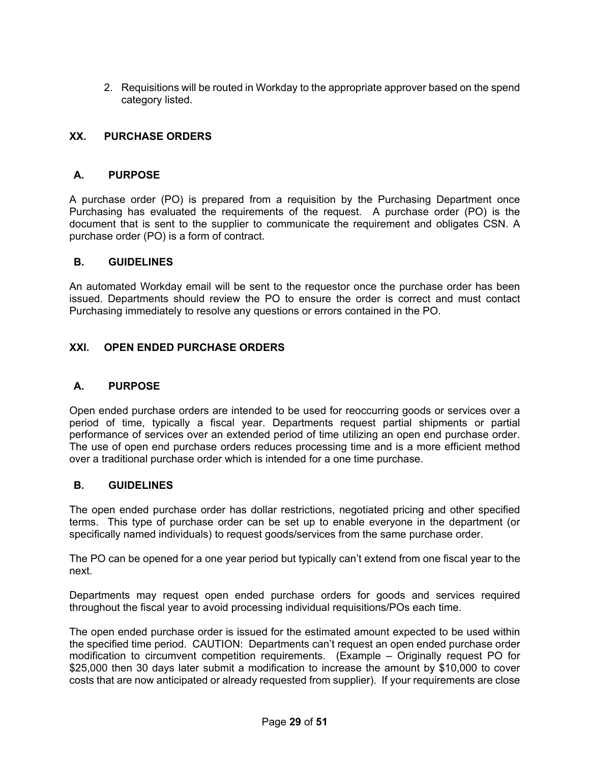2. Requisitions will be routed in Workday to the appropriate approver based on the spend category listed.

## XX. PURCHASE ORDERS

### A. PURPOSE

A purchase order (PO) is prepared from a requisition by the Purchasing Department once Purchasing has evaluated the requirements of the request. A purchase order (PO) is the document that is sent to the supplier to communicate the requirement and obligates CSN. A purchase order (PO) is a form of contract.

### B. GUIDELINES

An automated Workday email will be sent to the requestor once the purchase order has been issued. Departments should review the PO to ensure the order is correct and must contact Purchasing immediately to resolve any questions or errors contained in the PO.

## XXI. OPEN ENDED PURCHASE ORDERS

### A. PURPOSE

Open ended purchase orders are intended to be used for reoccurring goods or services over a period of time, typically a fiscal year. Departments request partial shipments or partial performance of services over an extended period of time utilizing an open end purchase order. The use of open end purchase orders reduces processing time and is a more efficient method over a traditional purchase order which is intended for a one time purchase.

### B. GUIDELINES

The open ended purchase order has dollar restrictions, negotiated pricing and other specified terms. This type of purchase order can be set up to enable everyone in the department (or specifically named individuals) to request goods/services from the same purchase order.

The PO can be opened for a one year period but typically can't extend from one fiscal year to the next.

Departments may request open ended purchase orders for goods and services required throughout the fiscal year to avoid processing individual requisitions/POs each time.

The open ended purchase order is issued for the estimated amount expected to be used within the specified time period. CAUTION: Departments can't request an open ended purchase order modification to circumvent competition requirements. (Example – Originally request PO for $25,000 then 30 days later submit a modification to increase the amount by $10,000 to cover costs that are now anticipated or already requested from supplier). If your requirements are close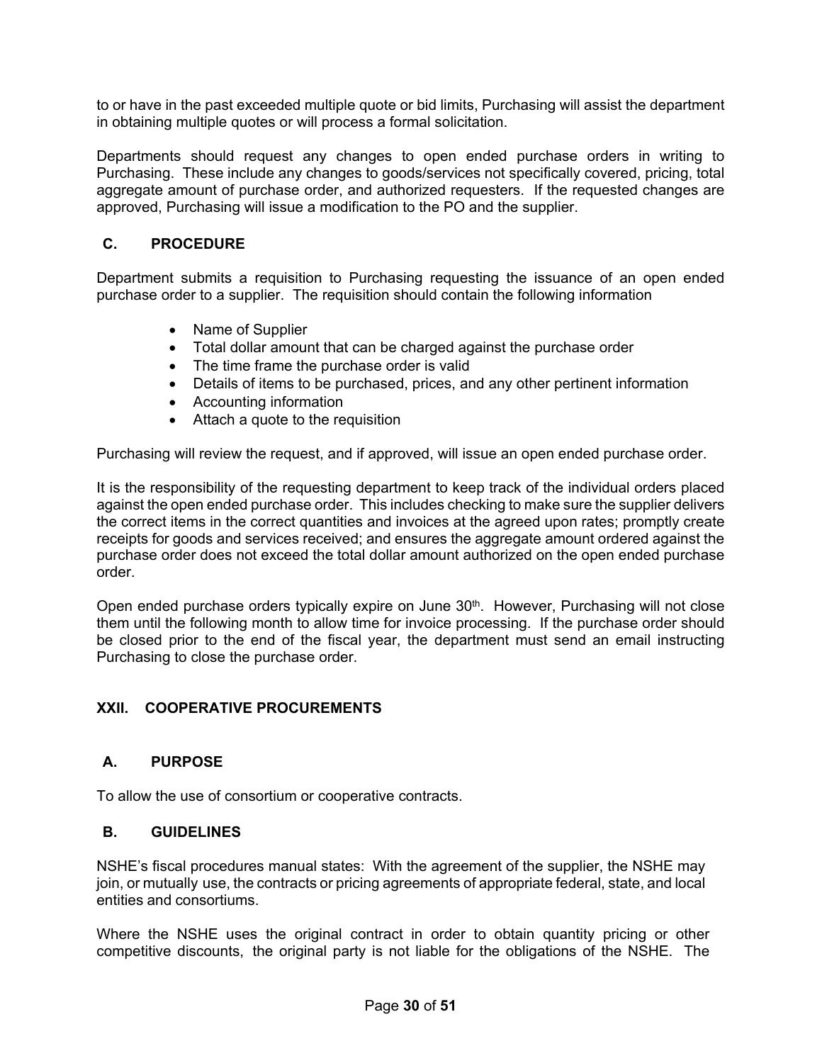to or have in the past exceeded multiple quote or bid limits, Purchasing will assist the department in obtaining multiple quotes or will process a formal solicitation.

Departments should request any changes to open ended purchase orders in writing to Purchasing. These include any changes to goods/services not specifically covered, pricing, total aggregate amount of purchase order, and authorized requesters. If the requested changes are approved, Purchasing will issue a modification to the PO and the supplier.

### C. PROCEDURE

Department submits a requisition to Purchasing requesting the issuance of an open ended purchase order to a supplier. The requisition should contain the following information

- Name of Supplier
- Total dollar amount that can be charged against the purchase order
- The time frame the purchase order is valid
- Details of items to be purchased, prices, and any other pertinent information
- Accounting information
- Attach a quote to the requisition

Purchasing will review the request, and if approved, will issue an open ended purchase order.

It is the responsibility of the requesting department to keep track of the individual orders placed against the open ended purchase order. This includes checking to make sure the supplier delivers the correct items in the correct quantities and invoices at the agreed upon rates; promptly create receipts for goods and services received; and ensures the aggregate amount ordered against the purchase order does not exceed the total dollar amount authorized on the open ended purchase order.

Open ended purchase orders typically expire on June 30th. However, Purchasing will not close them until the following month to allow time for invoice processing. If the purchase order should be closed prior to the end of the fiscal year, the department must send an email instructing Purchasing to close the purchase order.

## XXII. COOPERATIVE PROCUREMENTS

### A. PURPOSE

To allow the use of consortium or cooperative contracts.

### B. GUIDELINES

NSHE's fiscal procedures manual states: With the agreement of the supplier, the NSHE may join, or mutually use, the contracts or pricing agreements of appropriate federal, state, and local entities and consortiums.

Where the NSHE uses the original contract in order to obtain quantity pricing or other competitive discounts, the original party is not liable for the obligations of the NSHE. The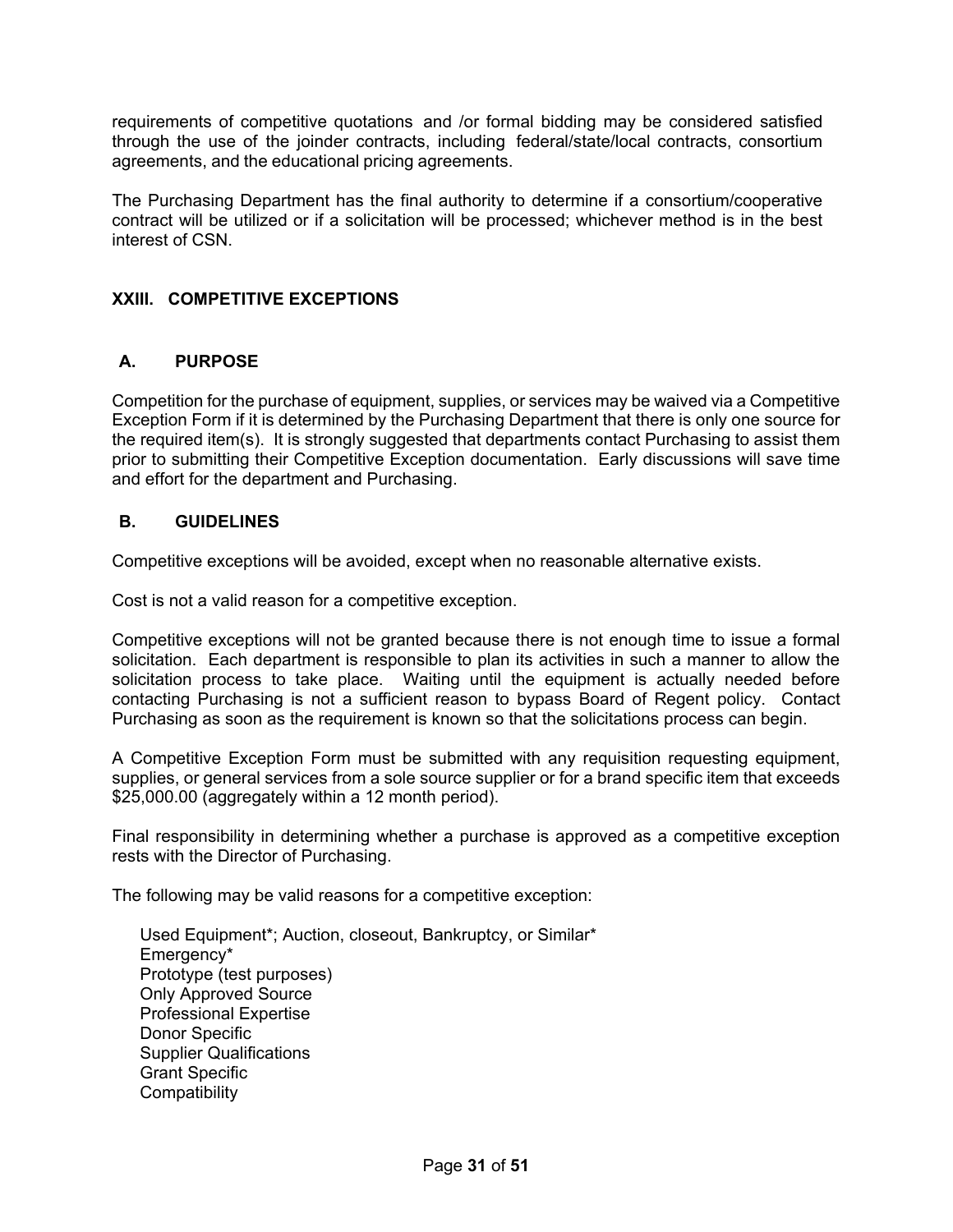requirements of competitive quotations and /or formal bidding may be considered satisfied through the use of the joinder contracts, including federal/state/local contracts, consortium agreements, and the educational pricing agreements.

The Purchasing Department has the final authority to determine if a consortium/cooperative contract will be utilized or if a solicitation will be processed; whichever method is in the best interest of CSN.

## XXIII. COMPETITIVE EXCEPTIONS

### A. PURPOSE

Competition for the purchase of equipment, supplies, or services may be waived via a Competitive Exception Form if it is determined by the Purchasing Department that there is only one source for the required item(s). It is strongly suggested that departments contact Purchasing to assist them prior to submitting their Competitive Exception documentation. Early discussions will save time and effort for the department and Purchasing.

### B. GUIDELINES

Competitive exceptions will be avoided, except when no reasonable alternative exists.

Cost is not a valid reason for a competitive exception.

Competitive exceptions will not be granted because there is not enough time to issue a formal solicitation. Each department is responsible to plan its activities in such a manner to allow the solicitation process to take place. Waiting until the equipment is actually needed before contacting Purchasing is not a sufficient reason to bypass Board of Regent policy. Contact Purchasing as soon as the requirement is known so that the solicitations process can begin.

A Competitive Exception Form must be submitted with any requisition requesting equipment, supplies, or general services from a sole source supplier or for a brand specific item that exceeds $25,000.00 (aggregately within a 12 month period).

Final responsibility in determining whether a purchase is approved as a competitive exception rests with the Director of Purchasing.

The following may be valid reasons for a competitive exception:

- Used Equipment*; Auction, closeout, Bankruptcy, or Similar*
- Emergency*
- Prototype (test purposes)
- Only Approved Source
- Professional Expertise
- Donor Specific
- Supplier Qualifications
- Grant Specific
- Compatibility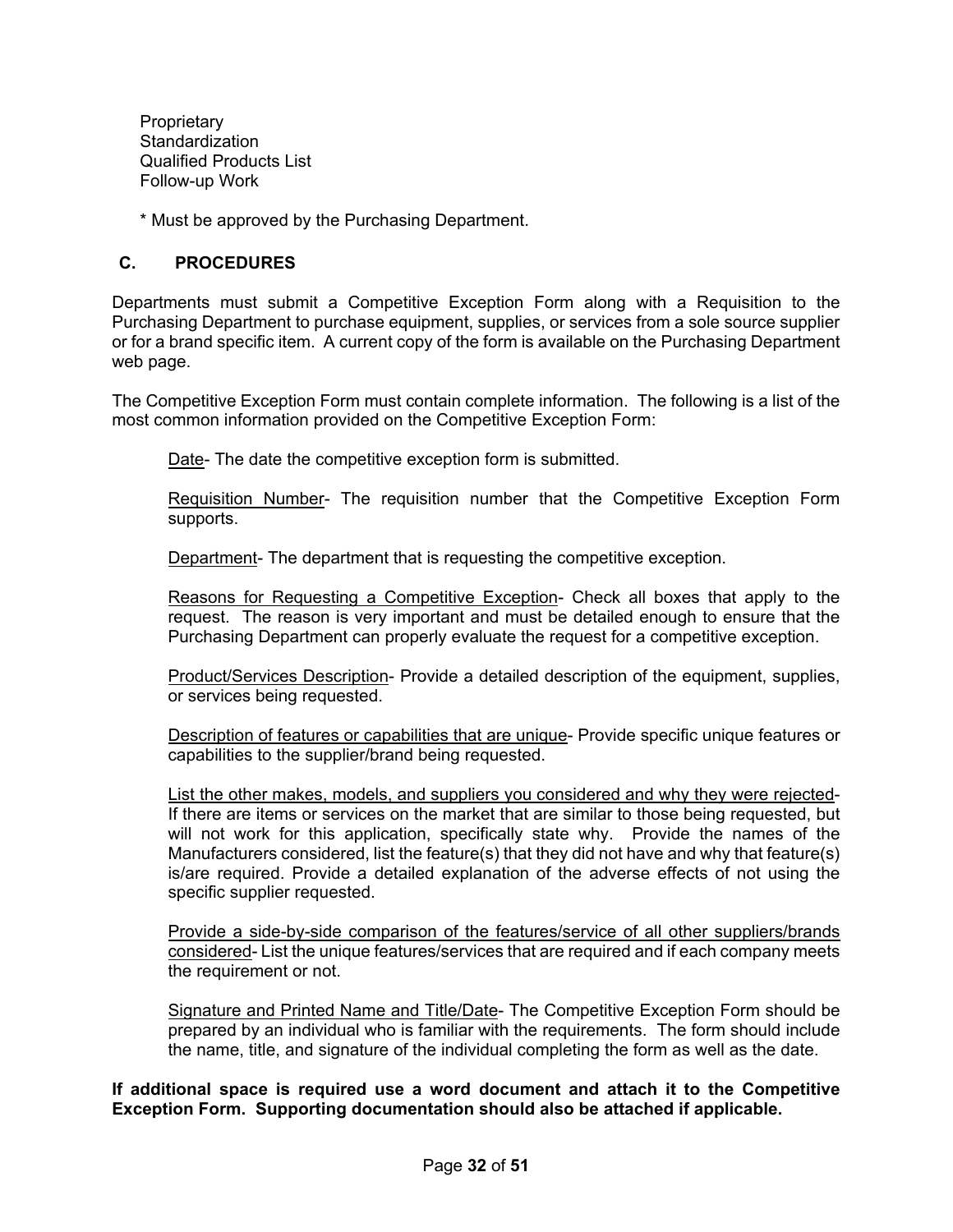Proprietary
Standardization
Qualified Products List
Follow-up Work

* Must be approved by the Purchasing Department.

### C. PROCEDURES

Departments must submit a Competitive Exception Form along with a Requisition to the Purchasing Department to purchase equipment, supplies, or services from a sole source supplier or for a brand specific item. A current copy of the form is available on the Purchasing Department web page.

The Competitive Exception Form must contain complete information. The following is a list of the most common information provided on the Competitive Exception Form:

<u>Date</u>- The date the competitive exception form is submitted.

<u>Requisition Number</u>- The requisition number that the Competitive Exception Form supports.

<u>Department</u>- The department that is requesting the competitive exception.

<u>Reasons for Requesting a Competitive Exception</u>- Check all boxes that apply to the request. The reason is very important and must be detailed enough to ensure that the Purchasing Department can properly evaluate the request for a competitive exception.

<u>Product/Services Description</u>- Provide a detailed description of the equipment, supplies, or services being requested.

<u>Description of features or capabilities that are unique</u>- Provide specific unique features or capabilities to the supplier/brand being requested.

<u>List the other makes, models, and suppliers you considered and why they were rejected</u>- If there are items or services on the market that are similar to those being requested, but will not work for this application, specifically state why. Provide the names of the Manufacturers considered, list the feature(s) that they did not have and why that feature(s) is/are required. Provide a detailed explanation of the adverse effects of not using the specific supplier requested.

<u>Provide a side-by-side comparison of the features/service of all other suppliers/brands considered</u>- List the unique features/services that are required and if each company meets the requirement or not.

<u>Signature and Printed Name and Title/Date</u>- The Competitive Exception Form should be prepared by an individual who is familiar with the requirements. The form should include the name, title, and signature of the individual completing the form as well as the date.

**If additional space is required use a word document and attach it to the Competitive Exception Form. Supporting documentation should also be attached if applicable.**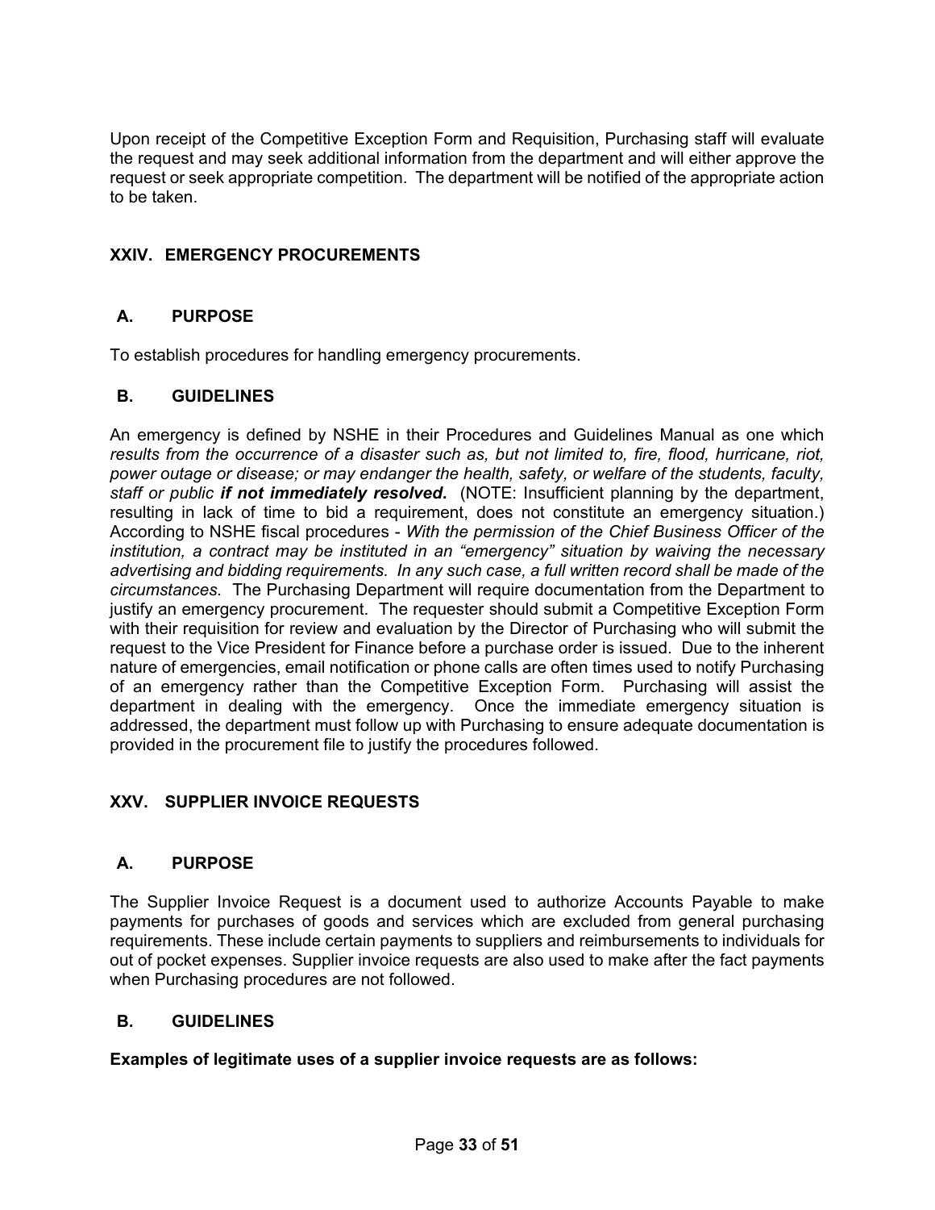Upon receipt of the Competitive Exception Form and Requisition, Purchasing staff will evaluate the request and may seek additional information from the department and will either approve the request or seek appropriate competition. The department will be notified of the appropriate action to be taken.

## XXIV. EMERGENCY PROCUREMENTS

### A. PURPOSE

To establish procedures for handling emergency procurements.

### B. GUIDELINES

An emergency is defined by NSHE in their Procedures and Guidelines Manual as one which *results from the occurrence of a disaster such as, but not limited to, fire, flood, hurricane, riot, power outage or disease; or may endanger the health, safety, or welfare of the students, faculty, staff or public* ***if not immediately resolved*****.** (NOTE: Insufficient planning by the department, resulting in lack of time to bid a requirement, does not constitute an emergency situation.) According to NSHE fiscal procedures - *With the permission of the Chief Business Officer of the institution, a contract may be instituted in an "emergency" situation by waiving the necessary advertising and bidding requirements. In any such case, a full written record shall be made of the circumstances.* The Purchasing Department will require documentation from the Department to justify an emergency procurement. The requester should submit a Competitive Exception Form with their requisition for review and evaluation by the Director of Purchasing who will submit the request to the Vice President for Finance before a purchase order is issued. Due to the inherent nature of emergencies, email notification or phone calls are often times used to notify Purchasing of an emergency rather than the Competitive Exception Form. Purchasing will assist the department in dealing with the emergency. Once the immediate emergency situation is addressed, the department must follow up with Purchasing to ensure adequate documentation is provided in the procurement file to justify the procedures followed.

## XXV. SUPPLIER INVOICE REQUESTS

### A. PURPOSE

The Supplier Invoice Request is a document used to authorize Accounts Payable to make payments for purchases of goods and services which are excluded from general purchasing requirements. These include certain payments to suppliers and reimbursements to individuals for out of pocket expenses. Supplier invoice requests are also used to make after the fact payments when Purchasing procedures are not followed.

### B. GUIDELINES

**Examples of legitimate uses of a supplier invoice requests are as follows:**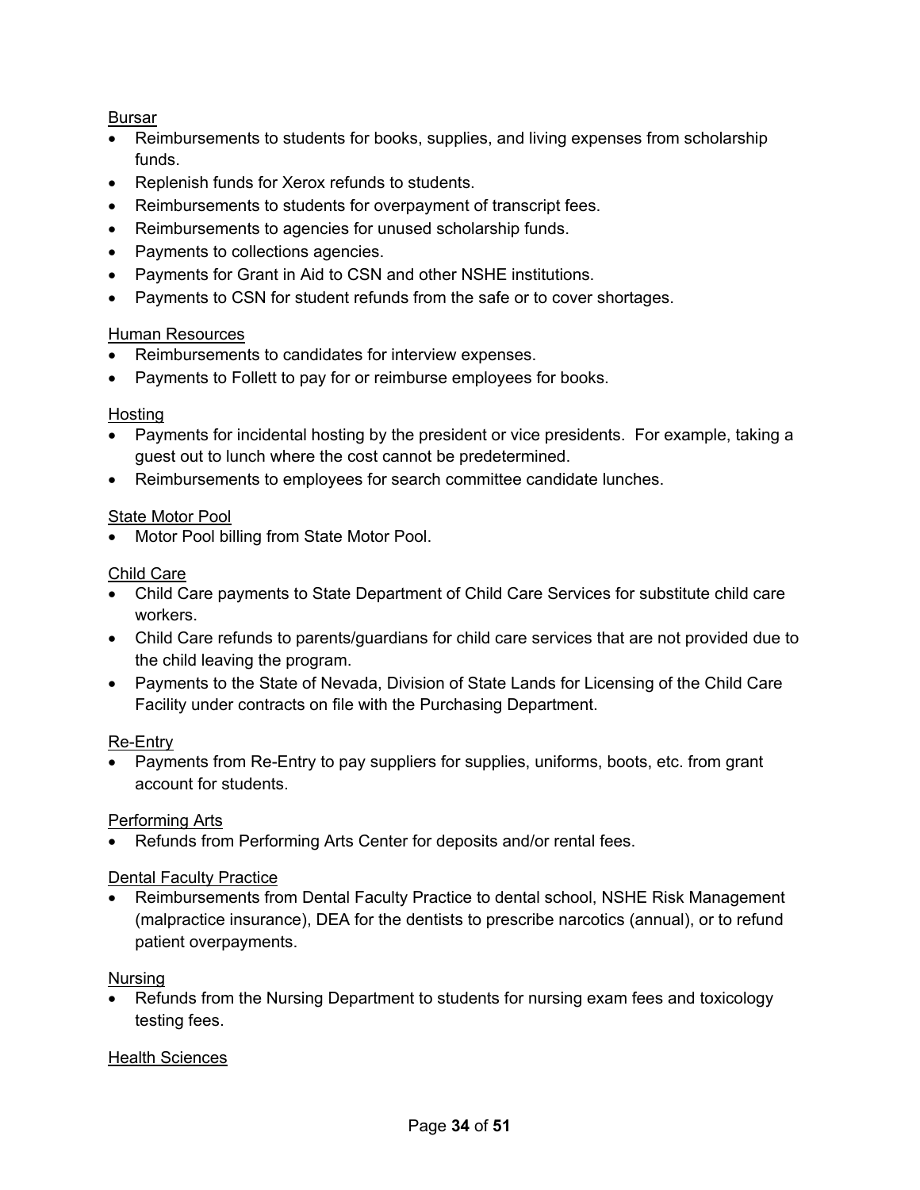Bursar

- Reimbursements to students for books, supplies, and living expenses from scholarship funds.
- Replenish funds for Xerox refunds to students.
- Reimbursements to students for overpayment of transcript fees.
- Reimbursements to agencies for unused scholarship funds.
- Payments to collections agencies.
- Payments for Grant in Aid to CSN and other NSHE institutions.
- Payments to CSN for student refunds from the safe or to cover shortages.

Human Resources

- Reimbursements to candidates for interview expenses.
- Payments to Follett to pay for or reimburse employees for books.

Hosting

- Payments for incidental hosting by the president or vice presidents. For example, taking a guest out to lunch where the cost cannot be predetermined.
- Reimbursements to employees for search committee candidate lunches.

State Motor Pool

- Motor Pool billing from State Motor Pool.

Child Care

- Child Care payments to State Department of Child Care Services for substitute child care workers.
- Child Care refunds to parents/guardians for child care services that are not provided due to the child leaving the program.
- Payments to the State of Nevada, Division of State Lands for Licensing of the Child Care Facility under contracts on file with the Purchasing Department.

Re-Entry

- Payments from Re-Entry to pay suppliers for supplies, uniforms, boots, etc. from grant account for students.

Performing Arts

- Refunds from Performing Arts Center for deposits and/or rental fees.

Dental Faculty Practice

- Reimbursements from Dental Faculty Practice to dental school, NSHE Risk Management (malpractice insurance), DEA for the dentists to prescribe narcotics (annual), or to refund patient overpayments.

Nursing

- Refunds from the Nursing Department to students for nursing exam fees and toxicology testing fees.

Health Sciences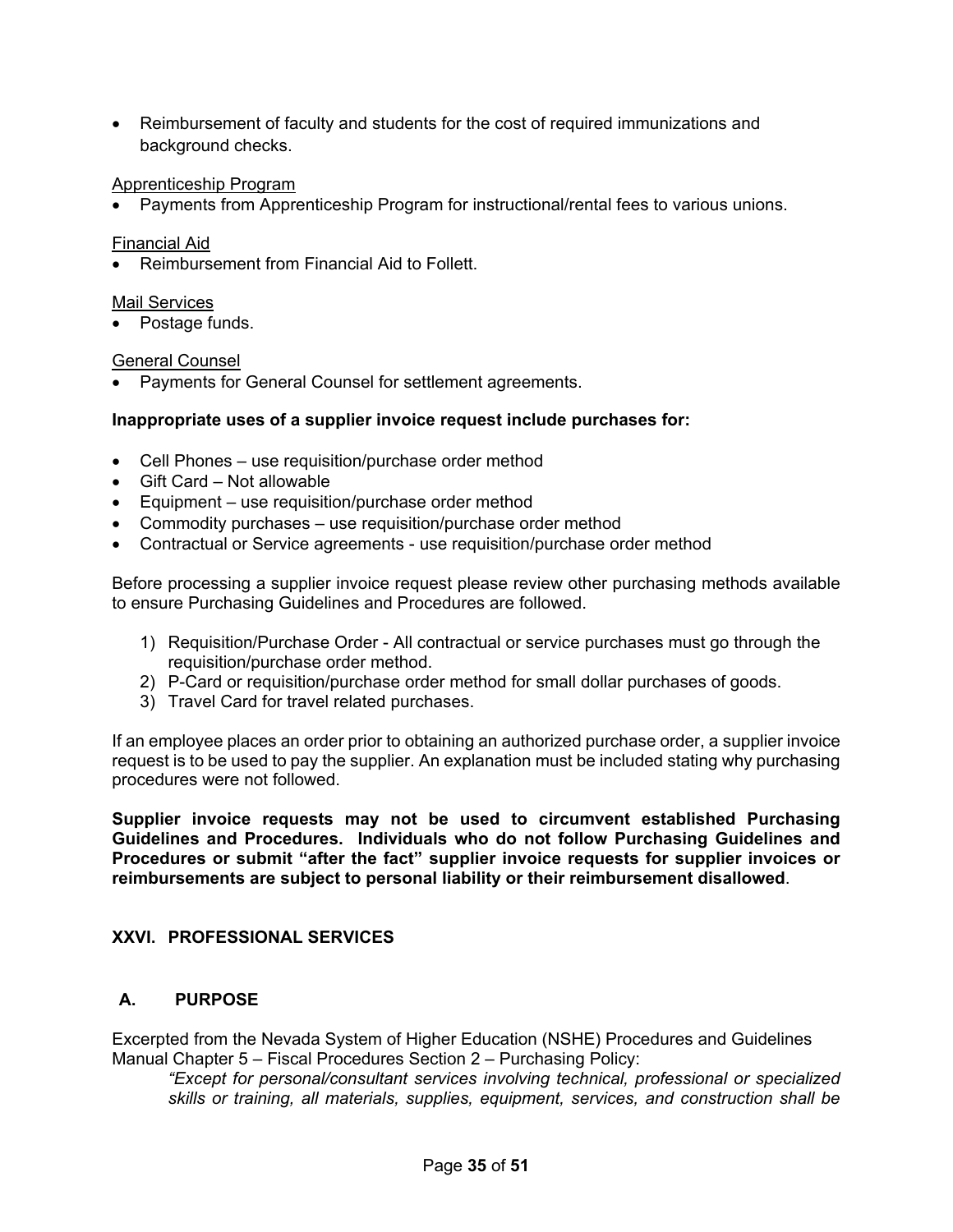- Reimbursement of faculty and students for the cost of required immunizations and background checks.

Apprenticeship Program

- Payments from Apprenticeship Program for instructional/rental fees to various unions.

Financial Aid

- Reimbursement from Financial Aid to Follett.

Mail Services

- Postage funds.

General Counsel

- Payments for General Counsel for settlement agreements.

**Inappropriate uses of a supplier invoice request include purchases for:**

- Cell Phones – use requisition/purchase order method
- Gift Card – Not allowable
- Equipment – use requisition/purchase order method
- Commodity purchases – use requisition/purchase order method
- Contractual or Service agreements - use requisition/purchase order method

Before processing a supplier invoice request please review other purchasing methods available to ensure Purchasing Guidelines and Procedures are followed.

1) Requisition/Purchase Order - All contractual or service purchases must go through the requisition/purchase order method.
2) P-Card or requisition/purchase order method for small dollar purchases of goods.
3) Travel Card for travel related purchases.

If an employee places an order prior to obtaining an authorized purchase order, a supplier invoice request is to be used to pay the supplier. An explanation must be included stating why purchasing procedures were not followed.

**Supplier invoice requests may not be used to circumvent established Purchasing Guidelines and Procedures. Individuals who do not follow Purchasing Guidelines and Procedures or submit "after the fact" supplier invoice requests for supplier invoices or reimbursements are subject to personal liability or their reimbursement disallowed**.

## XXVI. PROFESSIONAL SERVICES

### A. PURPOSE

Excerpted from the Nevada System of Higher Education (NSHE) Procedures and Guidelines Manual Chapter 5 – Fiscal Procedures Section 2 – Purchasing Policy:

> *"Except for personal/consultant services involving technical, professional or specialized skills or training, all materials, supplies, equipment, services, and construction shall be*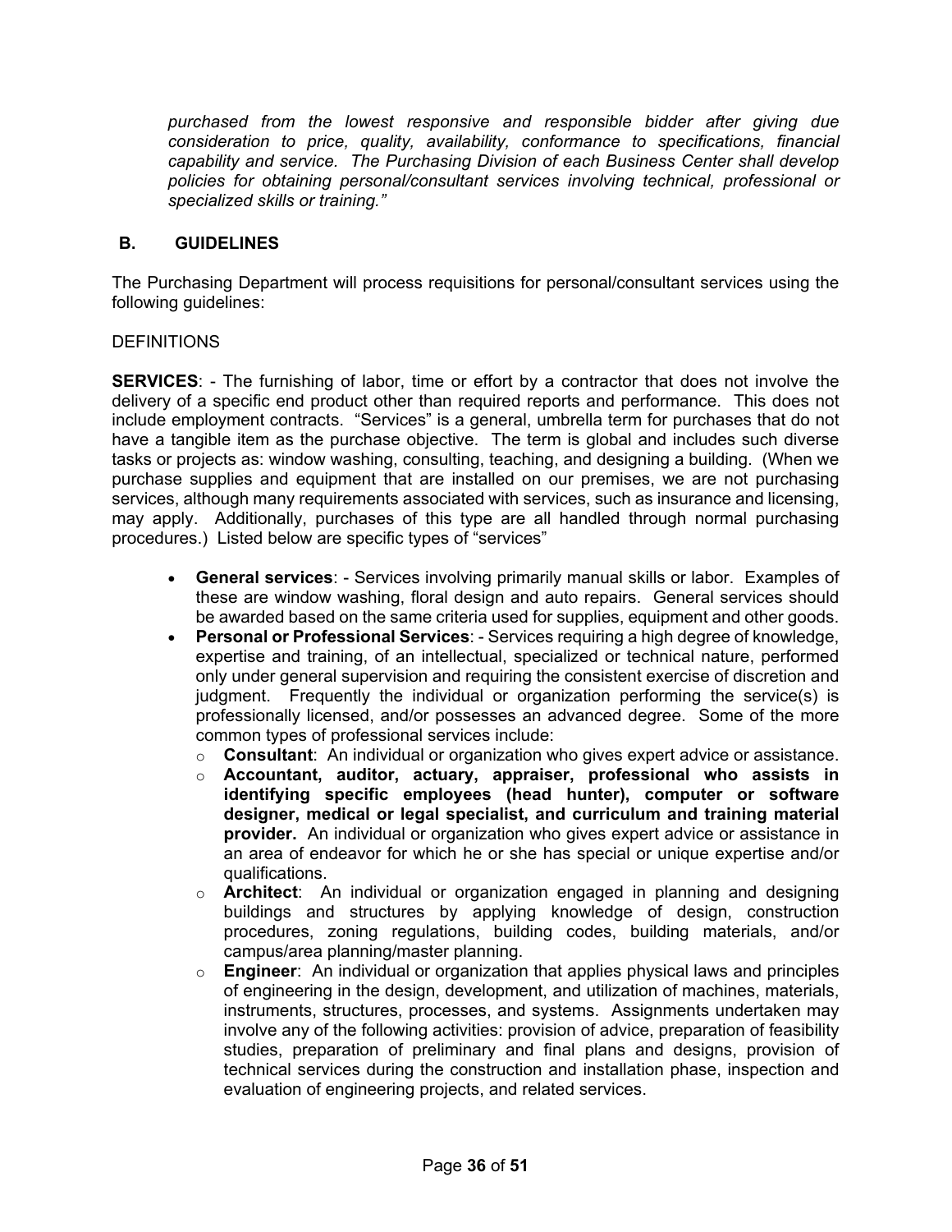*purchased from the lowest responsive and responsible bidder after giving due consideration to price, quality, availability, conformance to specifications, financial capability and service. The Purchasing Division of each Business Center shall develop policies for obtaining personal/consultant services involving technical, professional or specialized skills or training."*

## B. GUIDELINES

The Purchasing Department will process requisitions for personal/consultant services using the following guidelines:

DEFINITIONS

**SERVICES**: - The furnishing of labor, time or effort by a contractor that does not involve the delivery of a specific end product other than required reports and performance. This does not include employment contracts. "Services" is a general, umbrella term for purchases that do not have a tangible item as the purchase objective. The term is global and includes such diverse tasks or projects as: window washing, consulting, teaching, and designing a building. (When we purchase supplies and equipment that are installed on our premises, we are not purchasing services, although many requirements associated with services, such as insurance and licensing, may apply. Additionally, purchases of this type are all handled through normal purchasing procedures.) Listed below are specific types of "services"

- **General services**: - Services involving primarily manual skills or labor. Examples of these are window washing, floral design and auto repairs. General services should be awarded based on the same criteria used for supplies, equipment and other goods.
- **Personal or Professional Services**: - Services requiring a high degree of knowledge, expertise and training, of an intellectual, specialized or technical nature, performed only under general supervision and requiring the consistent exercise of discretion and judgment. Frequently the individual or organization performing the service(s) is professionally licensed, and/or possesses an advanced degree. Some of the more common types of professional services include:
  - **Consultant**: An individual or organization who gives expert advice or assistance.
  - **Accountant, auditor, actuary, appraiser, professional who assists in identifying specific employees (head hunter), computer or software designer, medical or legal specialist, and curriculum and training material provider.** An individual or organization who gives expert advice or assistance in an area of endeavor for which he or she has special or unique expertise and/or qualifications.
  - **Architect**: An individual or organization engaged in planning and designing buildings and structures by applying knowledge of design, construction procedures, zoning regulations, building codes, building materials, and/or campus/area planning/master planning.
  - **Engineer**: An individual or organization that applies physical laws and principles of engineering in the design, development, and utilization of machines, materials, instruments, structures, processes, and systems. Assignments undertaken may involve any of the following activities: provision of advice, preparation of feasibility studies, preparation of preliminary and final plans and designs, provision of technical services during the construction and installation phase, inspection and evaluation of engineering projects, and related services.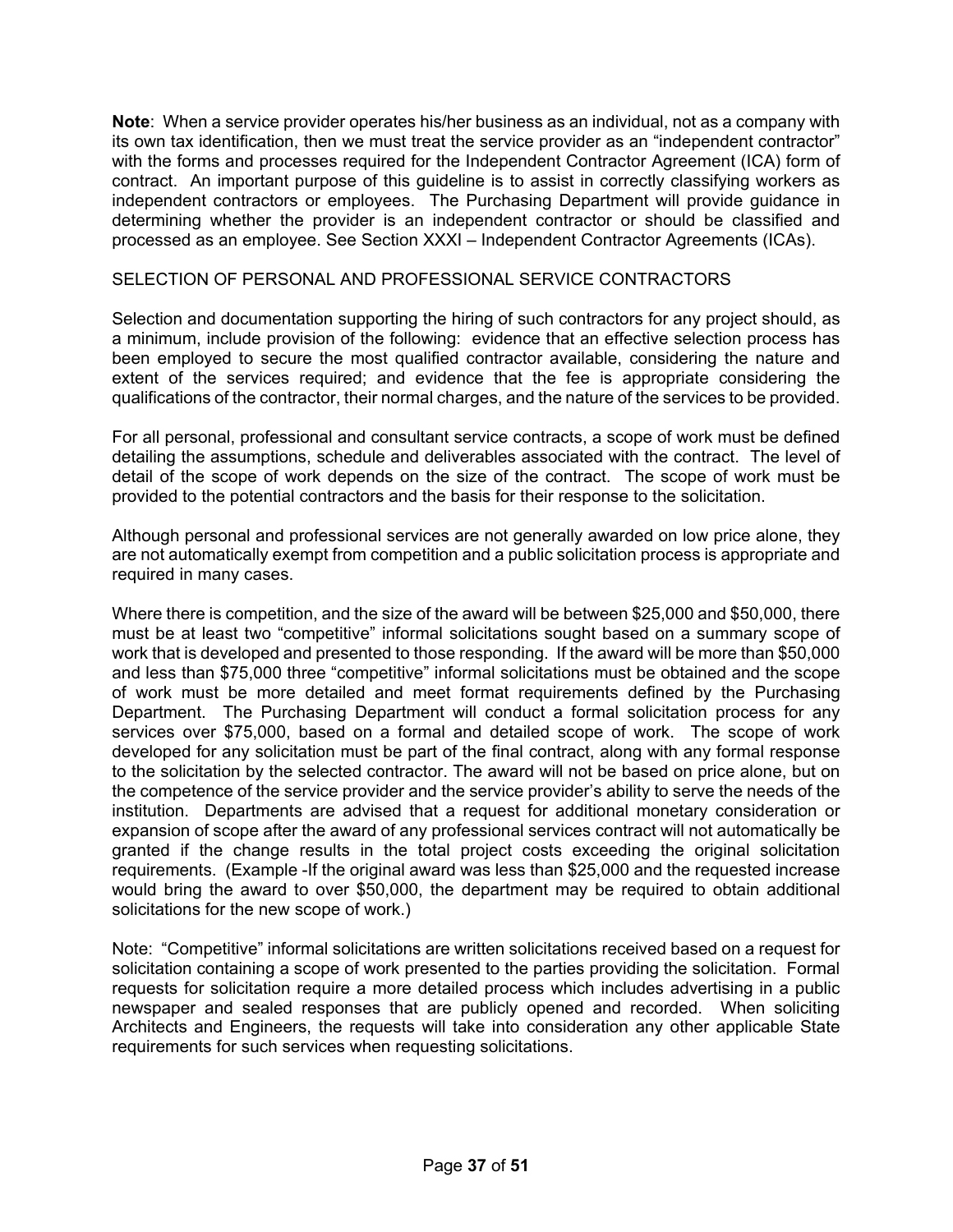**Note**: When a service provider operates his/her business as an individual, not as a company with its own tax identification, then we must treat the service provider as an "independent contractor" with the forms and processes required for the Independent Contractor Agreement (ICA) form of contract. An important purpose of this guideline is to assist in correctly classifying workers as independent contractors or employees. The Purchasing Department will provide guidance in determining whether the provider is an independent contractor or should be classified and processed as an employee. See Section XXXI – Independent Contractor Agreements (ICAs).

SELECTION OF PERSONAL AND PROFESSIONAL SERVICE CONTRACTORS

Selection and documentation supporting the hiring of such contractors for any project should, as a minimum, include provision of the following: evidence that an effective selection process has been employed to secure the most qualified contractor available, considering the nature and extent of the services required; and evidence that the fee is appropriate considering the qualifications of the contractor, their normal charges, and the nature of the services to be provided.

For all personal, professional and consultant service contracts, a scope of work must be defined detailing the assumptions, schedule and deliverables associated with the contract. The level of detail of the scope of work depends on the size of the contract. The scope of work must be provided to the potential contractors and the basis for their response to the solicitation.

Although personal and professional services are not generally awarded on low price alone, they are not automatically exempt from competition and a public solicitation process is appropriate and required in many cases.

Where there is competition, and the size of the award will be between $25,000 and $50,000, there must be at least two "competitive" informal solicitations sought based on a summary scope of work that is developed and presented to those responding. If the award will be more than $50,000 and less than $75,000 three "competitive" informal solicitations must be obtained and the scope of work must be more detailed and meet format requirements defined by the Purchasing Department. The Purchasing Department will conduct a formal solicitation process for any services over $75,000, based on a formal and detailed scope of work. The scope of work developed for any solicitation must be part of the final contract, along with any formal response to the solicitation by the selected contractor. The award will not be based on price alone, but on the competence of the service provider and the service provider's ability to serve the needs of the institution. Departments are advised that a request for additional monetary consideration or expansion of scope after the award of any professional services contract will not automatically be granted if the change results in the total project costs exceeding the original solicitation requirements. (Example -If the original award was less than $25,000 and the requested increase would bring the award to over $50,000, the department may be required to obtain additional solicitations for the new scope of work.)

Note: "Competitive" informal solicitations are written solicitations received based on a request for solicitation containing a scope of work presented to the parties providing the solicitation. Formal requests for solicitation require a more detailed process which includes advertising in a public newspaper and sealed responses that are publicly opened and recorded. When soliciting Architects and Engineers, the requests will take into consideration any other applicable State requirements for such services when requesting solicitations.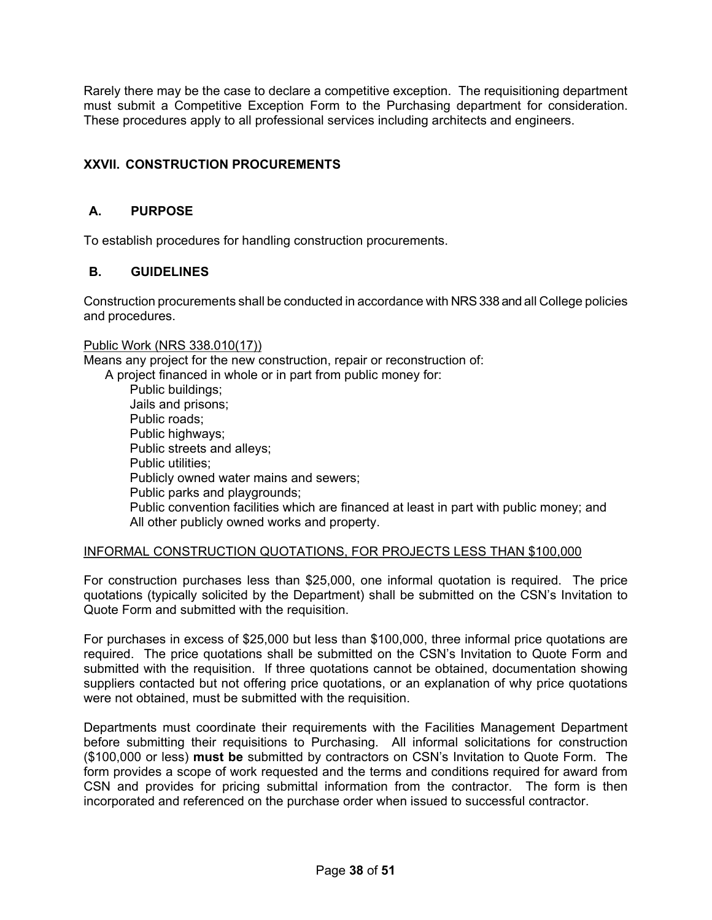Rarely there may be the case to declare a competitive exception. The requisitioning department must submit a Competitive Exception Form to the Purchasing department for consideration. These procedures apply to all professional services including architects and engineers.

## XXVII. CONSTRUCTION PROCUREMENTS

### A. PURPOSE

To establish procedures for handling construction procurements.

### B. GUIDELINES

Construction procurements shall be conducted in accordance with NRS 338 and all College policies and procedures.

<u>Public Work (NRS 338.010(17))</u>

Means any project for the new construction, repair or reconstruction of:

- A project financed in whole or in part from public money for:
  - Public buildings;
  - Jails and prisons;
  - Public roads;
  - Public highways;
  - Public streets and alleys;
  - Public utilities;
  - Publicly owned water mains and sewers;
  - Public parks and playgrounds;
  - Public convention facilities which are financed at least in part with public money; and
  - All other publicly owned works and property.

<u>INFORMAL CONSTRUCTION QUOTATIONS, FOR PROJECTS LESS THAN $100,000</u>

For construction purchases less than $25,000, one informal quotation is required. The price quotations (typically solicited by the Department) shall be submitted on the CSN's Invitation to Quote Form and submitted with the requisition.

For purchases in excess of $25,000 but less than $100,000, three informal price quotations are required. The price quotations shall be submitted on the CSN's Invitation to Quote Form and submitted with the requisition. If three quotations cannot be obtained, documentation showing suppliers contacted but not offering price quotations, or an explanation of why price quotations were not obtained, must be submitted with the requisition.

Departments must coordinate their requirements with the Facilities Management Department before submitting their requisitions to Purchasing. All informal solicitations for construction ($100,000 or less) **must be** submitted by contractors on CSN's Invitation to Quote Form. The form provides a scope of work requested and the terms and conditions required for award from CSN and provides for pricing submittal information from the contractor. The form is then incorporated and referenced on the purchase order when issued to successful contractor.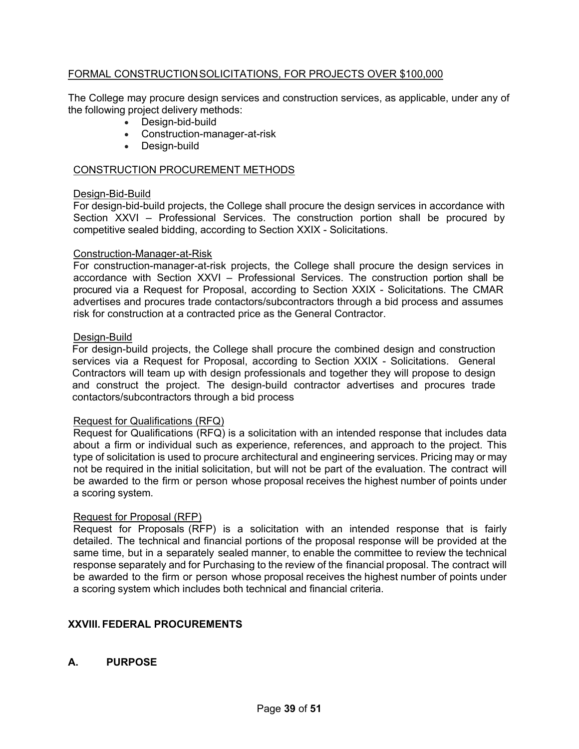FORMAL CONSTRUCTION SOLICITATIONS, FOR PROJECTS OVER $100,000

The College may procure design services and construction services, as applicable, under any of the following project delivery methods:

- Design-bid-build
- Construction-manager-at-risk
- Design-build

CONSTRUCTION PROCUREMENT METHODS

Design-Bid-Build

For design-bid-build projects, the College shall procure the design services in accordance with Section XXVI – Professional Services. The construction portion shall be procured by competitive sealed bidding, according to Section XXIX - Solicitations.

Construction-Manager-at-Risk

For construction-manager-at-risk projects, the College shall procure the design services in accordance with Section XXVI – Professional Services. The construction portion shall be procured via a Request for Proposal, according to Section XXIX - Solicitations. The CMAR advertises and procures trade contactors/subcontractors through a bid process and assumes risk for construction at a contracted price as the General Contractor.

Design-Build

For design-build projects, the College shall procure the combined design and construction services via a Request for Proposal, according to Section XXIX - Solicitations. General Contractors will team up with design professionals and together they will propose to design and construct the project. The design-build contractor advertises and procures trade contactors/subcontractors through a bid process

Request for Qualifications (RFQ)

Request for Qualifications (RFQ) is a solicitation with an intended response that includes data about a firm or individual such as experience, references, and approach to the project. This type of solicitation is used to procure architectural and engineering services. Pricing may or may not be required in the initial solicitation, but will not be part of the evaluation. The contract will be awarded to the firm or person whose proposal receives the highest number of points under a scoring system.

Request for Proposal (RFP)

Request for Proposals (RFP) is a solicitation with an intended response that is fairly detailed. The technical and financial portions of the proposal response will be provided at the same time, but in a separately sealed manner, to enable the committee to review the technical response separately and for Purchasing to the review of the financial proposal. The contract will be awarded to the firm or person whose proposal receives the highest number of points under a scoring system which includes both technical and financial criteria.

## XXVIII. FEDERAL PROCUREMENTS

### A. PURPOSE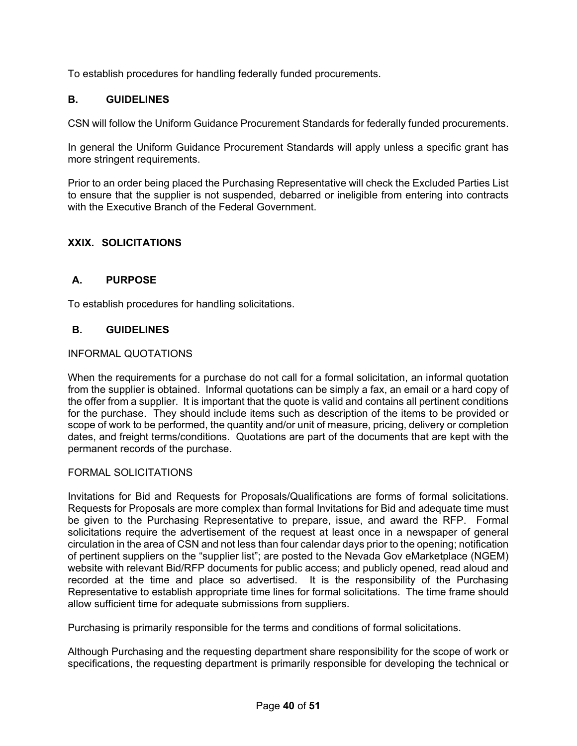To establish procedures for handling federally funded procurements.

### B. GUIDELINES

CSN will follow the Uniform Guidance Procurement Standards for federally funded procurements.

In general the Uniform Guidance Procurement Standards will apply unless a specific grant has more stringent requirements.

Prior to an order being placed the Purchasing Representative will check the Excluded Parties List to ensure that the supplier is not suspended, debarred or ineligible from entering into contracts with the Executive Branch of the Federal Government.

## XXIX. SOLICITATIONS

### A. PURPOSE

To establish procedures for handling solicitations.

### B. GUIDELINES

INFORMAL QUOTATIONS

When the requirements for a purchase do not call for a formal solicitation, an informal quotation from the supplier is obtained. Informal quotations can be simply a fax, an email or a hard copy of the offer from a supplier. It is important that the quote is valid and contains all pertinent conditions for the purchase. They should include items such as description of the items to be provided or scope of work to be performed, the quantity and/or unit of measure, pricing, delivery or completion dates, and freight terms/conditions. Quotations are part of the documents that are kept with the permanent records of the purchase.

FORMAL SOLICITATIONS

Invitations for Bid and Requests for Proposals/Qualifications are forms of formal solicitations. Requests for Proposals are more complex than formal Invitations for Bid and adequate time must be given to the Purchasing Representative to prepare, issue, and award the RFP. Formal solicitations require the advertisement of the request at least once in a newspaper of general circulation in the area of CSN and not less than four calendar days prior to the opening; notification of pertinent suppliers on the "supplier list"; are posted to the Nevada Gov eMarketplace (NGEM) website with relevant Bid/RFP documents for public access; and publicly opened, read aloud and recorded at the time and place so advertised. It is the responsibility of the Purchasing Representative to establish appropriate time lines for formal solicitations. The time frame should allow sufficient time for adequate submissions from suppliers.

Purchasing is primarily responsible for the terms and conditions of formal solicitations.

Although Purchasing and the requesting department share responsibility for the scope of work or specifications, the requesting department is primarily responsible for developing the technical or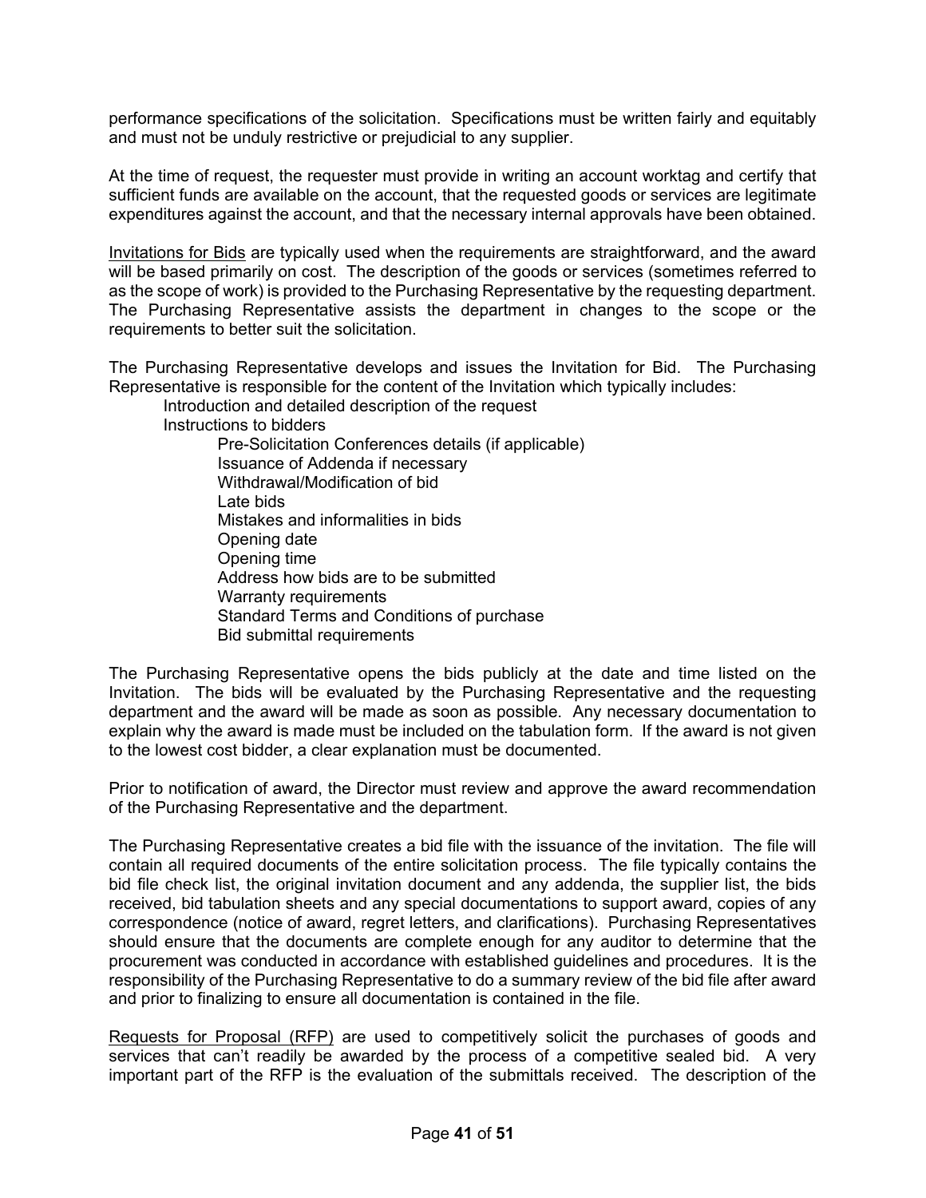performance specifications of the solicitation. Specifications must be written fairly and equitably and must not be unduly restrictive or prejudicial to any supplier.

At the time of request, the requester must provide in writing an account worktag and certify that sufficient funds are available on the account, that the requested goods or services are legitimate expenditures against the account, and that the necessary internal approvals have been obtained.

Invitations for Bids are typically used when the requirements are straightforward, and the award will be based primarily on cost. The description of the goods or services (sometimes referred to as the scope of work) is provided to the Purchasing Representative by the requesting department. The Purchasing Representative assists the department in changes to the scope or the requirements to better suit the solicitation.

The Purchasing Representative develops and issues the Invitation for Bid. The Purchasing Representative is responsible for the content of the Invitation which typically includes:

- Introduction and detailed description of the request
- Instructions to bidders
  - Pre-Solicitation Conferences details (if applicable)
  - Issuance of Addenda if necessary
  - Withdrawal/Modification of bid
  - Late bids
  - Mistakes and informalities in bids
  - Opening date
  - Opening time
  - Address how bids are to be submitted
  - Warranty requirements
  - Standard Terms and Conditions of purchase
  - Bid submittal requirements

The Purchasing Representative opens the bids publicly at the date and time listed on the Invitation. The bids will be evaluated by the Purchasing Representative and the requesting department and the award will be made as soon as possible. Any necessary documentation to explain why the award is made must be included on the tabulation form. If the award is not given to the lowest cost bidder, a clear explanation must be documented.

Prior to notification of award, the Director must review and approve the award recommendation of the Purchasing Representative and the department.

The Purchasing Representative creates a bid file with the issuance of the invitation. The file will contain all required documents of the entire solicitation process. The file typically contains the bid file check list, the original invitation document and any addenda, the supplier list, the bids received, bid tabulation sheets and any special documentations to support award, copies of any correspondence (notice of award, regret letters, and clarifications). Purchasing Representatives should ensure that the documents are complete enough for any auditor to determine that the procurement was conducted in accordance with established guidelines and procedures. It is the responsibility of the Purchasing Representative to do a summary review of the bid file after award and prior to finalizing to ensure all documentation is contained in the file.

Requests for Proposal (RFP) are used to competitively solicit the purchases of goods and services that can't readily be awarded by the process of a competitive sealed bid. A very important part of the RFP is the evaluation of the submittals received. The description of the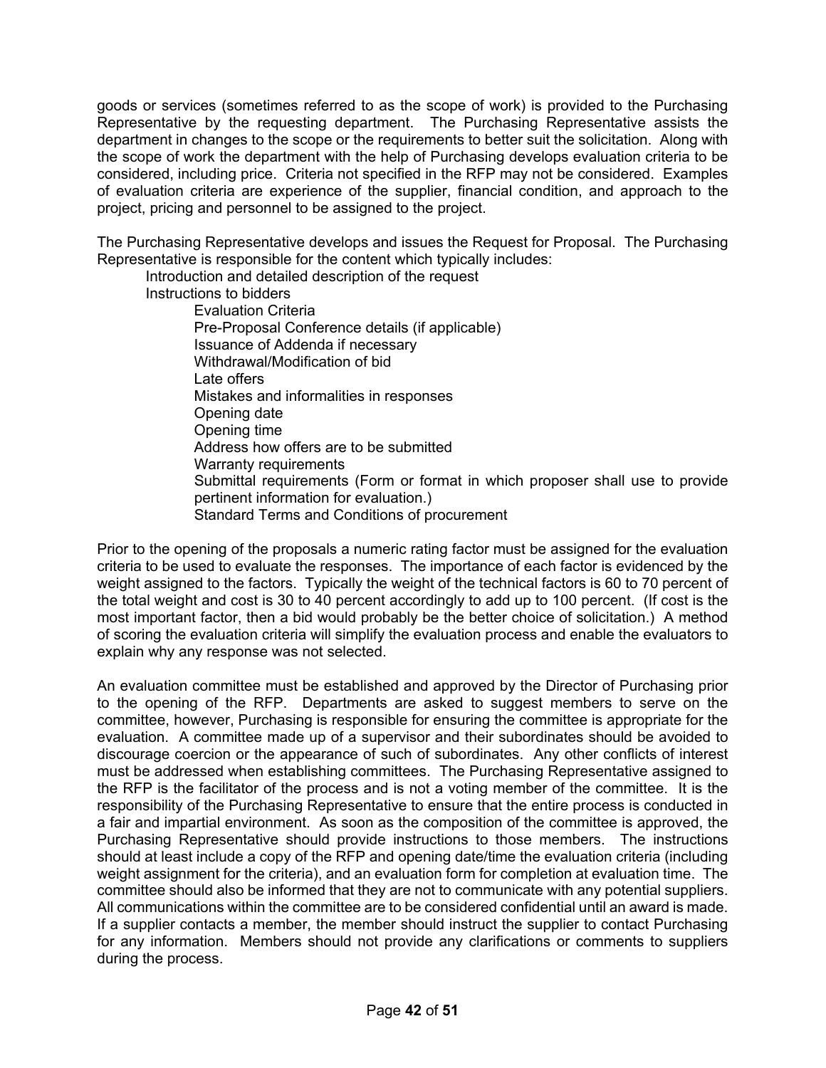goods or services (sometimes referred to as the scope of work) is provided to the Purchasing Representative by the requesting department. The Purchasing Representative assists the department in changes to the scope or the requirements to better suit the solicitation. Along with the scope of work the department with the help of Purchasing develops evaluation criteria to be considered, including price. Criteria not specified in the RFP may not be considered. Examples of evaluation criteria are experience of the supplier, financial condition, and approach to the project, pricing and personnel to be assigned to the project.

The Purchasing Representative develops and issues the Request for Proposal. The Purchasing Representative is responsible for the content which typically includes:

- Introduction and detailed description of the request
- Instructions to bidders
    - Evaluation Criteria
    - Pre-Proposal Conference details (if applicable)
    - Issuance of Addenda if necessary
    - Withdrawal/Modification of bid
    - Late offers
    - Mistakes and informalities in responses
    - Opening date
    - Opening time
    - Address how offers are to be submitted
    - Warranty requirements
    - Submittal requirements (Form or format in which proposer shall use to provide pertinent information for evaluation.)
    - Standard Terms and Conditions of procurement

Prior to the opening of the proposals a numeric rating factor must be assigned for the evaluation criteria to be used to evaluate the responses. The importance of each factor is evidenced by the weight assigned to the factors. Typically the weight of the technical factors is 60 to 70 percent of the total weight and cost is 30 to 40 percent accordingly to add up to 100 percent. (If cost is the most important factor, then a bid would probably be the better choice of solicitation.) A method of scoring the evaluation criteria will simplify the evaluation process and enable the evaluators to explain why any response was not selected.

An evaluation committee must be established and approved by the Director of Purchasing prior to the opening of the RFP. Departments are asked to suggest members to serve on the committee, however, Purchasing is responsible for ensuring the committee is appropriate for the evaluation. A committee made up of a supervisor and their subordinates should be avoided to discourage coercion or the appearance of such of subordinates. Any other conflicts of interest must be addressed when establishing committees. The Purchasing Representative assigned to the RFP is the facilitator of the process and is not a voting member of the committee. It is the responsibility of the Purchasing Representative to ensure that the entire process is conducted in a fair and impartial environment. As soon as the composition of the committee is approved, the Purchasing Representative should provide instructions to those members. The instructions should at least include a copy of the RFP and opening date/time the evaluation criteria (including weight assignment for the criteria), and an evaluation form for completion at evaluation time. The committee should also be informed that they are not to communicate with any potential suppliers. All communications within the committee are to be considered confidential until an award is made. If a supplier contacts a member, the member should instruct the supplier to contact Purchasing for any information. Members should not provide any clarifications or comments to suppliers during the process.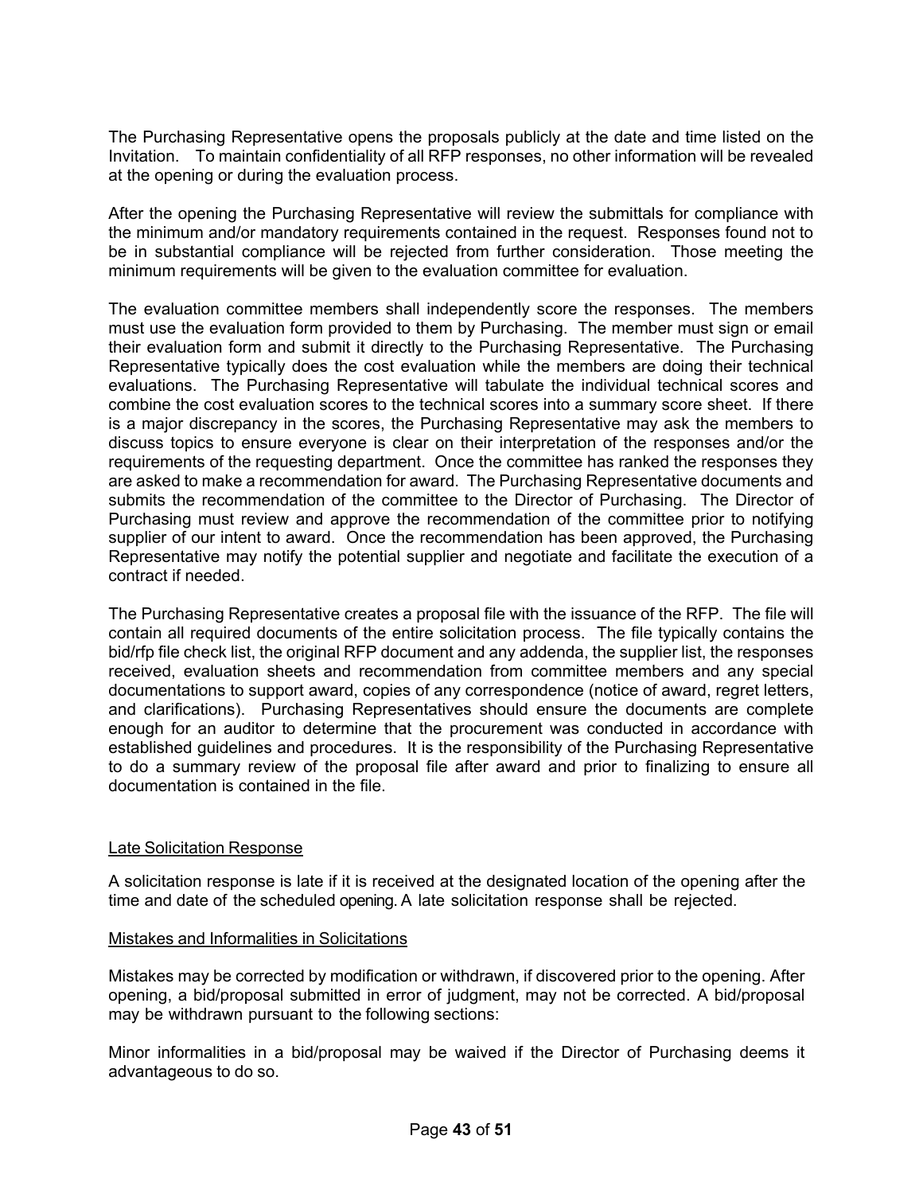The Purchasing Representative opens the proposals publicly at the date and time listed on the Invitation. To maintain confidentiality of all RFP responses, no other information will be revealed at the opening or during the evaluation process.

After the opening the Purchasing Representative will review the submittals for compliance with the minimum and/or mandatory requirements contained in the request. Responses found not to be in substantial compliance will be rejected from further consideration. Those meeting the minimum requirements will be given to the evaluation committee for evaluation.

The evaluation committee members shall independently score the responses. The members must use the evaluation form provided to them by Purchasing. The member must sign or email their evaluation form and submit it directly to the Purchasing Representative. The Purchasing Representative typically does the cost evaluation while the members are doing their technical evaluations. The Purchasing Representative will tabulate the individual technical scores and combine the cost evaluation scores to the technical scores into a summary score sheet. If there is a major discrepancy in the scores, the Purchasing Representative may ask the members to discuss topics to ensure everyone is clear on their interpretation of the responses and/or the requirements of the requesting department. Once the committee has ranked the responses they are asked to make a recommendation for award. The Purchasing Representative documents and submits the recommendation of the committee to the Director of Purchasing. The Director of Purchasing must review and approve the recommendation of the committee prior to notifying supplier of our intent to award. Once the recommendation has been approved, the Purchasing Representative may notify the potential supplier and negotiate and facilitate the execution of a contract if needed.

The Purchasing Representative creates a proposal file with the issuance of the RFP. The file will contain all required documents of the entire solicitation process. The file typically contains the bid/rfp file check list, the original RFP document and any addenda, the supplier list, the responses received, evaluation sheets and recommendation from committee members and any special documentations to support award, copies of any correspondence (notice of award, regret letters, and clarifications). Purchasing Representatives should ensure the documents are complete enough for an auditor to determine that the procurement was conducted in accordance with established guidelines and procedures. It is the responsibility of the Purchasing Representative to do a summary review of the proposal file after award and prior to finalizing to ensure all documentation is contained in the file.

Late Solicitation Response

A solicitation response is late if it is received at the designated location of the opening after the time and date of the scheduled opening. A late solicitation response shall be rejected.

Mistakes and Informalities in Solicitations

Mistakes may be corrected by modification or withdrawn, if discovered prior to the opening. After opening, a bid/proposal submitted in error of judgment, may not be corrected. A bid/proposal may be withdrawn pursuant to the following sections:

Minor informalities in a bid/proposal may be waived if the Director of Purchasing deems it advantageous to do so.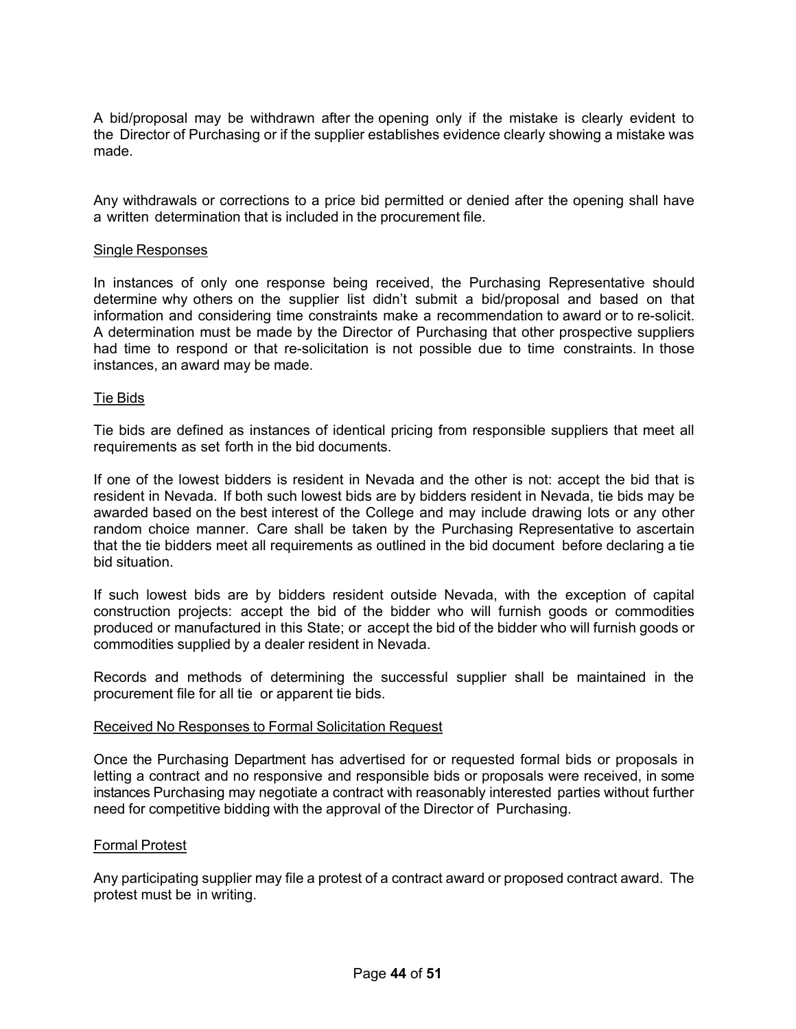A bid/proposal may be withdrawn after the opening only if the mistake is clearly evident to the Director of Purchasing or if the supplier establishes evidence clearly showing a mistake was made.

Any withdrawals or corrections to a price bid permitted or denied after the opening shall have a written determination that is included in the procurement file.

<u>Single Responses</u>

In instances of only one response being received, the Purchasing Representative should determine why others on the supplier list didn't submit a bid/proposal and based on that information and considering time constraints make a recommendation to award or to re-solicit. A determination must be made by the Director of Purchasing that other prospective suppliers had time to respond or that re-solicitation is not possible due to time constraints. In those instances, an award may be made.

<u>Tie Bids</u>

Tie bids are defined as instances of identical pricing from responsible suppliers that meet all requirements as set forth in the bid documents.

If one of the lowest bidders is resident in Nevada and the other is not: accept the bid that is resident in Nevada. If both such lowest bids are by bidders resident in Nevada, tie bids may be awarded based on the best interest of the College and may include drawing lots or any other random choice manner. Care shall be taken by the Purchasing Representative to ascertain that the tie bidders meet all requirements as outlined in the bid document before declaring a tie bid situation.

If such lowest bids are by bidders resident outside Nevada, with the exception of capital construction projects: accept the bid of the bidder who will furnish goods or commodities produced or manufactured in this State; or accept the bid of the bidder who will furnish goods or commodities supplied by a dealer resident in Nevada.

Records and methods of determining the successful supplier shall be maintained in the procurement file for all tie or apparent tie bids.

<u>Received No Responses to Formal Solicitation Request</u>

Once the Purchasing Department has advertised for or requested formal bids or proposals in letting a contract and no responsive and responsible bids or proposals were received, in some instances Purchasing may negotiate a contract with reasonably interested parties without further need for competitive bidding with the approval of the Director of Purchasing.

<u>Formal Protest</u>

Any participating supplier may file a protest of a contract award or proposed contract award. The protest must be in writing.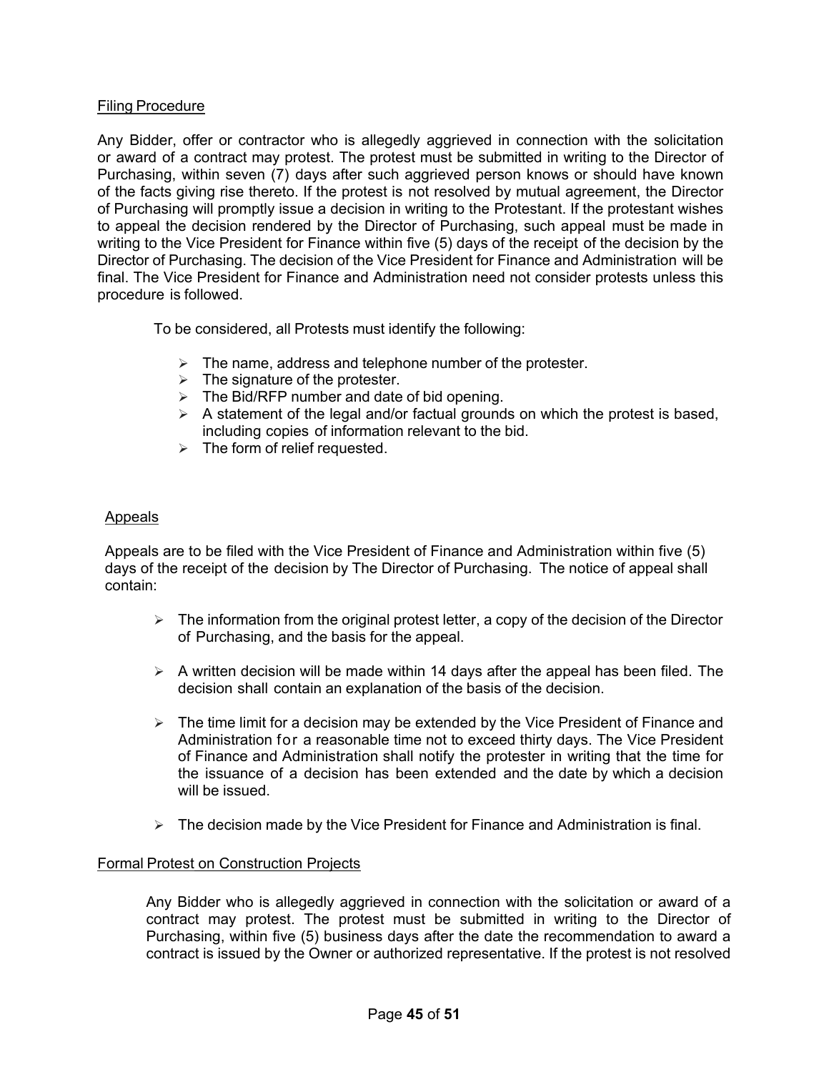Filing Procedure

Any Bidder, offer or contractor who is allegedly aggrieved in connection with the solicitation or award of a contract may protest. The protest must be submitted in writing to the Director of Purchasing, within seven (7) days after such aggrieved person knows or should have known of the facts giving rise thereto. If the protest is not resolved by mutual agreement, the Director of Purchasing will promptly issue a decision in writing to the Protestant. If the protestant wishes to appeal the decision rendered by the Director of Purchasing, such appeal must be made in writing to the Vice President for Finance within five (5) days of the receipt of the decision by the Director of Purchasing. The decision of the Vice President for Finance and Administration will be final. The Vice President for Finance and Administration need not consider protests unless this procedure is followed.

To be considered, all Protests must identify the following:

- The name, address and telephone number of the protester.
- The signature of the protester.
- The Bid/RFP number and date of bid opening.
- A statement of the legal and/or factual grounds on which the protest is based, including copies of information relevant to the bid.
- The form of relief requested.

Appeals

Appeals are to be filed with the Vice President of Finance and Administration within five (5) days of the receipt of the decision by The Director of Purchasing. The notice of appeal shall contain:

- The information from the original protest letter, a copy of the decision of the Director of Purchasing, and the basis for the appeal.
- A written decision will be made within 14 days after the appeal has been filed. The decision shall contain an explanation of the basis of the decision.
- The time limit for a decision may be extended by the Vice President of Finance and Administration for a reasonable time not to exceed thirty days. The Vice President of Finance and Administration shall notify the protester in writing that the time for the issuance of a decision has been extended and the date by which a decision will be issued.
- The decision made by the Vice President for Finance and Administration is final.

Formal Protest on Construction Projects

Any Bidder who is allegedly aggrieved in connection with the solicitation or award of a contract may protest. The protest must be submitted in writing to the Director of Purchasing, within five (5) business days after the date the recommendation to award a contract is issued by the Owner or authorized representative. If the protest is not resolved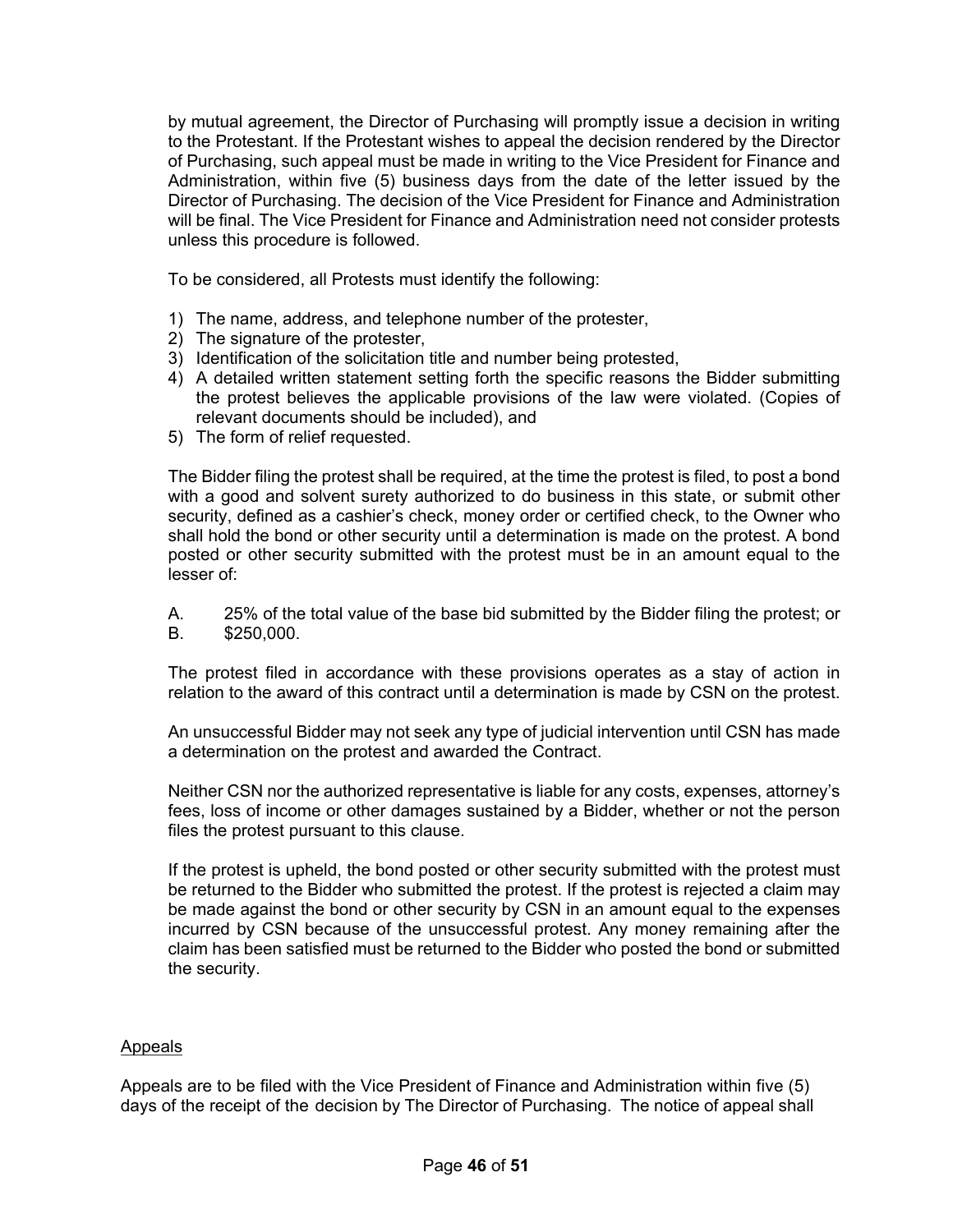by mutual agreement, the Director of Purchasing will promptly issue a decision in writing to the Protestant. If the Protestant wishes to appeal the decision rendered by the Director of Purchasing, such appeal must be made in writing to the Vice President for Finance and Administration, within five (5) business days from the date of the letter issued by the Director of Purchasing. The decision of the Vice President for Finance and Administration will be final. The Vice President for Finance and Administration need not consider protests unless this procedure is followed.

To be considered, all Protests must identify the following:

1) The name, address, and telephone number of the protester,
2) The signature of the protester,
3) Identification of the solicitation title and number being protested,
4) A detailed written statement setting forth the specific reasons the Bidder submitting the protest believes the applicable provisions of the law were violated. (Copies of relevant documents should be included), and
5) The form of relief requested.

The Bidder filing the protest shall be required, at the time the protest is filed, to post a bond with a good and solvent surety authorized to do business in this state, or submit other security, defined as a cashier's check, money order or certified check, to the Owner who shall hold the bond or other security until a determination is made on the protest. A bond posted or other security submitted with the protest must be in an amount equal to the lesser of:

A. 25% of the total value of the base bid submitted by the Bidder filing the protest; or
B. $250,000.

The protest filed in accordance with these provisions operates as a stay of action in relation to the award of this contract until a determination is made by CSN on the protest.

An unsuccessful Bidder may not seek any type of judicial intervention until CSN has made a determination on the protest and awarded the Contract.

Neither CSN nor the authorized representative is liable for any costs, expenses, attorney's fees, loss of income or other damages sustained by a Bidder, whether or not the person files the protest pursuant to this clause.

If the protest is upheld, the bond posted or other security submitted with the protest must be returned to the Bidder who submitted the protest. If the protest is rejected a claim may be made against the bond or other security by CSN in an amount equal to the expenses incurred by CSN because of the unsuccessful protest. Any money remaining after the claim has been satisfied must be returned to the Bidder who posted the bond or submitted the security.

<u>Appeals</u>

Appeals are to be filed with the Vice President of Finance and Administration within five (5) days of the receipt of the decision by The Director of Purchasing. The notice of appeal shall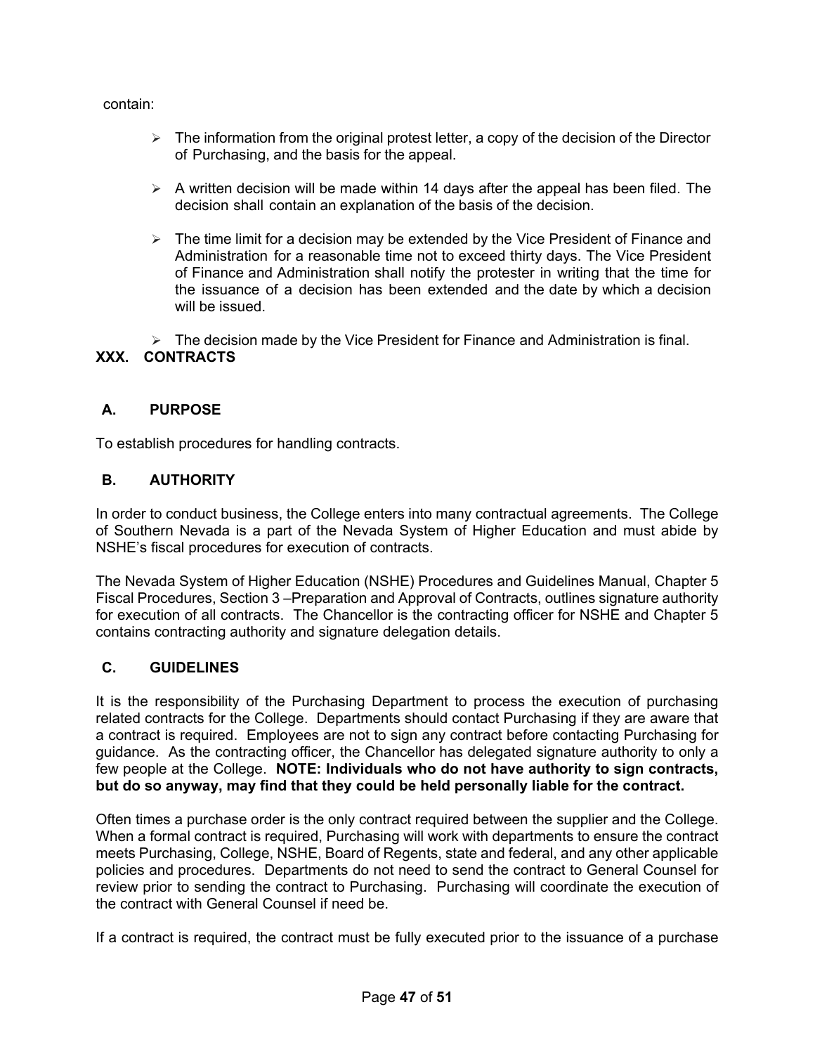contain:

- The information from the original protest letter, a copy of the decision of the Director of Purchasing, and the basis for the appeal.

- A written decision will be made within 14 days after the appeal has been filed. The decision shall contain an explanation of the basis of the decision.

- The time limit for a decision may be extended by the Vice President of Finance and Administration for a reasonable time not to exceed thirty days. The Vice President of Finance and Administration shall notify the protester in writing that the time for the issuance of a decision has been extended and the date by which a decision will be issued.

- The decision made by the Vice President for Finance and Administration is final.

## XXX. CONTRACTS

### A. PURPOSE

To establish procedures for handling contracts.

### B. AUTHORITY

In order to conduct business, the College enters into many contractual agreements. The College of Southern Nevada is a part of the Nevada System of Higher Education and must abide by NSHE's fiscal procedures for execution of contracts.

The Nevada System of Higher Education (NSHE) Procedures and Guidelines Manual, Chapter 5 Fiscal Procedures, Section 3 –Preparation and Approval of Contracts, outlines signature authority for execution of all contracts. The Chancellor is the contracting officer for NSHE and Chapter 5 contains contracting authority and signature delegation details.

### C. GUIDELINES

It is the responsibility of the Purchasing Department to process the execution of purchasing related contracts for the College. Departments should contact Purchasing if they are aware that a contract is required. Employees are not to sign any contract before contacting Purchasing for guidance. As the contracting officer, the Chancellor has delegated signature authority to only a few people at the College. **NOTE: Individuals who do not have authority to sign contracts, but do so anyway, may find that they could be held personally liable for the contract.**

Often times a purchase order is the only contract required between the supplier and the College. When a formal contract is required, Purchasing will work with departments to ensure the contract meets Purchasing, College, NSHE, Board of Regents, state and federal, and any other applicable policies and procedures. Departments do not need to send the contract to General Counsel for review prior to sending the contract to Purchasing. Purchasing will coordinate the execution of the contract with General Counsel if need be.

If a contract is required, the contract must be fully executed prior to the issuance of a purchase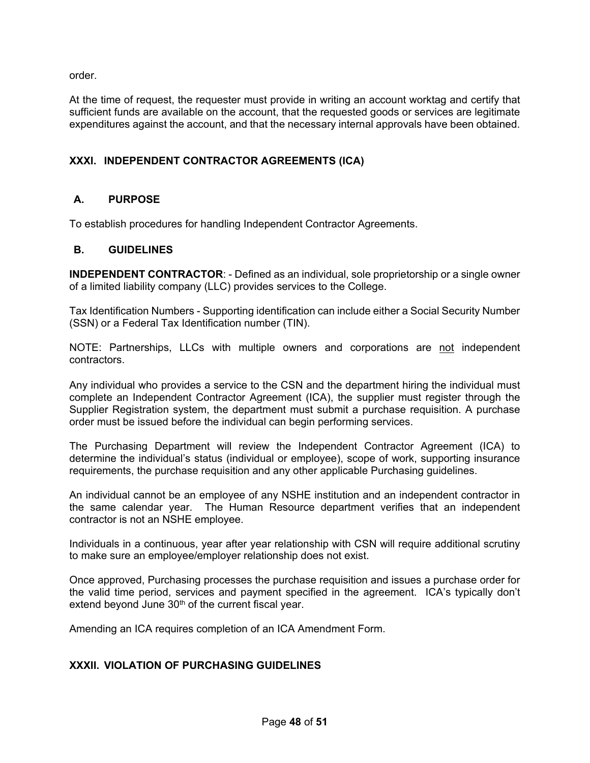order.

At the time of request, the requester must provide in writing an account worktag and certify that sufficient funds are available on the account, that the requested goods or services are legitimate expenditures against the account, and that the necessary internal approvals have been obtained.

## XXXI. INDEPENDENT CONTRACTOR AGREEMENTS (ICA)

### A. PURPOSE

To establish procedures for handling Independent Contractor Agreements.

### B. GUIDELINES

**INDEPENDENT CONTRACTOR**: - Defined as an individual, sole proprietorship or a single owner of a limited liability company (LLC) provides services to the College.

Tax Identification Numbers - Supporting identification can include either a Social Security Number (SSN) or a Federal Tax Identification number (TIN).

NOTE: Partnerships, LLCs with multiple owners and corporations are <u>not</u> independent contractors.

Any individual who provides a service to the CSN and the department hiring the individual must complete an Independent Contractor Agreement (ICA), the supplier must register through the Supplier Registration system, the department must submit a purchase requisition. A purchase order must be issued before the individual can begin performing services.

The Purchasing Department will review the Independent Contractor Agreement (ICA) to determine the individual's status (individual or employee), scope of work, supporting insurance requirements, the purchase requisition and any other applicable Purchasing guidelines.

An individual cannot be an employee of any NSHE institution and an independent contractor in the same calendar year. The Human Resource department verifies that an independent contractor is not an NSHE employee.

Individuals in a continuous, year after year relationship with CSN will require additional scrutiny to make sure an employee/employer relationship does not exist.

Once approved, Purchasing processes the purchase requisition and issues a purchase order for the valid time period, services and payment specified in the agreement. ICA's typically don't extend beyond June 30th of the current fiscal year.

Amending an ICA requires completion of an ICA Amendment Form.

## XXXII. VIOLATION OF PURCHASING GUIDELINES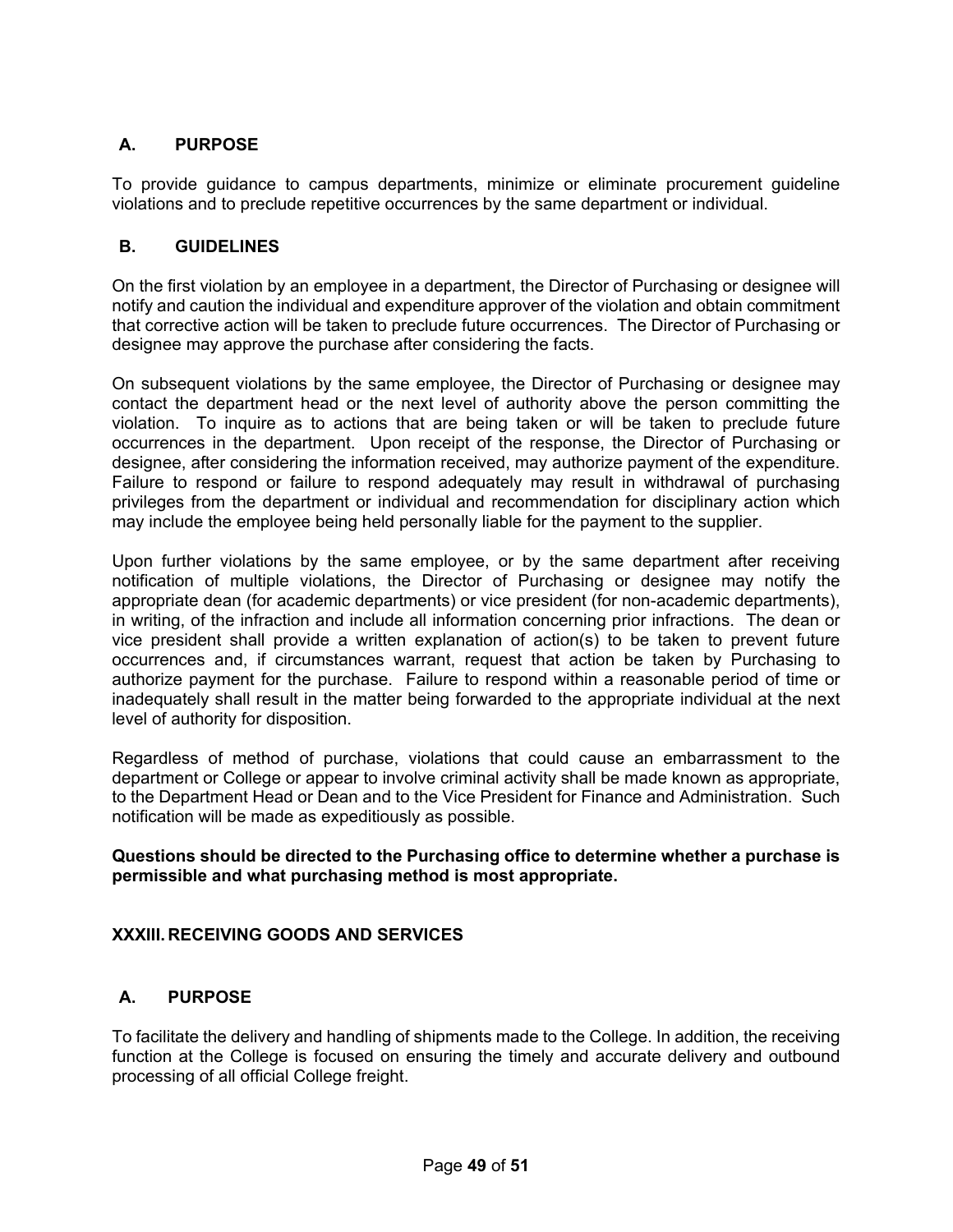### A. PURPOSE

To provide guidance to campus departments, minimize or eliminate procurement guideline violations and to preclude repetitive occurrences by the same department or individual.

### B. GUIDELINES

On the first violation by an employee in a department, the Director of Purchasing or designee will notify and caution the individual and expenditure approver of the violation and obtain commitment that corrective action will be taken to preclude future occurrences. The Director of Purchasing or designee may approve the purchase after considering the facts.

On subsequent violations by the same employee, the Director of Purchasing or designee may contact the department head or the next level of authority above the person committing the violation. To inquire as to actions that are being taken or will be taken to preclude future occurrences in the department. Upon receipt of the response, the Director of Purchasing or designee, after considering the information received, may authorize payment of the expenditure. Failure to respond or failure to respond adequately may result in withdrawal of purchasing privileges from the department or individual and recommendation for disciplinary action which may include the employee being held personally liable for the payment to the supplier.

Upon further violations by the same employee, or by the same department after receiving notification of multiple violations, the Director of Purchasing or designee may notify the appropriate dean (for academic departments) or vice president (for non-academic departments), in writing, of the infraction and include all information concerning prior infractions. The dean or vice president shall provide a written explanation of action(s) to be taken to prevent future occurrences and, if circumstances warrant, request that action be taken by Purchasing to authorize payment for the purchase. Failure to respond within a reasonable period of time or inadequately shall result in the matter being forwarded to the appropriate individual at the next level of authority for disposition.

Regardless of method of purchase, violations that could cause an embarrassment to the department or College or appear to involve criminal activity shall be made known as appropriate, to the Department Head or Dean and to the Vice President for Finance and Administration. Such notification will be made as expeditiously as possible.

**Questions should be directed to the Purchasing office to determine whether a purchase is permissible and what purchasing method is most appropriate.**

## XXXIII. RECEIVING GOODS AND SERVICES

### A. PURPOSE

To facilitate the delivery and handling of shipments made to the College. In addition, the receiving function at the College is focused on ensuring the timely and accurate delivery and outbound processing of all official College freight.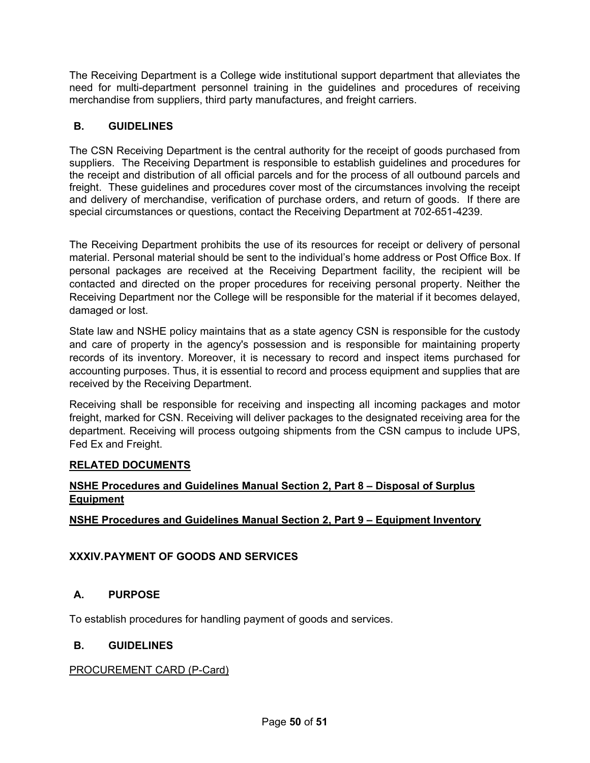The Receiving Department is a College wide institutional support department that alleviates the need for multi-department personnel training in the guidelines and procedures of receiving merchandise from suppliers, third party manufactures, and freight carriers.

### B. GUIDELINES

The CSN Receiving Department is the central authority for the receipt of goods purchased from suppliers. The Receiving Department is responsible to establish guidelines and procedures for the receipt and distribution of all official parcels and for the process of all outbound parcels and freight. These guidelines and procedures cover most of the circumstances involving the receipt and delivery of merchandise, verification of purchase orders, and return of goods. If there are special circumstances or questions, contact the Receiving Department at 702-651-4239.

The Receiving Department prohibits the use of its resources for receipt or delivery of personal material. Personal material should be sent to the individual's home address or Post Office Box. If personal packages are received at the Receiving Department facility, the recipient will be contacted and directed on the proper procedures for receiving personal property. Neither the Receiving Department nor the College will be responsible for the material if it becomes delayed, damaged or lost.

State law and NSHE policy maintains that as a state agency CSN is responsible for the custody and care of property in the agency's possession and is responsible for maintaining property records of its inventory. Moreover, it is necessary to record and inspect items purchased for accounting purposes. Thus, it is essential to record and process equipment and supplies that are received by the Receiving Department.

Receiving shall be responsible for receiving and inspecting all incoming packages and motor freight, marked for CSN. Receiving will deliver packages to the designated receiving area for the department. Receiving will process outgoing shipments from the CSN campus to include UPS, Fed Ex and Freight.

**RELATED DOCUMENTS**

**NSHE Procedures and Guidelines Manual Section 2, Part 8 – Disposal of Surplus Equipment**

**NSHE Procedures and Guidelines Manual Section 2, Part 9 – Equipment Inventory**

## XXXIV. PAYMENT OF GOODS AND SERVICES

### A. PURPOSE

To establish procedures for handling payment of goods and services.

### B. GUIDELINES

PROCUREMENT CARD (P-Card)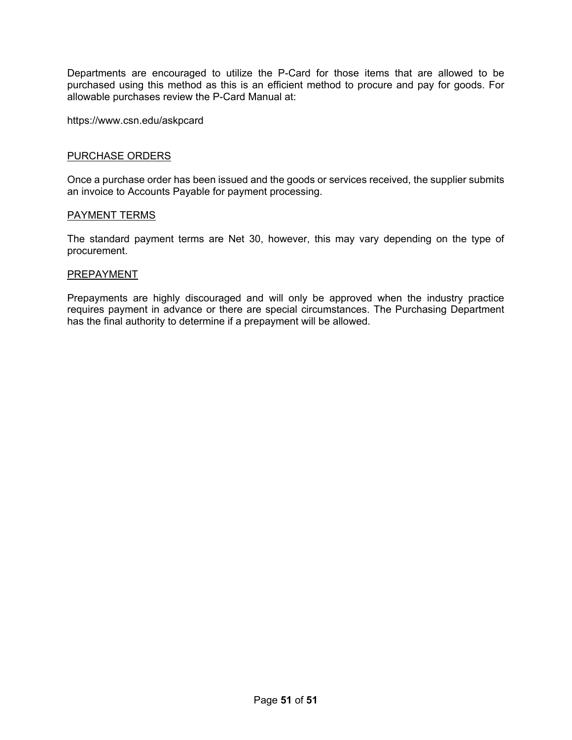Departments are encouraged to utilize the P-Card for those items that are allowed to be purchased using this method as this is an efficient method to procure and pay for goods. For allowable purchases review the P-Card Manual at:

https://www.csn.edu/askpcard

PURCHASE ORDERS

Once a purchase order has been issued and the goods or services received, the supplier submits an invoice to Accounts Payable for payment processing.

PAYMENT TERMS

The standard payment terms are Net 30, however, this may vary depending on the type of procurement.

PREPAYMENT

Prepayments are highly discouraged and will only be approved when the industry practice requires payment in advance or there are special circumstances. The Purchasing Department has the final authority to determine if a prepayment will be allowed.